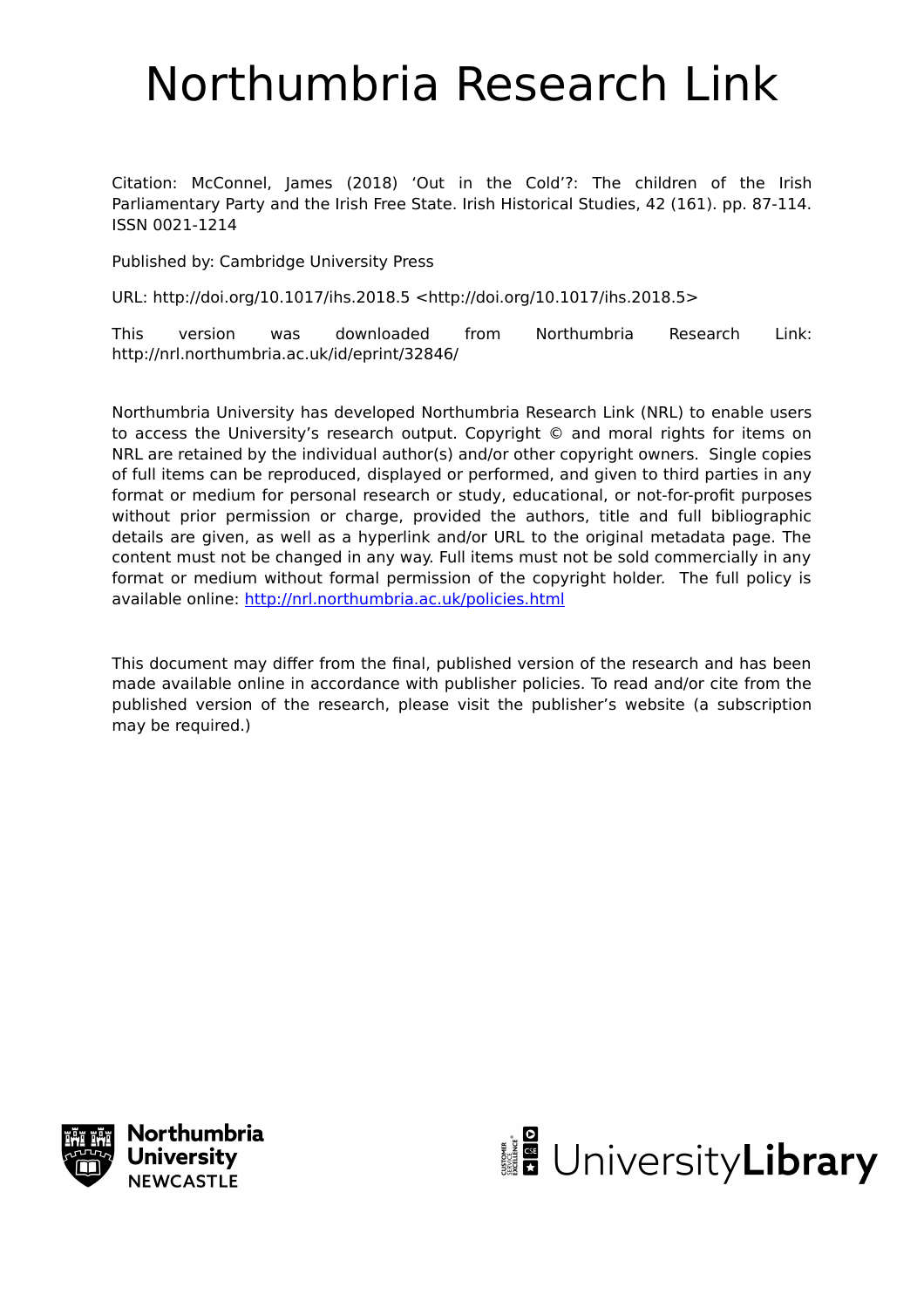# Northumbria Research Link

Citation: McConnel, James (2018) 'Out in the Cold'?: The children of the Irish Parliamentary Party and the Irish Free State. Irish Historical Studies, 42 (161). pp. 87-114. ISSN 0021-1214

Published by: Cambridge University Press

URL: http://doi.org/10.1017/ihs.2018.5 <http://doi.org/10.1017/ihs.2018.5>

This version was downloaded from Northumbria Research Link: http://nrl.northumbria.ac.uk/id/eprint/32846/

Northumbria University has developed Northumbria Research Link (NRL) to enable users to access the University's research output. Copyright © and moral rights for items on NRL are retained by the individual author(s) and/or other copyright owners. Single copies of full items can be reproduced, displayed or performed, and given to third parties in any format or medium for personal research or study, educational, or not-for-profit purposes without prior permission or charge, provided the authors, title and full bibliographic details are given, as well as a hyperlink and/or URL to the original metadata page. The content must not be changed in any way. Full items must not be sold commercially in any format or medium without formal permission of the copyright holder. The full policy is available online: http://nrl.northumbria.ac.uk/policies.html

This document may differ from the final, published version of the research and has been made available online in accordance with publisher policies. To read and/or cite from the published version of the research, please visit the publisher's website (a subscription may be required.)

Northumbria University NEWCASTLE

UniversityLibrary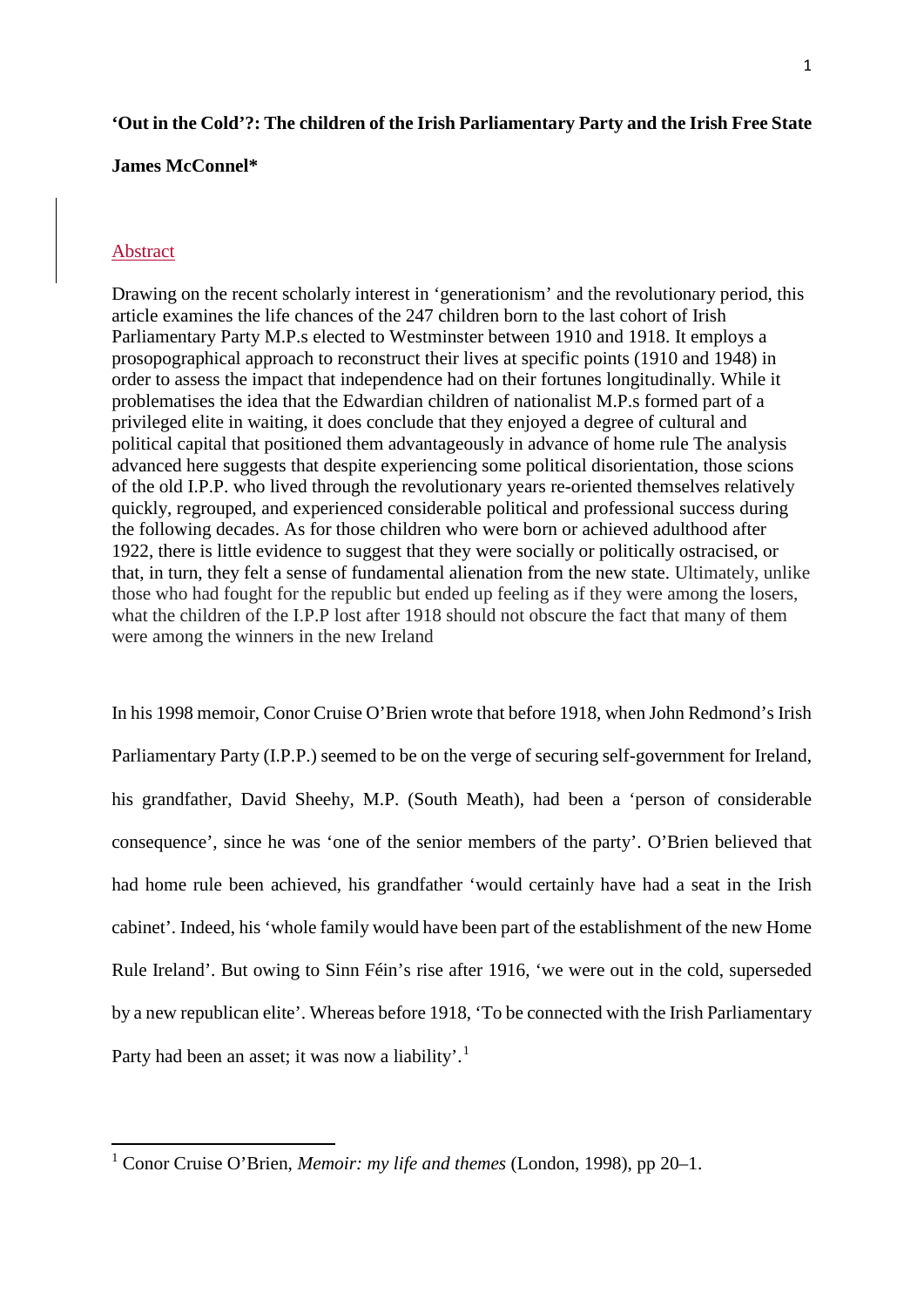**‘Out in the Cold’?: The children of the Irish Parliamentary Party and the Irish Free State**

**James McConnel***

## Abstract

Drawing on the recent scholarly interest in ‘generationism’ and the revolutionary period, this article examines the life chances of the 247 children born to the last cohort of Irish Parliamentary Party M.P.s elected to Westminster between 1910 and 1918. It employs a prosopographical approach to reconstruct their lives at specific points (1910 and 1948) in order to assess the impact that independence had on their fortunes longitudinally. While it problematises the idea that the Edwardian children of nationalist M.P.s formed part of a privileged elite in waiting, it does conclude that they enjoyed a degree of cultural and political capital that positioned them advantageously in advance of home rule The analysis advanced here suggests that despite experiencing some political disorientation, those scions of the old I.P.P. who lived through the revolutionary years re-oriented themselves relatively quickly, regrouped, and experienced considerable political and professional success during the following decades. As for those children who were born or achieved adulthood after 1922, there is little evidence to suggest that they were socially or politically ostracised, or that, in turn, they felt a sense of fundamental alienation from the new state. Ultimately, unlike those who had fought for the republic but ended up feeling as if they were among the losers, what the children of the I.P.P lost after 1918 should not obscure the fact that many of them were among the winners in the new Ireland

In his 1998 memoir, Conor Cruise O’Brien wrote that before 1918, when John Redmond’s Irish Parliamentary Party (I.P.P.) seemed to be on the verge of securing self-government for Ireland, his grandfather, David Sheehy, M.P. (South Meath), had been a ‘person of considerable consequence’, since he was ‘one of the senior members of the party’. O’Brien believed that had home rule been achieved, his grandfather ‘would certainly have had a seat in the Irish cabinet’. Indeed, his ‘whole family would have been part of the establishment of the new Home Rule Ireland’. But owing to Sinn Féin’s rise after 1916, ‘we were out in the cold, superseded by a new republican elite’. Whereas before 1918, ‘To be connected with the Irish Parliamentary Party had been an asset; it was now a liability’.[1]

[1] Conor Cruise O’Brien, *Memoir: my life and themes* (London, 1998), pp 20–1.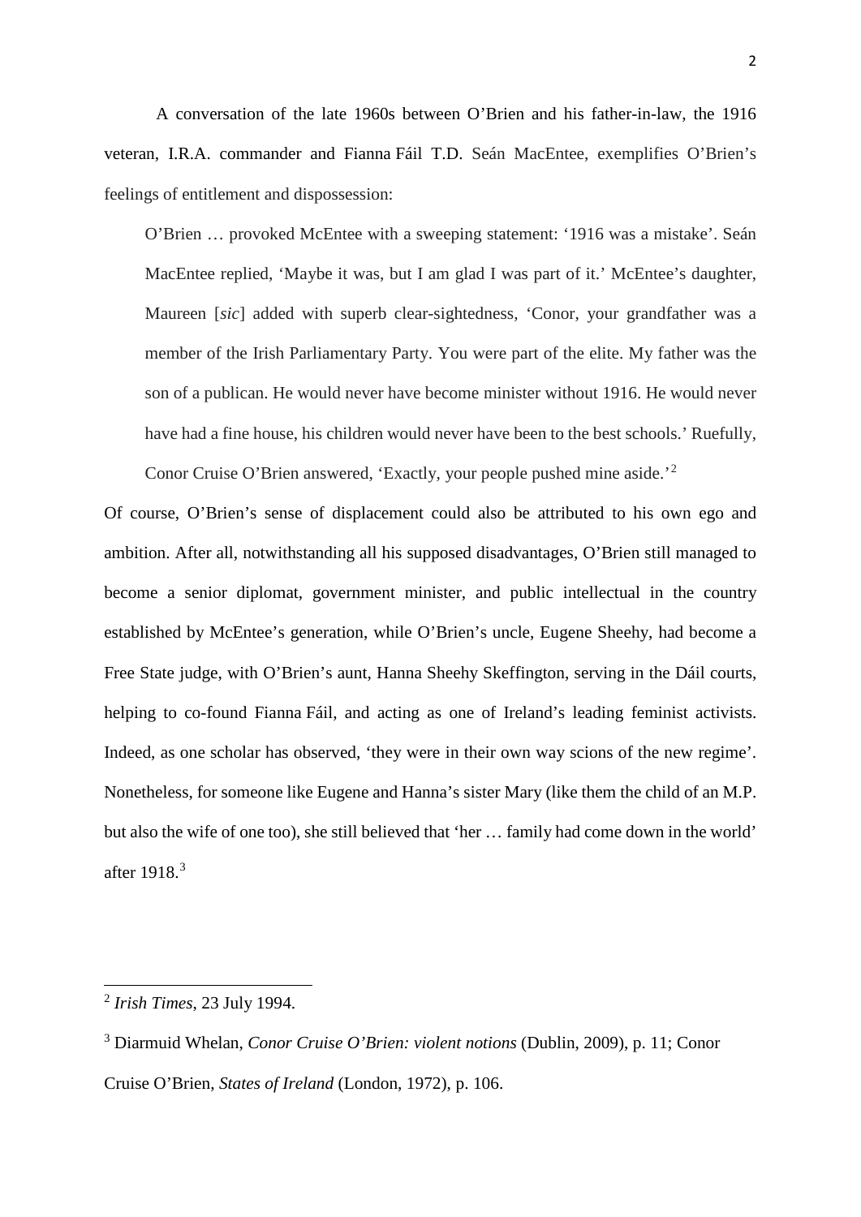A conversation of the late 1960s between O'Brien and his father-in-law, the 1916 veteran, I.R.A. commander and Fianna Fáil T.D. Seán MacEntee, exemplifies O'Brien's feelings of entitlement and dispossession:

> O'Brien … provoked McEntee with a sweeping statement: '1916 was a mistake'. Seán MacEntee replied, 'Maybe it was, but I am glad I was part of it.' McEntee's daughter, Maureen [*sic*] added with superb clear-sightedness, 'Conor, your grandfather was a member of the Irish Parliamentary Party. You were part of the elite. My father was the son of a publican. He would never have become minister without 1916. He would never have had a fine house, his children would never have been to the best schools.' Ruefully, Conor Cruise O'Brien answered, 'Exactly, your people pushed mine aside.'[2]

Of course, O'Brien's sense of displacement could also be attributed to his own ego and ambition. After all, notwithstanding all his supposed disadvantages, O'Brien still managed to become a senior diplomat, government minister, and public intellectual in the country established by McEntee's generation, while O'Brien's uncle, Eugene Sheehy, had become a Free State judge, with O'Brien's aunt, Hanna Sheehy Skeffington, serving in the Dáil courts, helping to co-found Fianna Fáil, and acting as one of Ireland's leading feminist activists. Indeed, as one scholar has observed, 'they were in their own way scions of the new regime'. Nonetheless, for someone like Eugene and Hanna's sister Mary (like them the child of an M.P. but also the wife of one too), she still believed that 'her … family had come down in the world' after 1918.[3]

---

[2] *Irish Times*, 23 July 1994.

[3] Diarmuid Whelan, *Conor Cruise O'Brien: violent notions* (Dublin, 2009), p. 11; Conor Cruise O'Brien, *States of Ireland* (London, 1972), p. 106.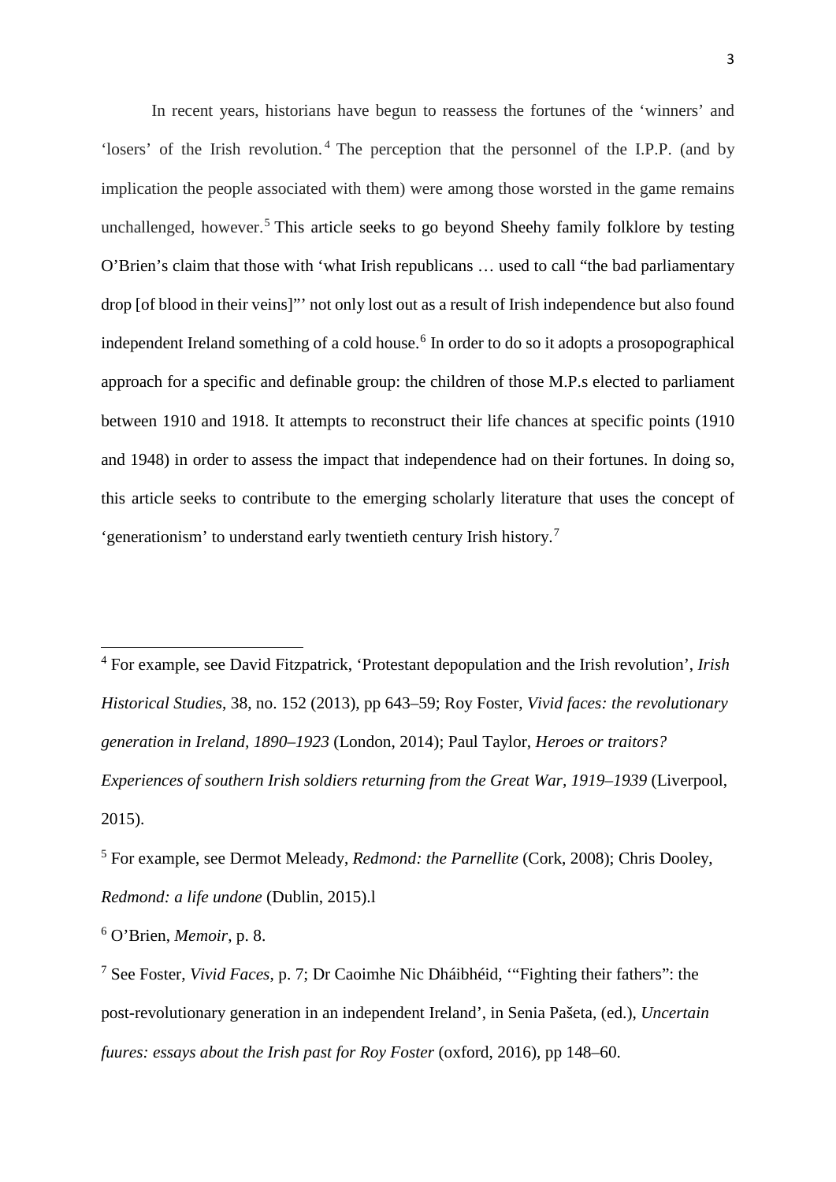In recent years, historians have begun to reassess the fortunes of the 'winners' and 'losers' of the Irish revolution.[4] The perception that the personnel of the I.P.P. (and by implication the people associated with them) were among those worsted in the game remains unchallenged, however.[5] This article seeks to go beyond Sheehy family folklore by testing O'Brien's claim that those with 'what Irish republicans … used to call "the bad parliamentary drop [of blood in their veins]"' not only lost out as a result of Irish independence but also found independent Ireland something of a cold house.[6] In order to do so it adopts a prosopographical approach for a specific and definable group: the children of those M.P.s elected to parliament between 1910 and 1918. It attempts to reconstruct their life chances at specific points (1910 and 1948) in order to assess the impact that independence had on their fortunes. In doing so, this article seeks to contribute to the emerging scholarly literature that uses the concept of 'generationism' to understand early twentieth century Irish history.[7]

---

[4] For example, see David Fitzpatrick, 'Protestant depopulation and the Irish revolution', *Irish Historical Studies*, 38, no. 152 (2013), pp 643–59; Roy Foster, *Vivid faces: the revolutionary generation in Ireland, 1890–1923* (London, 2014); Paul Taylor, *Heroes or traitors? Experiences of southern Irish soldiers returning from the Great War, 1919–1939* (Liverpool, 2015).

[5] For example, see Dermot Meleady, *Redmond: the Parnellite* (Cork, 2008); Chris Dooley, *Redmond: a life undone* (Dublin, 2015).l

[6] O'Brien, *Memoir*, p. 8.

[7] See Foster, *Vivid Faces*, p. 7; Dr Caoimhe Nic Dháibhéid, '"Fighting their fathers": the post-revolutionary generation in an independent Ireland', in Senia Pašeta, (ed.), *Uncertain fuures: essays about the Irish past for Roy Foster* (oxford, 2016), pp 148–60.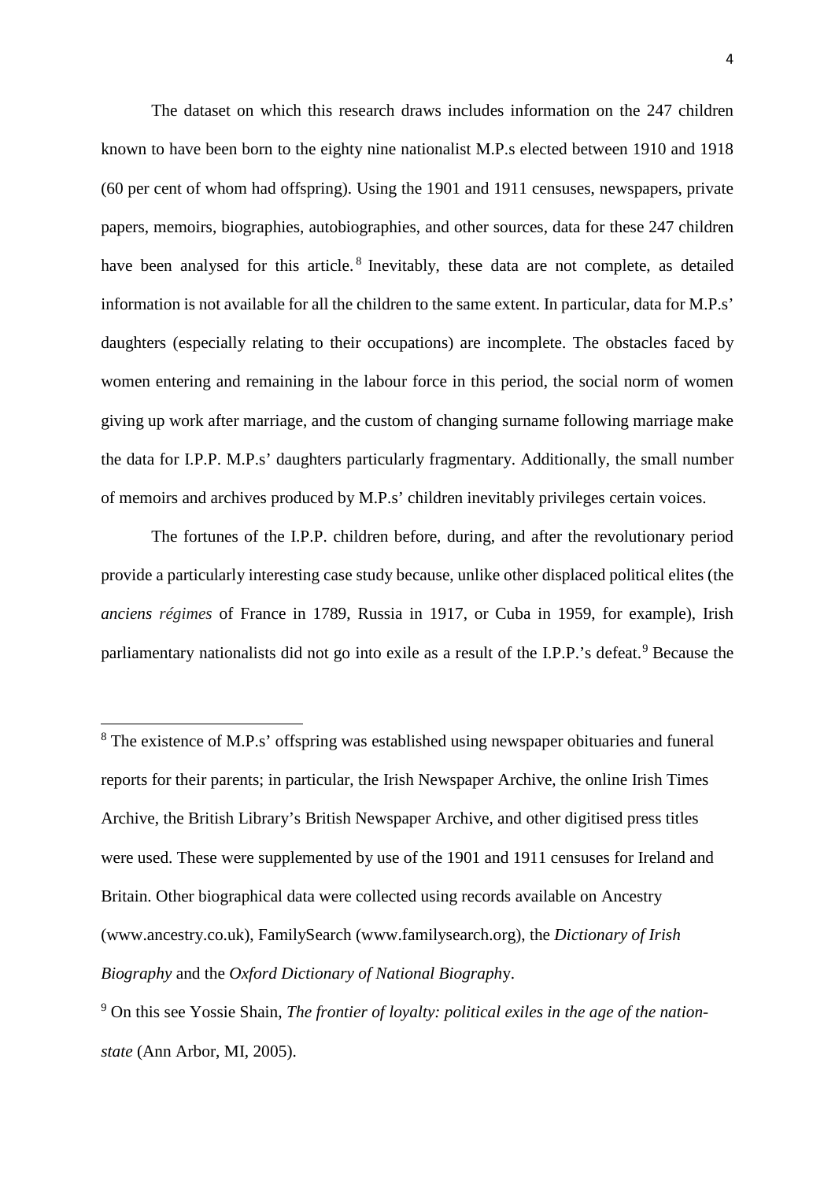The dataset on which this research draws includes information on the 247 children known to have been born to the eighty nine nationalist M.P.s elected between 1910 and 1918 (60 per cent of whom had offspring). Using the 1901 and 1911 censuses, newspapers, private papers, memoirs, biographies, autobiographies, and other sources, data for these 247 children have been analysed for this article.[8] Inevitably, these data are not complete, as detailed information is not available for all the children to the same extent. In particular, data for M.P.s' daughters (especially relating to their occupations) are incomplete. The obstacles faced by women entering and remaining in the labour force in this period, the social norm of women giving up work after marriage, and the custom of changing surname following marriage make the data for I.P.P. M.P.s' daughters particularly fragmentary. Additionally, the small number of memoirs and archives produced by M.P.s' children inevitably privileges certain voices.

The fortunes of the I.P.P. children before, during, and after the revolutionary period provide a particularly interesting case study because, unlike other displaced political elites (the *anciens régimes* of France in 1789, Russia in 1917, or Cuba in 1959, for example), Irish parliamentary nationalists did not go into exile as a result of the I.P.P.'s defeat.[9] Because the

---

[8] The existence of M.P.s' offspring was established using newspaper obituaries and funeral reports for their parents; in particular, the Irish Newspaper Archive, the online Irish Times Archive, the British Library's British Newspaper Archive, and other digitised press titles were used. These were supplemented by use of the 1901 and 1911 censuses for Ireland and Britain. Other biographical data were collected using records available on Ancestry (www.ancestry.co.uk), FamilySearch (www.familysearch.org), the *Dictionary of Irish Biography* and the *Oxford Dictionary of National Biography*.

[9] On this see Yossie Shain, *The frontier of loyalty: political exiles in the age of the nation-state* (Ann Arbor, MI, 2005).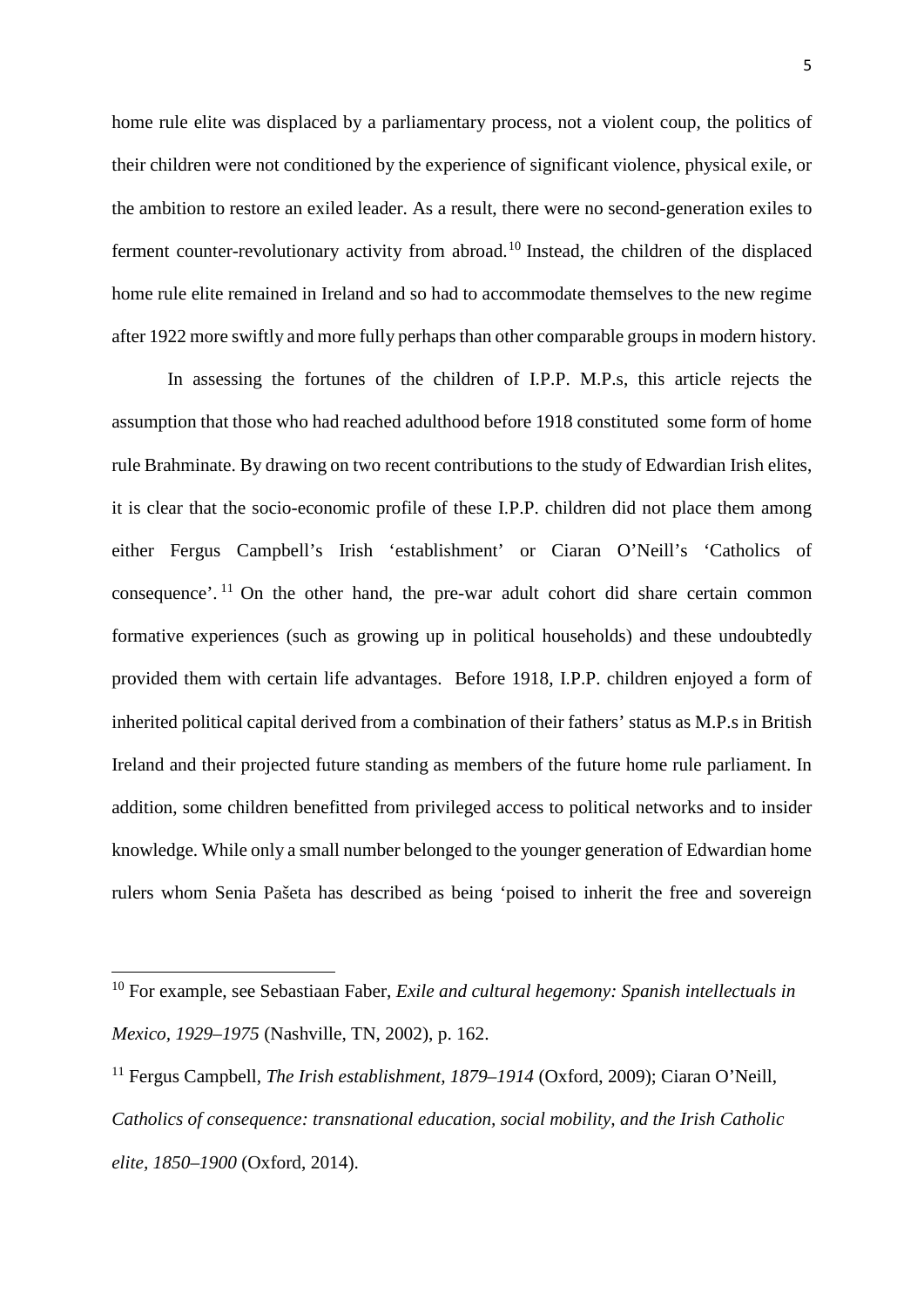home rule elite was displaced by a parliamentary process, not a violent coup, the politics of their children were not conditioned by the experience of significant violence, physical exile, or the ambition to restore an exiled leader. As a result, there were no second-generation exiles to ferment counter-revolutionary activity from abroad.[10] Instead, the children of the displaced home rule elite remained in Ireland and so had to accommodate themselves to the new regime after 1922 more swiftly and more fully perhaps than other comparable groups in modern history.

In assessing the fortunes of the children of I.P.P. M.P.s, this article rejects the assumption that those who had reached adulthood before 1918 constituted some form of home rule Brahminate. By drawing on two recent contributions to the study of Edwardian Irish elites, it is clear that the socio-economic profile of these I.P.P. children did not place them among either Fergus Campbell's Irish 'establishment' or Ciaran O'Neill's 'Catholics of consequence'.[11] On the other hand, the pre-war adult cohort did share certain common formative experiences (such as growing up in political households) and these undoubtedly provided them with certain life advantages. Before 1918, I.P.P. children enjoyed a form of inherited political capital derived from a combination of their fathers' status as M.P.s in British Ireland and their projected future standing as members of the future home rule parliament. In addition, some children benefitted from privileged access to political networks and to insider knowledge. While only a small number belonged to the younger generation of Edwardian home rulers whom Senia Pašeta has described as being 'poised to inherit the free and sovereign

[10] For example, see Sebastiaan Faber, *Exile and cultural hegemony: Spanish intellectuals in Mexico, 1929–1975* (Nashville, TN, 2002), p. 162.

[11] Fergus Campbell, *The Irish establishment, 1879–1914* (Oxford, 2009); Ciaran O'Neill, *Catholics of consequence: transnational education, social mobility, and the Irish Catholic elite, 1850–1900* (Oxford, 2014).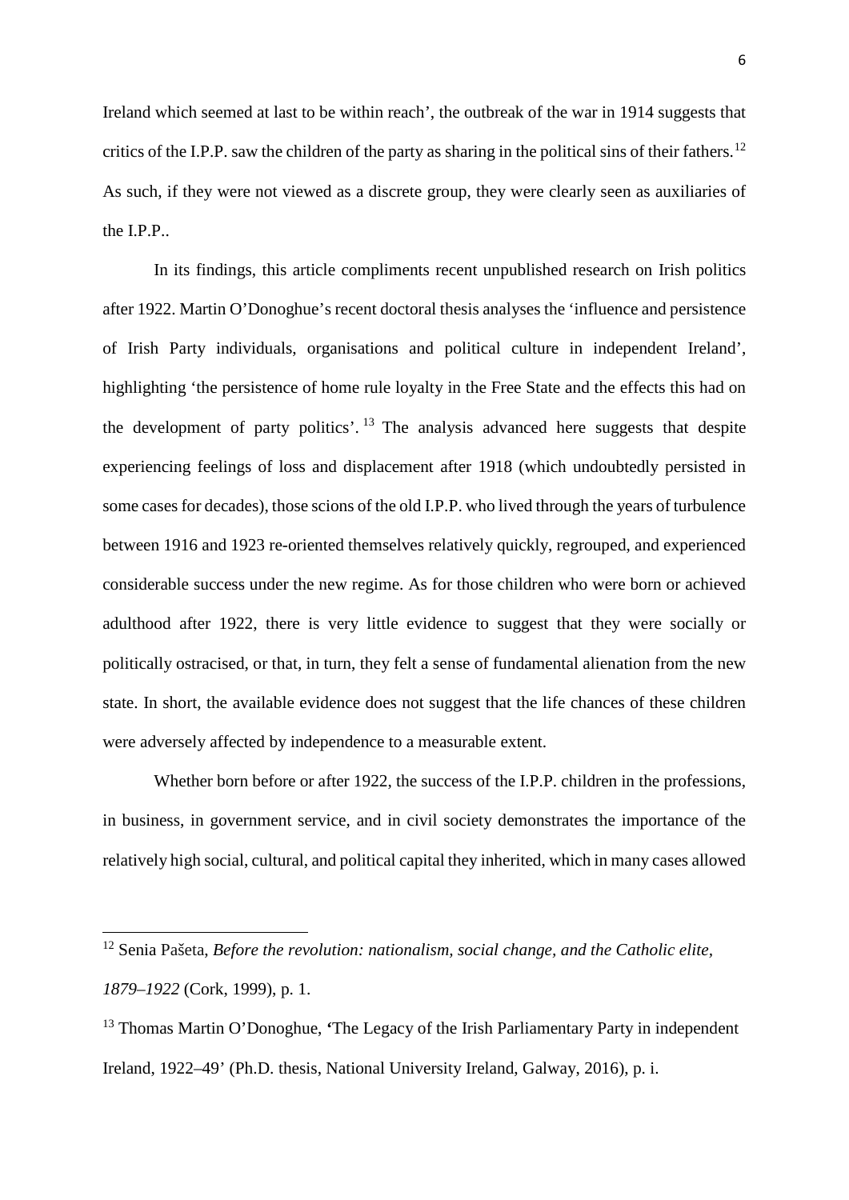Ireland which seemed at last to be within reach', the outbreak of the war in 1914 suggests that critics of the I.P.P. saw the children of the party as sharing in the political sins of their fathers.[12] As such, if they were not viewed as a discrete group, they were clearly seen as auxiliaries of the I.P.P..

In its findings, this article compliments recent unpublished research on Irish politics after 1922. Martin O'Donoghue's recent doctoral thesis analyses the 'influence and persistence of Irish Party individuals, organisations and political culture in independent Ireland', highlighting 'the persistence of home rule loyalty in the Free State and the effects this had on the development of party politics'.[13] The analysis advanced here suggests that despite experiencing feelings of loss and displacement after 1918 (which undoubtedly persisted in some cases for decades), those scions of the old I.P.P. who lived through the years of turbulence between 1916 and 1923 re-oriented themselves relatively quickly, regrouped, and experienced considerable success under the new regime. As for those children who were born or achieved adulthood after 1922, there is very little evidence to suggest that they were socially or politically ostracised, or that, in turn, they felt a sense of fundamental alienation from the new state. In short, the available evidence does not suggest that the life chances of these children were adversely affected by independence to a measurable extent.

Whether born before or after 1922, the success of the I.P.P. children in the professions, in business, in government service, and in civil society demonstrates the importance of the relatively high social, cultural, and political capital they inherited, which in many cases allowed

---

[12] Senia Pašeta, *Before the revolution: nationalism, social change, and the Catholic elite, 1879–1922* (Cork, 1999), p. 1.

[13] Thomas Martin O'Donoghue, 'The Legacy of the Irish Parliamentary Party in independent Ireland, 1922–49' (Ph.D. thesis, National University Ireland, Galway, 2016), p. i.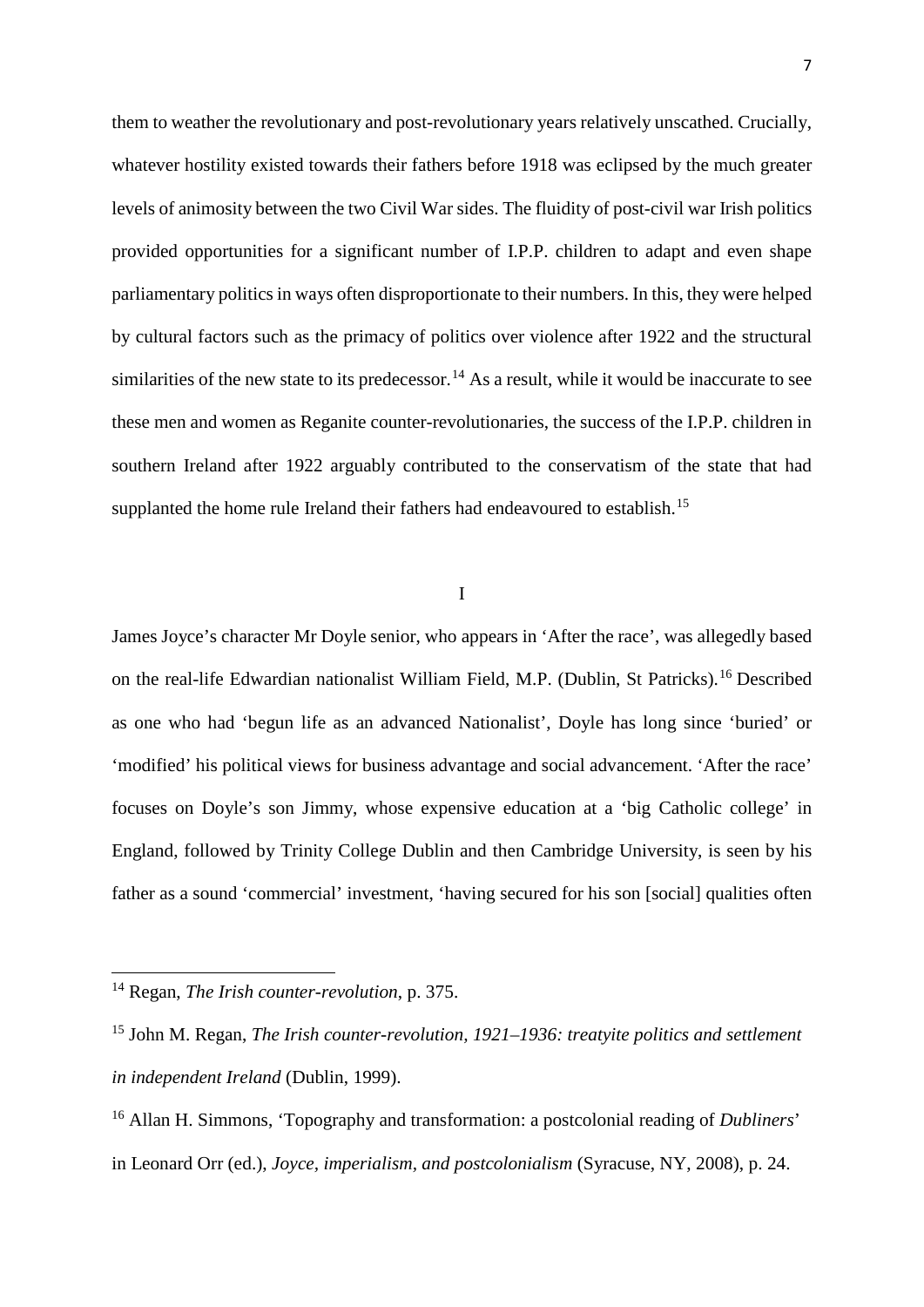them to weather the revolutionary and post-revolutionary years relatively unscathed. Crucially, whatever hostility existed towards their fathers before 1918 was eclipsed by the much greater levels of animosity between the two Civil War sides. The fluidity of post-civil war Irish politics provided opportunities for a significant number of I.P.P. children to adapt and even shape parliamentary politics in ways often disproportionate to their numbers. In this, they were helped by cultural factors such as the primacy of politics over violence after 1922 and the structural similarities of the new state to its predecessor.[14] As a result, while it would be inaccurate to see these men and women as Reganite counter-revolutionaries, the success of the I.P.P. children in southern Ireland after 1922 arguably contributed to the conservatism of the state that had supplanted the home rule Ireland their fathers had endeavoured to establish.[15]

## I

James Joyce's character Mr Doyle senior, who appears in 'After the race', was allegedly based on the real-life Edwardian nationalist William Field, M.P. (Dublin, St Patricks).[16] Described as one who had 'begun life as an advanced Nationalist', Doyle has long since 'buried' or 'modified' his political views for business advantage and social advancement. 'After the race' focuses on Doyle's son Jimmy, whose expensive education at a 'big Catholic college' in England, followed by Trinity College Dublin and then Cambridge University, is seen by his father as a sound 'commercial' investment, 'having secured for his son [social] qualities often

---

[14] Regan, *The Irish counter-revolution*, p. 375.

[15] John M. Regan, *The Irish counter-revolution, 1921–1936: treatyite politics and settlement in independent Ireland* (Dublin, 1999).

[16] Allan H. Simmons, 'Topography and transformation: a postcolonial reading of *Dubliners*' in Leonard Orr (ed.), *Joyce, imperialism, and postcolonialism* (Syracuse, NY, 2008), p. 24.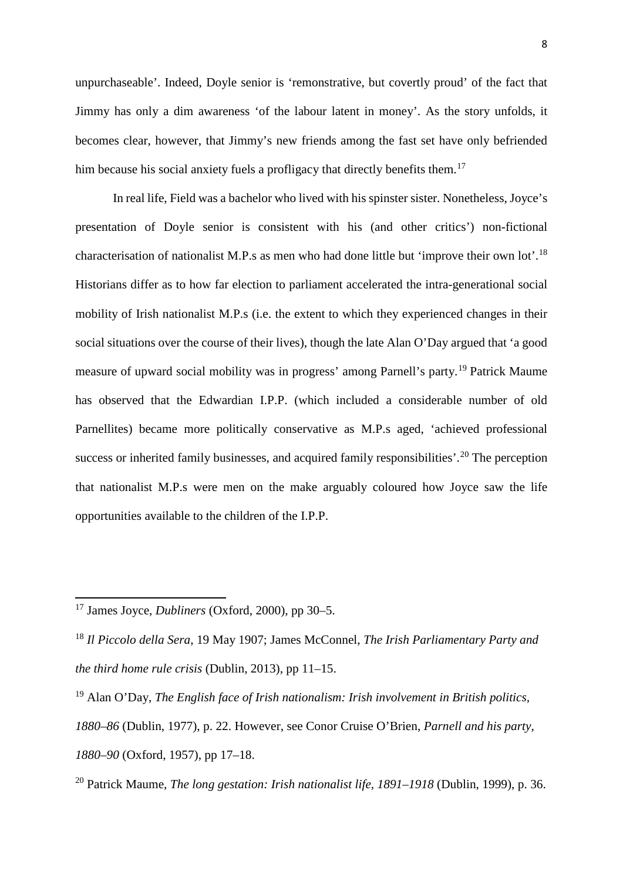unpurchaseable'. Indeed, Doyle senior is 'remonstrative, but covertly proud' of the fact that Jimmy has only a dim awareness 'of the labour latent in money'. As the story unfolds, it becomes clear, however, that Jimmy's new friends among the fast set have only befriended him because his social anxiety fuels a profligacy that directly benefits them.[17]

In real life, Field was a bachelor who lived with his spinster sister. Nonetheless, Joyce's presentation of Doyle senior is consistent with his (and other critics') non-fictional characterisation of nationalist M.P.s as men who had done little but 'improve their own lot'.[18] Historians differ as to how far election to parliament accelerated the intra-generational social mobility of Irish nationalist M.P.s (i.e. the extent to which they experienced changes in their social situations over the course of their lives), though the late Alan O'Day argued that 'a good measure of upward social mobility was in progress' among Parnell's party.[19] Patrick Maume has observed that the Edwardian I.P.P. (which included a considerable number of old Parnellites) became more politically conservative as M.P.s aged, 'achieved professional success or inherited family businesses, and acquired family responsibilities'.[20] The perception that nationalist M.P.s were men on the make arguably coloured how Joyce saw the life opportunities available to the children of the I.P.P.

---

[17] James Joyce, *Dubliners* (Oxford, 2000), pp 30–5.

[18] *Il Piccolo della Sera*, 19 May 1907; James McConnel, *The Irish Parliamentary Party and the third home rule crisis* (Dublin, 2013), pp 11–15.

[19] Alan O'Day, *The English face of Irish nationalism: Irish involvement in British politics, 1880–86* (Dublin, 1977), p. 22. However, see Conor Cruise O'Brien, *Parnell and his party, 1880–90* (Oxford, 1957), pp 17–18.

[20] Patrick Maume, *The long gestation: Irish nationalist life, 1891–1918* (Dublin, 1999), p. 36.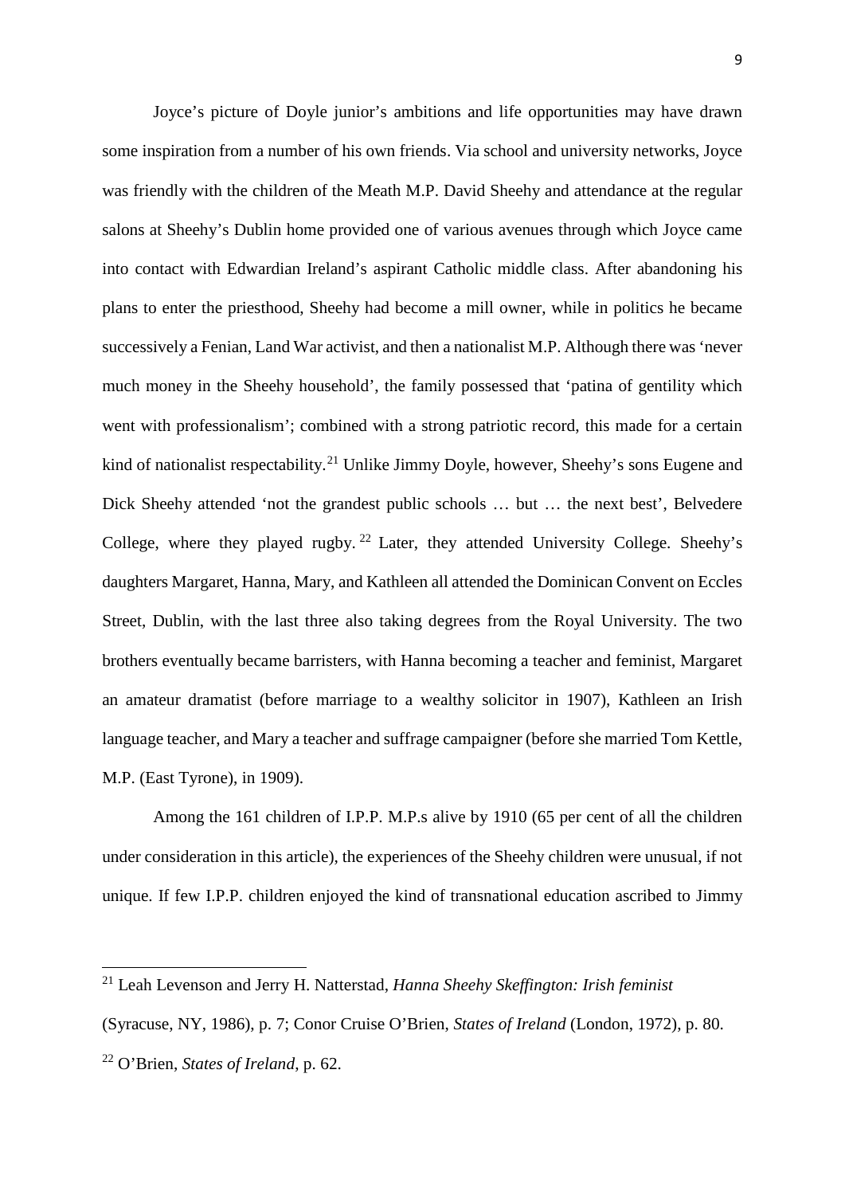Joyce's picture of Doyle junior's ambitions and life opportunities may have drawn some inspiration from a number of his own friends. Via school and university networks, Joyce was friendly with the children of the Meath M.P. David Sheehy and attendance at the regular salons at Sheehy's Dublin home provided one of various avenues through which Joyce came into contact with Edwardian Ireland's aspirant Catholic middle class. After abandoning his plans to enter the priesthood, Sheehy had become a mill owner, while in politics he became successively a Fenian, Land War activist, and then a nationalist M.P. Although there was 'never much money in the Sheehy household', the family possessed that 'patina of gentility which went with professionalism'; combined with a strong patriotic record, this made for a certain kind of nationalist respectability.[21] Unlike Jimmy Doyle, however, Sheehy's sons Eugene and Dick Sheehy attended 'not the grandest public schools … but … the next best', Belvedere College, where they played rugby.[22] Later, they attended University College. Sheehy's daughters Margaret, Hanna, Mary, and Kathleen all attended the Dominican Convent on Eccles Street, Dublin, with the last three also taking degrees from the Royal University. The two brothers eventually became barristers, with Hanna becoming a teacher and feminist, Margaret an amateur dramatist (before marriage to a wealthy solicitor in 1907), Kathleen an Irish language teacher, and Mary a teacher and suffrage campaigner (before she married Tom Kettle, M.P. (East Tyrone), in 1909).

Among the 161 children of I.P.P. M.P.s alive by 1910 (65 per cent of all the children under consideration in this article), the experiences of the Sheehy children were unusual, if not unique. If few I.P.P. children enjoyed the kind of transnational education ascribed to Jimmy

---

[21] Leah Levenson and Jerry H. Natterstad, *Hanna Sheehy Skeffington: Irish feminist* (Syracuse, NY, 1986), p. 7; Conor Cruise O'Brien, *States of Ireland* (London, 1972), p. 80.

[22] O'Brien, *States of Ireland*, p. 62.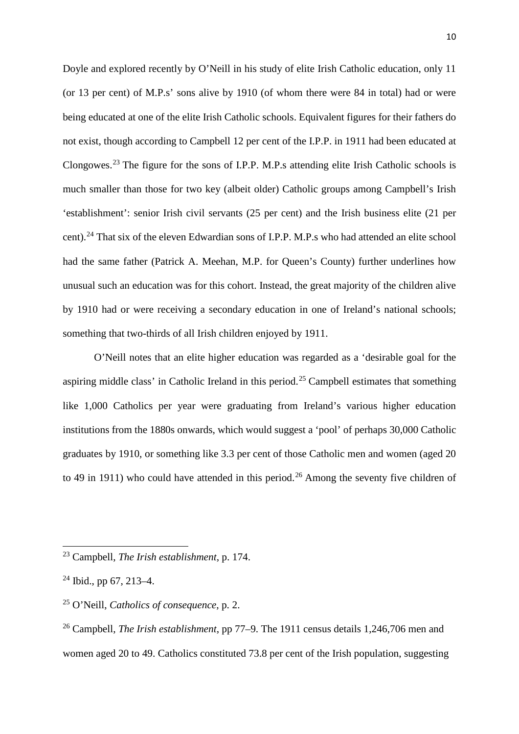Doyle and explored recently by O'Neill in his study of elite Irish Catholic education, only 11 (or 13 per cent) of M.P.s' sons alive by 1910 (of whom there were 84 in total) had or were being educated at one of the elite Irish Catholic schools. Equivalent figures for their fathers do not exist, though according to Campbell 12 per cent of the I.P.P. in 1911 had been educated at Clongowes.[23] The figure for the sons of I.P.P. M.P.s attending elite Irish Catholic schools is much smaller than those for two key (albeit older) Catholic groups among Campbell's Irish 'establishment': senior Irish civil servants (25 per cent) and the Irish business elite (21 per cent).[24] That six of the eleven Edwardian sons of I.P.P. M.P.s who had attended an elite school had the same father (Patrick A. Meehan, M.P. for Queen's County) further underlines how unusual such an education was for this cohort. Instead, the great majority of the children alive by 1910 had or were receiving a secondary education in one of Ireland's national schools; something that two-thirds of all Irish children enjoyed by 1911.

O'Neill notes that an elite higher education was regarded as a 'desirable goal for the aspiring middle class' in Catholic Ireland in this period.[25] Campbell estimates that something like 1,000 Catholics per year were graduating from Ireland's various higher education institutions from the 1880s onwards, which would suggest a 'pool' of perhaps 30,000 Catholic graduates by 1910, or something like 3.3 per cent of those Catholic men and women (aged 20 to 49 in 1911) who could have attended in this period.[26] Among the seventy five children of

---

[23] Campbell, *The Irish establishment*, p. 174.

[24] Ibid., pp 67, 213–4.

[25] O'Neill, *Catholics of consequence*, p. 2.

[26] Campbell, *The Irish establishment*, pp 77–9. The 1911 census details 1,246,706 men and women aged 20 to 49. Catholics constituted 73.8 per cent of the Irish population, suggesting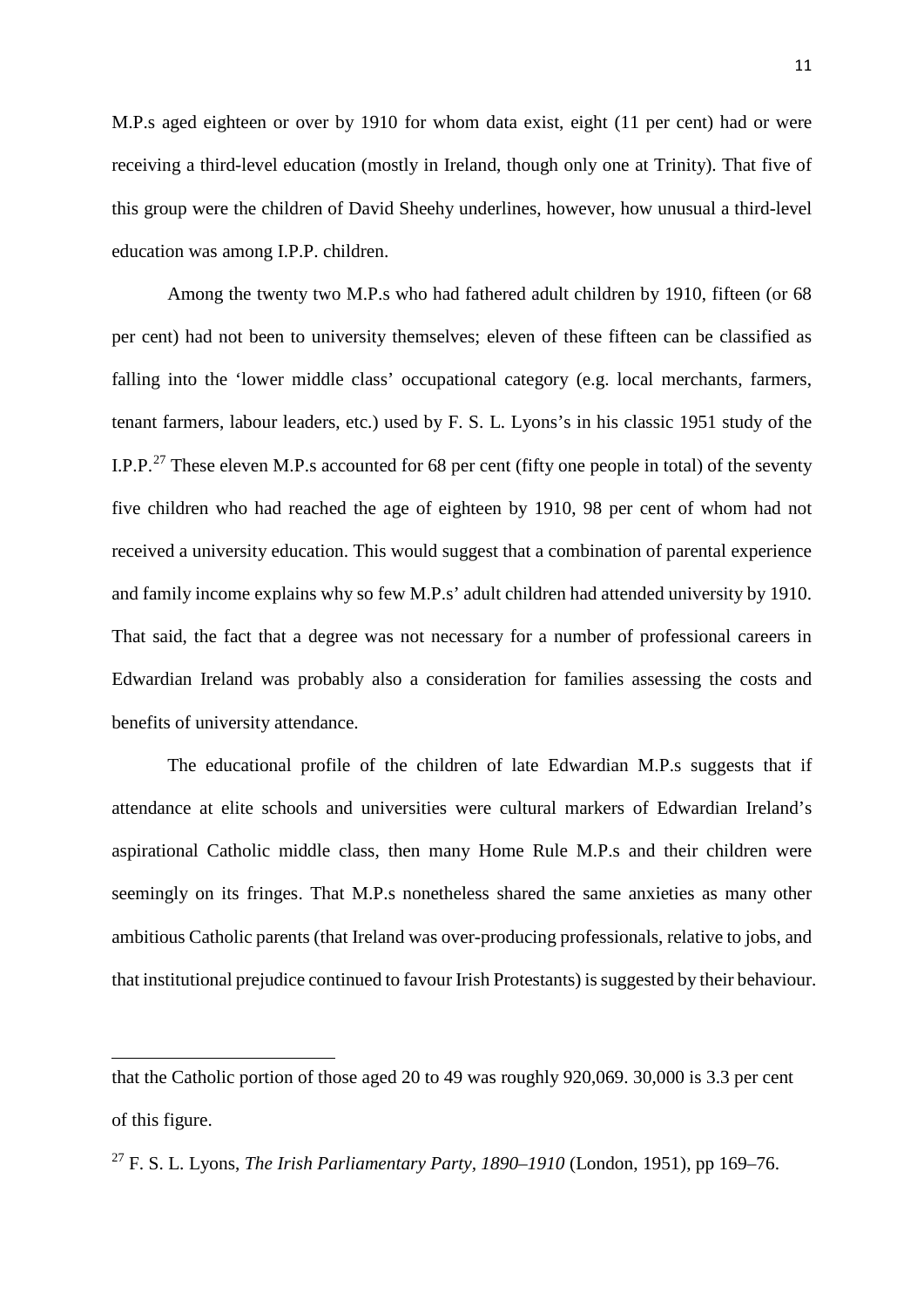M.P.s aged eighteen or over by 1910 for whom data exist, eight (11 per cent) had or were receiving a third-level education (mostly in Ireland, though only one at Trinity). That five of this group were the children of David Sheehy underlines, however, how unusual a third-level education was among I.P.P. children.

Among the twenty two M.P.s who had fathered adult children by 1910, fifteen (or 68 per cent) had not been to university themselves; eleven of these fifteen can be classified as falling into the 'lower middle class' occupational category (e.g. local merchants, farmers, tenant farmers, labour leaders, etc.) used by F. S. L. Lyons's in his classic 1951 study of the I.P.P.[27] These eleven M.P.s accounted for 68 per cent (fifty one people in total) of the seventy five children who had reached the age of eighteen by 1910, 98 per cent of whom had not received a university education. This would suggest that a combination of parental experience and family income explains why so few M.P.s' adult children had attended university by 1910. That said, the fact that a degree was not necessary for a number of professional careers in Edwardian Ireland was probably also a consideration for families assessing the costs and benefits of university attendance.

The educational profile of the children of late Edwardian M.P.s suggests that if attendance at elite schools and universities were cultural markers of Edwardian Ireland's aspirational Catholic middle class, then many Home Rule M.P.s and their children were seemingly on its fringes. That M.P.s nonetheless shared the same anxieties as many other ambitious Catholic parents (that Ireland was over-producing professionals, relative to jobs, and that institutional prejudice continued to favour Irish Protestants) is suggested by their behaviour.

---

that the Catholic portion of those aged 20 to 49 was roughly 920,069. 30,000 is 3.3 per cent of this figure.

[27] F. S. L. Lyons, *The Irish Parliamentary Party, 1890–1910* (London, 1951), pp 169–76.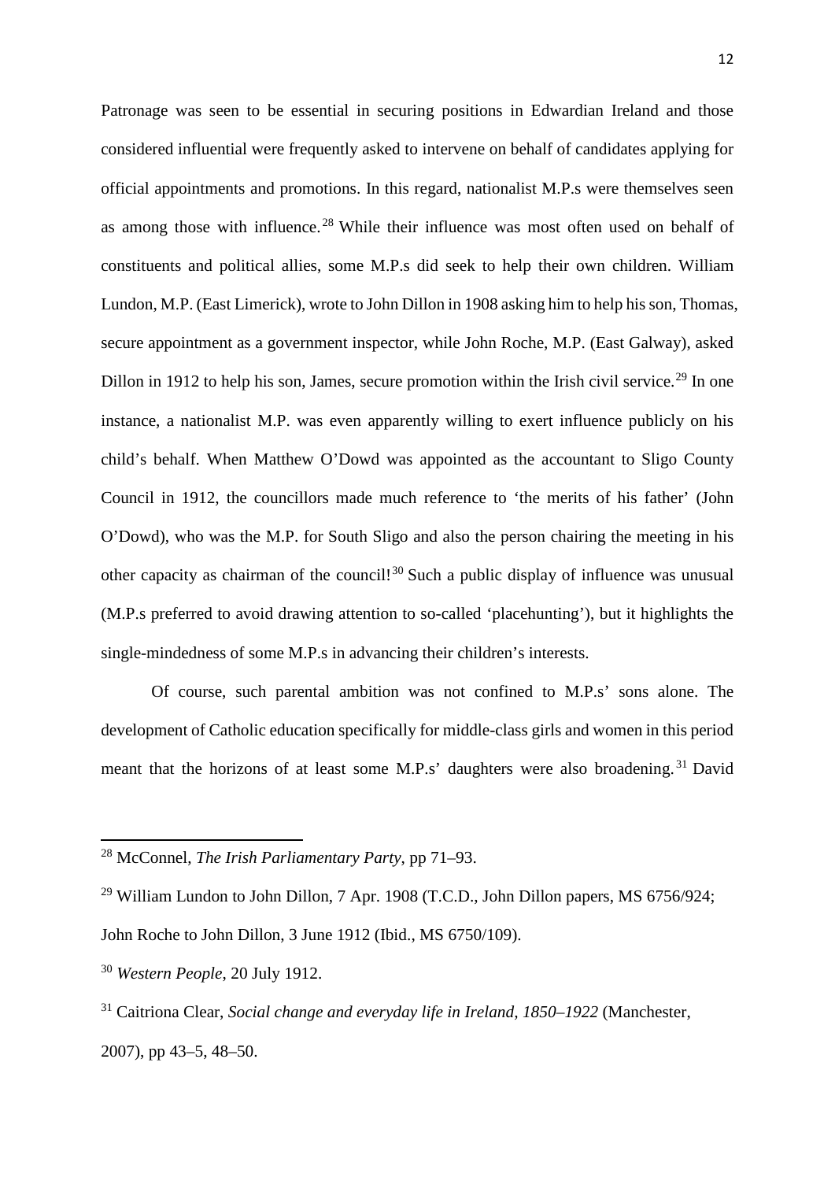Patronage was seen to be essential in securing positions in Edwardian Ireland and those considered influential were frequently asked to intervene on behalf of candidates applying for official appointments and promotions. In this regard, nationalist M.P.s were themselves seen as among those with influence.[28] While their influence was most often used on behalf of constituents and political allies, some M.P.s did seek to help their own children. William Lundon, M.P. (East Limerick), wrote to John Dillon in 1908 asking him to help his son, Thomas, secure appointment as a government inspector, while John Roche, M.P. (East Galway), asked Dillon in 1912 to help his son, James, secure promotion within the Irish civil service.[29] In one instance, a nationalist M.P. was even apparently willing to exert influence publicly on his child's behalf. When Matthew O'Dowd was appointed as the accountant to Sligo County Council in 1912, the councillors made much reference to 'the merits of his father' (John O'Dowd), who was the M.P. for South Sligo and also the person chairing the meeting in his other capacity as chairman of the council![30] Such a public display of influence was unusual (M.P.s preferred to avoid drawing attention to so-called 'placehunting'), but it highlights the single-mindedness of some M.P.s in advancing their children's interests.

Of course, such parental ambition was not confined to M.P.s' sons alone. The development of Catholic education specifically for middle-class girls and women in this period meant that the horizons of at least some M.P.s' daughters were also broadening.[31] David

---

[28] McConnel, *The Irish Parliamentary Party*, pp 71–93.

[29] William Lundon to John Dillon, 7 Apr. 1908 (T.C.D., John Dillon papers, MS 6756/924; John Roche to John Dillon, 3 June 1912 (Ibid., MS 6750/109).

[30] *Western People*, 20 July 1912.

[31] Caitriona Clear, *Social change and everyday life in Ireland, 1850–1922* (Manchester, 2007), pp 43–5, 48–50.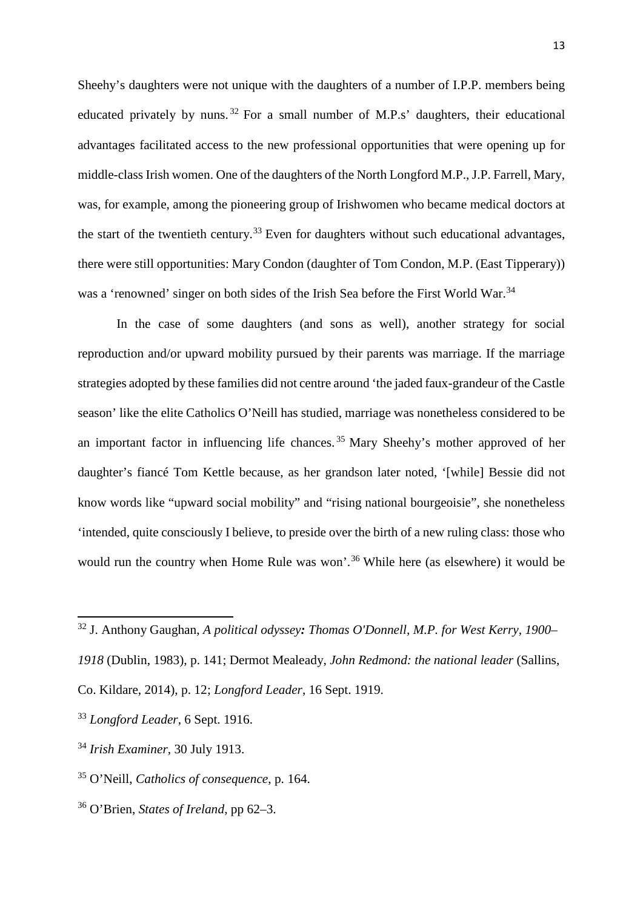Sheehy's daughters were not unique with the daughters of a number of I.P.P. members being educated privately by nuns.[32] For a small number of M.P.s' daughters, their educational advantages facilitated access to the new professional opportunities that were opening up for middle-class Irish women. One of the daughters of the North Longford M.P., J.P. Farrell, Mary, was, for example, among the pioneering group of Irishwomen who became medical doctors at the start of the twentieth century.[33] Even for daughters without such educational advantages, there were still opportunities: Mary Condon (daughter of Tom Condon, M.P. (East Tipperary)) was a 'renowned' singer on both sides of the Irish Sea before the First World War.[34]

In the case of some daughters (and sons as well), another strategy for social reproduction and/or upward mobility pursued by their parents was marriage. If the marriage strategies adopted by these families did not centre around 'the jaded faux-grandeur of the Castle season' like the elite Catholics O'Neill has studied, marriage was nonetheless considered to be an important factor in influencing life chances.[35] Mary Sheehy's mother approved of her daughter's fiancé Tom Kettle because, as her grandson later noted, '[while] Bessie did not know words like "upward social mobility" and "rising national bourgeoisie", she nonetheless 'intended, quite consciously I believe, to preside over the birth of a new ruling class: those who would run the country when Home Rule was won'.[36] While here (as elsewhere) it would be

---

[32] J. Anthony Gaughan, *A political odyssey: Thomas O'Donnell, M.P. for West Kerry, 1900–1918* (Dublin, 1983), p. 141; Dermot Mealeady, *John Redmond: the national leader* (Sallins, Co. Kildare, 2014), p. 12; *Longford Leader*, 16 Sept. 1919.

[33] *Longford Leader*, 6 Sept. 1916.

[34] *Irish Examiner*, 30 July 1913.

[35] O'Neill, *Catholics of consequence*, p. 164.

[36] O'Brien, *States of Ireland*, pp 62–3.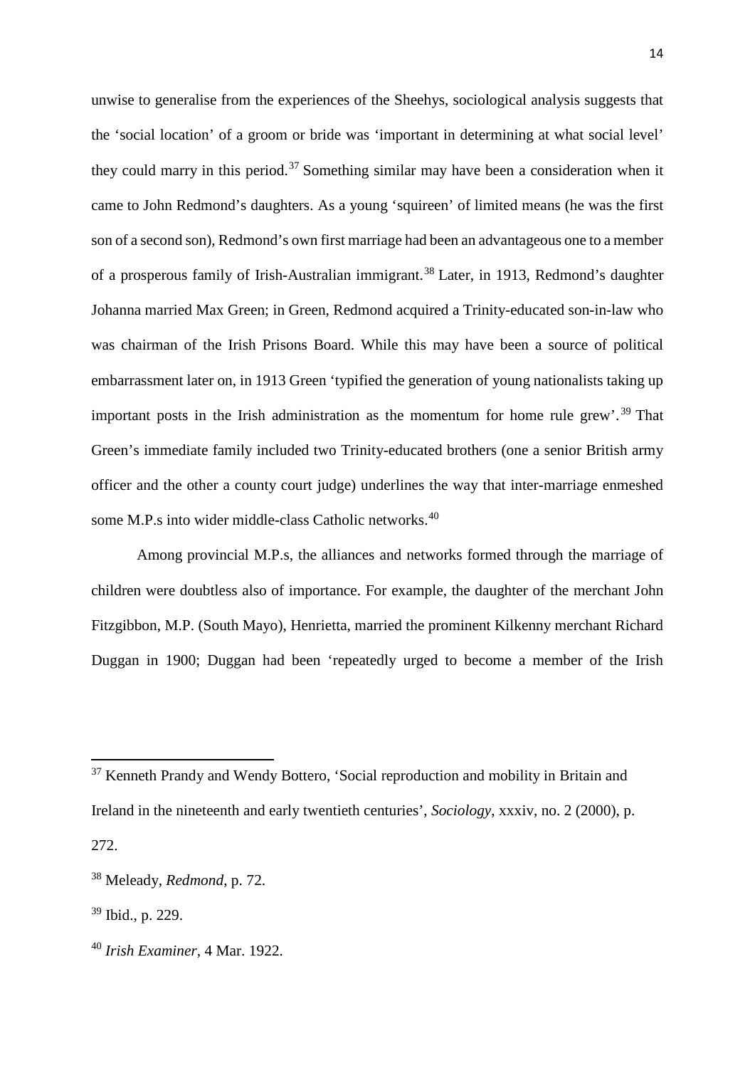unwise to generalise from the experiences of the Sheehys, sociological analysis suggests that the 'social location' of a groom or bride was 'important in determining at what social level' they could marry in this period.[37] Something similar may have been a consideration when it came to John Redmond's daughters. As a young 'squireen' of limited means (he was the first son of a second son), Redmond's own first marriage had been an advantageous one to a member of a prosperous family of Irish-Australian immigrant.[38] Later, in 1913, Redmond's daughter Johanna married Max Green; in Green, Redmond acquired a Trinity-educated son-in-law who was chairman of the Irish Prisons Board. While this may have been a source of political embarrassment later on, in 1913 Green 'typified the generation of young nationalists taking up important posts in the Irish administration as the momentum for home rule grew'.[39] That Green's immediate family included two Trinity-educated brothers (one a senior British army officer and the other a county court judge) underlines the way that inter-marriage enmeshed some M.P.s into wider middle-class Catholic networks.[40]

Among provincial M.P.s, the alliances and networks formed through the marriage of children were doubtless also of importance. For example, the daughter of the merchant John Fitzgibbon, M.P. (South Mayo), Henrietta, married the prominent Kilkenny merchant Richard Duggan in 1900; Duggan had been 'repeatedly urged to become a member of the Irish

---

[37] Kenneth Prandy and Wendy Bottero, 'Social reproduction and mobility in Britain and Ireland in the nineteenth and early twentieth centuries', *Sociology*, xxxiv, no. 2 (2000), p. 272.

[38] Meleady, *Redmond*, p. 72.

[39] Ibid., p. 229.

[40] *Irish Examiner*, 4 Mar. 1922.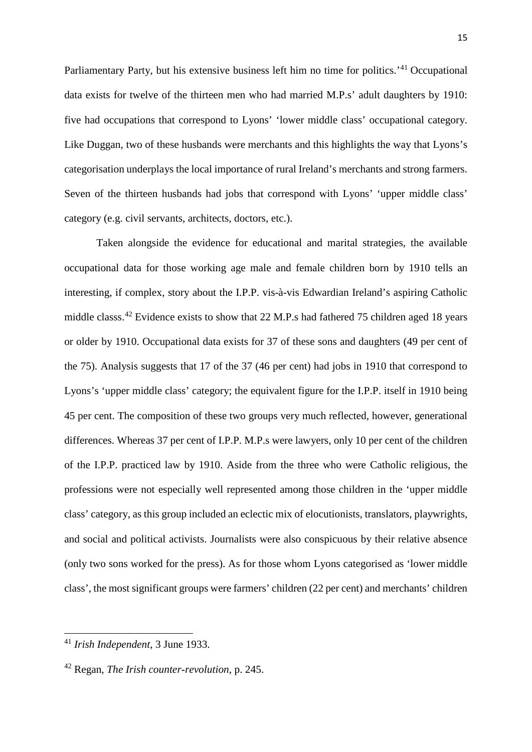Parliamentary Party, but his extensive business left him no time for politics.'[41] Occupational data exists for twelve of the thirteen men who had married M.P.s' adult daughters by 1910: five had occupations that correspond to Lyons' 'lower middle class' occupational category. Like Duggan, two of these husbands were merchants and this highlights the way that Lyons's categorisation underplays the local importance of rural Ireland's merchants and strong farmers. Seven of the thirteen husbands had jobs that correspond with Lyons' 'upper middle class' category (e.g. civil servants, architects, doctors, etc.).

Taken alongside the evidence for educational and marital strategies, the available occupational data for those working age male and female children born by 1910 tells an interesting, if complex, story about the I.P.P. vis-à-vis Edwardian Ireland's aspiring Catholic middle classs.[42] Evidence exists to show that 22 M.P.s had fathered 75 children aged 18 years or older by 1910. Occupational data exists for 37 of these sons and daughters (49 per cent of the 75). Analysis suggests that 17 of the 37 (46 per cent) had jobs in 1910 that correspond to Lyons's 'upper middle class' category; the equivalent figure for the I.P.P. itself in 1910 being 45 per cent. The composition of these two groups very much reflected, however, generational differences. Whereas 37 per cent of I.P.P. M.P.s were lawyers, only 10 per cent of the children of the I.P.P. practiced law by 1910. Aside from the three who were Catholic religious, the professions were not especially well represented among those children in the 'upper middle class' category, as this group included an eclectic mix of elocutionists, translators, playwrights, and social and political activists. Journalists were also conspicuous by their relative absence (only two sons worked for the press). As for those whom Lyons categorised as 'lower middle class', the most significant groups were farmers' children (22 per cent) and merchants' children

---

[41] *Irish Independent*, 3 June 1933.

[42] Regan, *The Irish counter-revolution*, p. 245.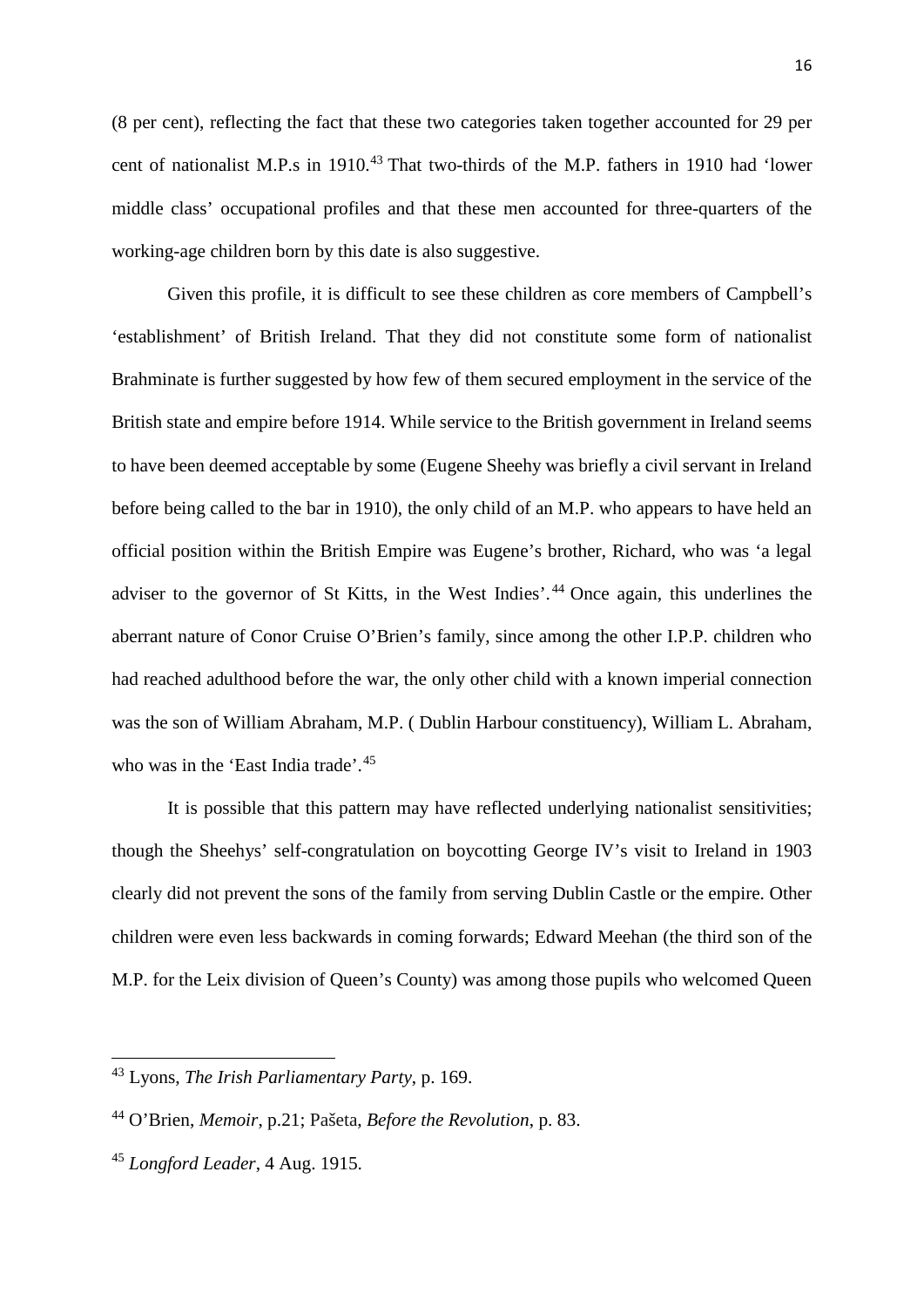(8 per cent), reflecting the fact that these two categories taken together accounted for 29 per cent of nationalist M.P.s in 1910.[43] That two-thirds of the M.P. fathers in 1910 had 'lower middle class' occupational profiles and that these men accounted for three-quarters of the working-age children born by this date is also suggestive.

Given this profile, it is difficult to see these children as core members of Campbell's 'establishment' of British Ireland. That they did not constitute some form of nationalist Brahminate is further suggested by how few of them secured employment in the service of the British state and empire before 1914. While service to the British government in Ireland seems to have been deemed acceptable by some (Eugene Sheehy was briefly a civil servant in Ireland before being called to the bar in 1910), the only child of an M.P. who appears to have held an official position within the British Empire was Eugene's brother, Richard, who was 'a legal adviser to the governor of St Kitts, in the West Indies'.[44] Once again, this underlines the aberrant nature of Conor Cruise O'Brien's family, since among the other I.P.P. children who had reached adulthood before the war, the only other child with a known imperial connection was the son of William Abraham, M.P. ( Dublin Harbour constituency), William L. Abraham, who was in the 'East India trade'.[45]

It is possible that this pattern may have reflected underlying nationalist sensitivities; though the Sheehys' self-congratulation on boycotting George IV's visit to Ireland in 1903 clearly did not prevent the sons of the family from serving Dublin Castle or the empire. Other children were even less backwards in coming forwards; Edward Meehan (the third son of the M.P. for the Leix division of Queen's County) was among those pupils who welcomed Queen

---

[43] Lyons, *The Irish Parliamentary Party*, p. 169.

[44] O'Brien, *Memoir*, p.21; Pašeta, *Before the Revolution*, p. 83.

[45] *Longford Leader*, 4 Aug. 1915.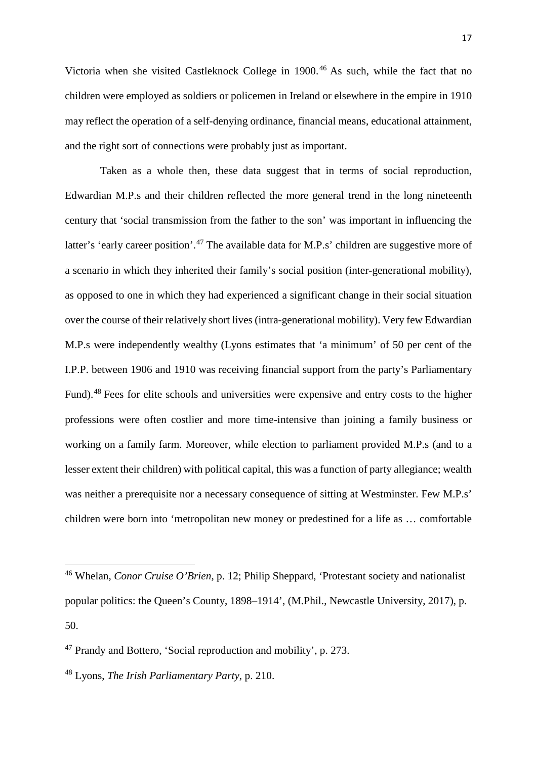Victoria when she visited Castleknock College in 1900.[46] As such, while the fact that no children were employed as soldiers or policemen in Ireland or elsewhere in the empire in 1910 may reflect the operation of a self-denying ordinance, financial means, educational attainment, and the right sort of connections were probably just as important.

Taken as a whole then, these data suggest that in terms of social reproduction, Edwardian M.P.s and their children reflected the more general trend in the long nineteenth century that 'social transmission from the father to the son' was important in influencing the latter's 'early career position'.[47] The available data for M.P.s' children are suggestive more of a scenario in which they inherited their family's social position (inter-generational mobility), as opposed to one in which they had experienced a significant change in their social situation over the course of their relatively short lives (intra-generational mobility). Very few Edwardian M.P.s were independently wealthy (Lyons estimates that 'a minimum' of 50 per cent of the I.P.P. between 1906 and 1910 was receiving financial support from the party's Parliamentary Fund).[48] Fees for elite schools and universities were expensive and entry costs to the higher professions were often costlier and more time-intensive than joining a family business or working on a family farm. Moreover, while election to parliament provided M.P.s (and to a lesser extent their children) with political capital, this was a function of party allegiance; wealth was neither a prerequisite nor a necessary consequence of sitting at Westminster. Few M.P.s' children were born into 'metropolitan new money or predestined for a life as … comfortable

---

[46] Whelan, *Conor Cruise O'Brien*, p. 12; Philip Sheppard, 'Protestant society and nationalist popular politics: the Queen's County, 1898–1914', (M.Phil., Newcastle University, 2017), p. 50.

[47] Prandy and Bottero, 'Social reproduction and mobility', p. 273.

[48] Lyons, *The Irish Parliamentary Party*, p. 210.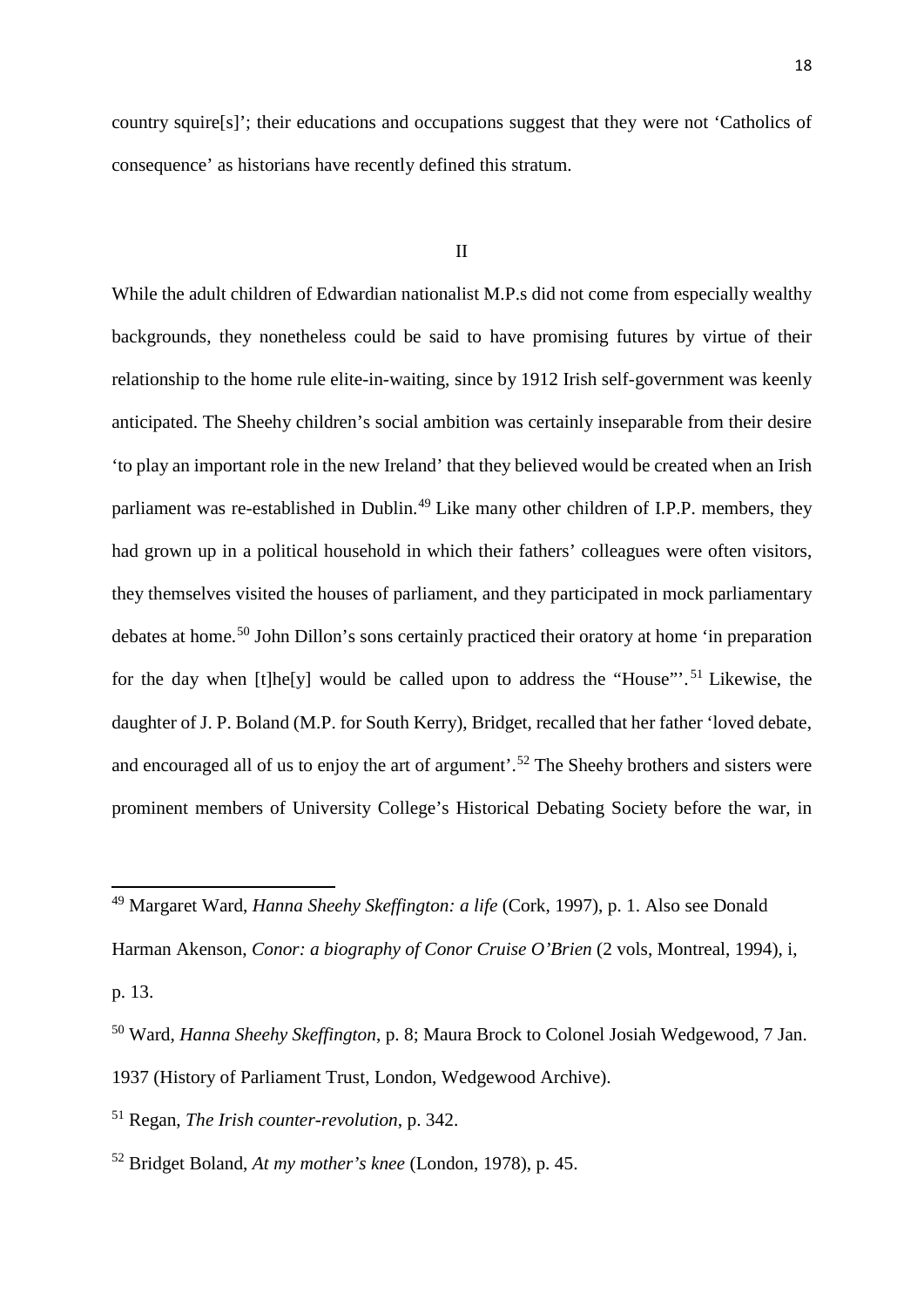country squire[s]'; their educations and occupations suggest that they were not 'Catholics of consequence' as historians have recently defined this stratum.

## II

While the adult children of Edwardian nationalist M.P.s did not come from especially wealthy backgrounds, they nonetheless could be said to have promising futures by virtue of their relationship to the home rule elite-in-waiting, since by 1912 Irish self-government was keenly anticipated. The Sheehy children's social ambition was certainly inseparable from their desire 'to play an important role in the new Ireland' that they believed would be created when an Irish parliament was re-established in Dublin.[49] Like many other children of I.P.P. members, they had grown up in a political household in which their fathers' colleagues were often visitors, they themselves visited the houses of parliament, and they participated in mock parliamentary debates at home.[50] John Dillon's sons certainly practiced their oratory at home 'in preparation for the day when [t]he[y] would be called upon to address the "House"'.[51] Likewise, the daughter of J. P. Boland (M.P. for South Kerry), Bridget, recalled that her father 'loved debate, and encouraged all of us to enjoy the art of argument'.[52] The Sheehy brothers and sisters were prominent members of University College's Historical Debating Society before the war, in

---

[49] Margaret Ward, *Hanna Sheehy Skeffington: a life* (Cork, 1997), p. 1. Also see Donald Harman Akenson, *Conor: a biography of Conor Cruise O'Brien* (2 vols, Montreal, 1994), i, p. 13.

[50] Ward, *Hanna Sheehy Skeffington*, p. 8; Maura Brock to Colonel Josiah Wedgewood, 7 Jan. 1937 (History of Parliament Trust, London, Wedgewood Archive).

[51] Regan, *The Irish counter-revolution*, p. 342.

[52] Bridget Boland, *At my mother's knee* (London, 1978), p. 45.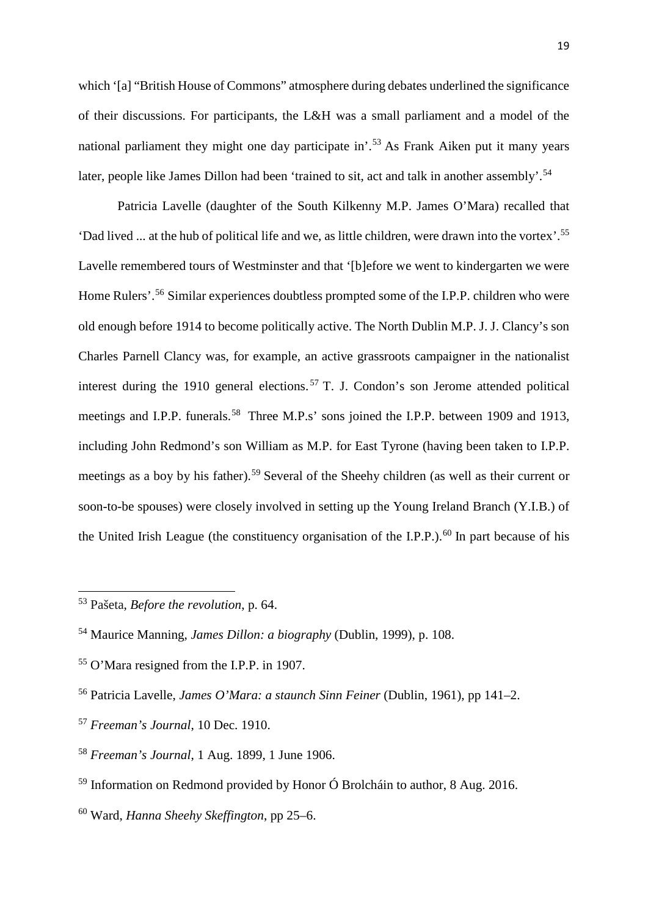which '[a] "British House of Commons" atmosphere during debates underlined the significance of their discussions. For participants, the L&H was a small parliament and a model of the national parliament they might one day participate in'.[53] As Frank Aiken put it many years later, people like James Dillon had been 'trained to sit, act and talk in another assembly'.[54]

Patricia Lavelle (daughter of the South Kilkenny M.P. James O'Mara) recalled that 'Dad lived ... at the hub of political life and we, as little children, were drawn into the vortex'.[55] Lavelle remembered tours of Westminster and that '[b]efore we went to kindergarten we were Home Rulers'.[56] Similar experiences doubtless prompted some of the I.P.P. children who were old enough before 1914 to become politically active. The North Dublin M.P. J. J. Clancy's son Charles Parnell Clancy was, for example, an active grassroots campaigner in the nationalist interest during the 1910 general elections.[57] T. J. Condon's son Jerome attended political meetings and I.P.P. funerals.[58] Three M.P.s' sons joined the I.P.P. between 1909 and 1913, including John Redmond's son William as M.P. for East Tyrone (having been taken to I.P.P. meetings as a boy by his father).[59] Several of the Sheehy children (as well as their current or soon-to-be spouses) were closely involved in setting up the Young Ireland Branch (Y.I.B.) of the United Irish League (the constituency organisation of the I.P.P.).[60] In part because of his

---

[53] Pašeta, *Before the revolution*, p. 64.

[54] Maurice Manning, *James Dillon: a biography* (Dublin, 1999), p. 108.

[55] O'Mara resigned from the I.P.P. in 1907.

[56] Patricia Lavelle, *James O'Mara: a staunch Sinn Feiner* (Dublin, 1961), pp 141–2.

[57] *Freeman's Journal*, 10 Dec. 1910.

[58] *Freeman's Journal*, 1 Aug. 1899, 1 June 1906.

[59] Information on Redmond provided by Honor Ó Brolcháin to author, 8 Aug. 2016.

[60] Ward, *Hanna Sheehy Skeffington*, pp 25–6.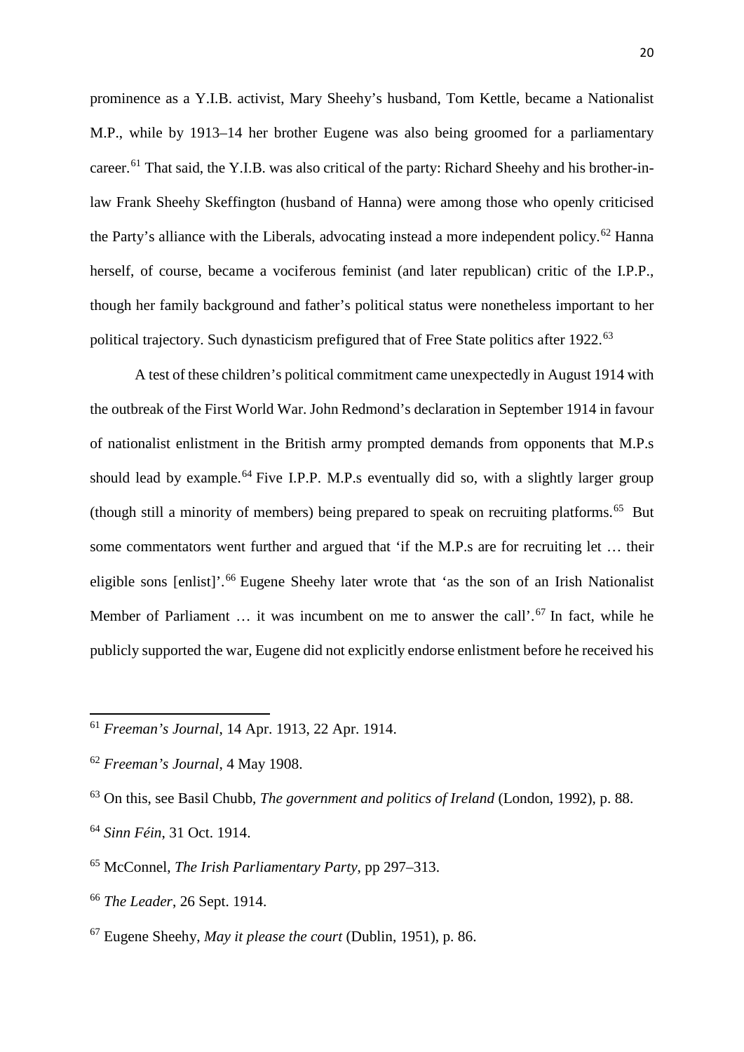prominence as a Y.I.B. activist, Mary Sheehy's husband, Tom Kettle, became a Nationalist M.P., while by 1913–14 her brother Eugene was also being groomed for a parliamentary career.[61] That said, the Y.I.B. was also critical of the party: Richard Sheehy and his brother-in-law Frank Sheehy Skeffington (husband of Hanna) were among those who openly criticised the Party's alliance with the Liberals, advocating instead a more independent policy.[62] Hanna herself, of course, became a vociferous feminist (and later republican) critic of the I.P.P., though her family background and father's political status were nonetheless important to her political trajectory. Such dynasticism prefigured that of Free State politics after 1922.[63]

A test of these children's political commitment came unexpectedly in August 1914 with the outbreak of the First World War. John Redmond's declaration in September 1914 in favour of nationalist enlistment in the British army prompted demands from opponents that M.P.s should lead by example.[64] Five I.P.P. M.P.s eventually did so, with a slightly larger group (though still a minority of members) being prepared to speak on recruiting platforms.[65] But some commentators went further and argued that 'if the M.P.s are for recruiting let … their eligible sons [enlist]'.[66] Eugene Sheehy later wrote that 'as the son of an Irish Nationalist Member of Parliament … it was incumbent on me to answer the call'.[67] In fact, while he publicly supported the war, Eugene did not explicitly endorse enlistment before he received his

---

[61] *Freeman's Journal*, 14 Apr. 1913, 22 Apr. 1914.

[62] *Freeman's Journal*, 4 May 1908.

[63] On this, see Basil Chubb, *The government and politics of Ireland* (London, 1992), p. 88.

[64] *Sinn Féin*, 31 Oct. 1914.

[65] McConnel, *The Irish Parliamentary Party*, pp 297–313.

[66] *The Leader*, 26 Sept. 1914.

[67] Eugene Sheehy, *May it please the court* (Dublin, 1951), p. 86.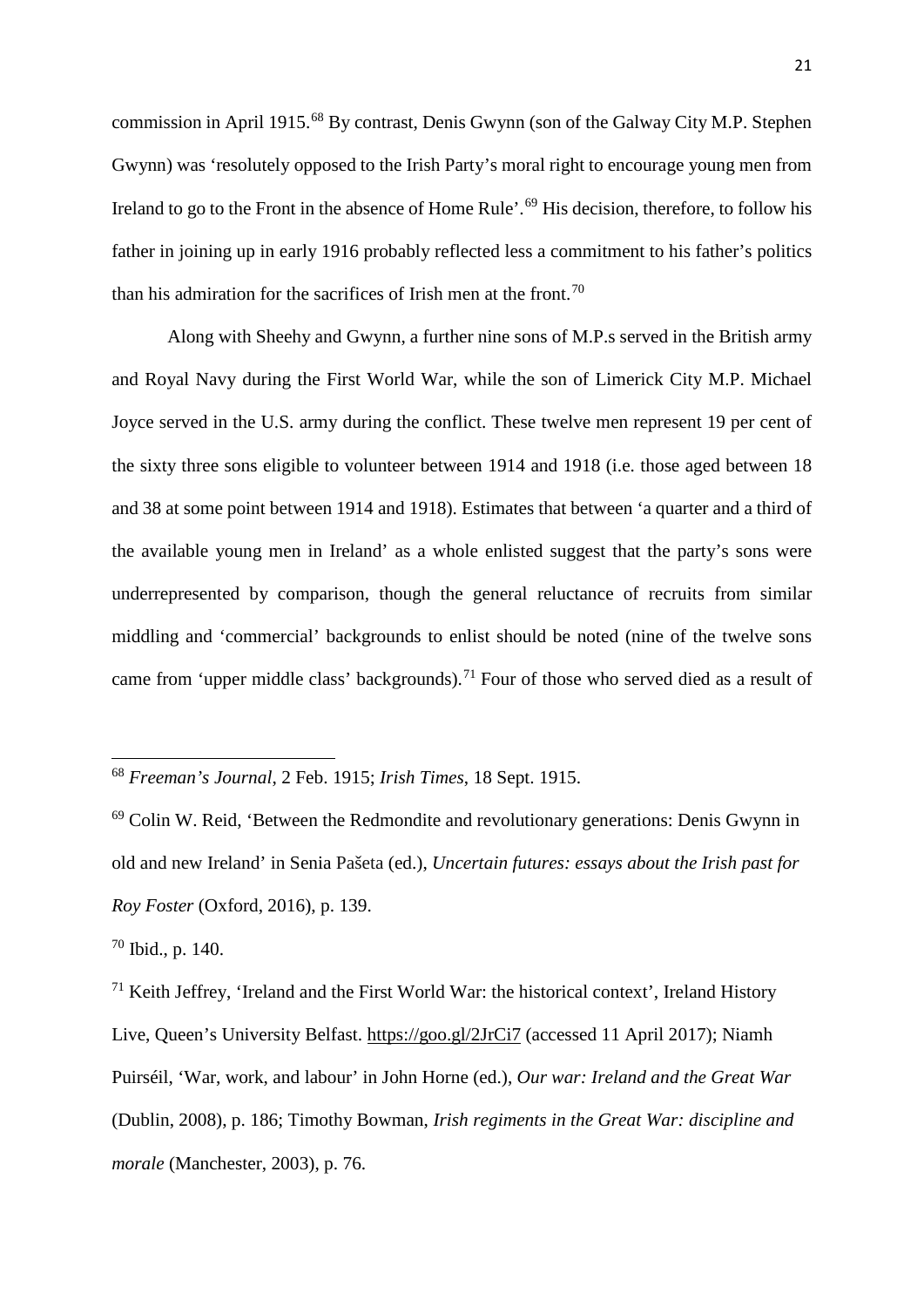commission in April 1915.[68] By contrast, Denis Gwynn (son of the Galway City M.P. Stephen Gwynn) was 'resolutely opposed to the Irish Party's moral right to encourage young men from Ireland to go to the Front in the absence of Home Rule'.[69] His decision, therefore, to follow his father in joining up in early 1916 probably reflected less a commitment to his father's politics than his admiration for the sacrifices of Irish men at the front.[70]

Along with Sheehy and Gwynn, a further nine sons of M.P.s served in the British army and Royal Navy during the First World War, while the son of Limerick City M.P. Michael Joyce served in the U.S. army during the conflict. These twelve men represent 19 per cent of the sixty three sons eligible to volunteer between 1914 and 1918 (i.e. those aged between 18 and 38 at some point between 1914 and 1918). Estimates that between 'a quarter and a third of the available young men in Ireland' as a whole enlisted suggest that the party's sons were underrepresented by comparison, though the general reluctance of recruits from similar middling and 'commercial' backgrounds to enlist should be noted (nine of the twelve sons came from 'upper middle class' backgrounds).[71] Four of those who served died as a result of

---

[68] *Freeman's Journal*, 2 Feb. 1915; *Irish Times*, 18 Sept. 1915.

[69] Colin W. Reid, 'Between the Redmondite and revolutionary generations: Denis Gwynn in old and new Ireland' in Senia Pašeta (ed.), *Uncertain futures: essays about the Irish past for Roy Foster* (Oxford, 2016), p. 139.

[70] Ibid., p. 140.

[71] Keith Jeffrey, 'Ireland and the First World War: the historical context', Ireland History Live, Queen's University Belfast. https://goo.gl/2JrCi7 (accessed 11 April 2017); Niamh Puirséil, 'War, work, and labour' in John Horne (ed.), *Our war: Ireland and the Great War* (Dublin, 2008), p. 186; Timothy Bowman, *Irish regiments in the Great War: discipline and morale* (Manchester, 2003), p. 76.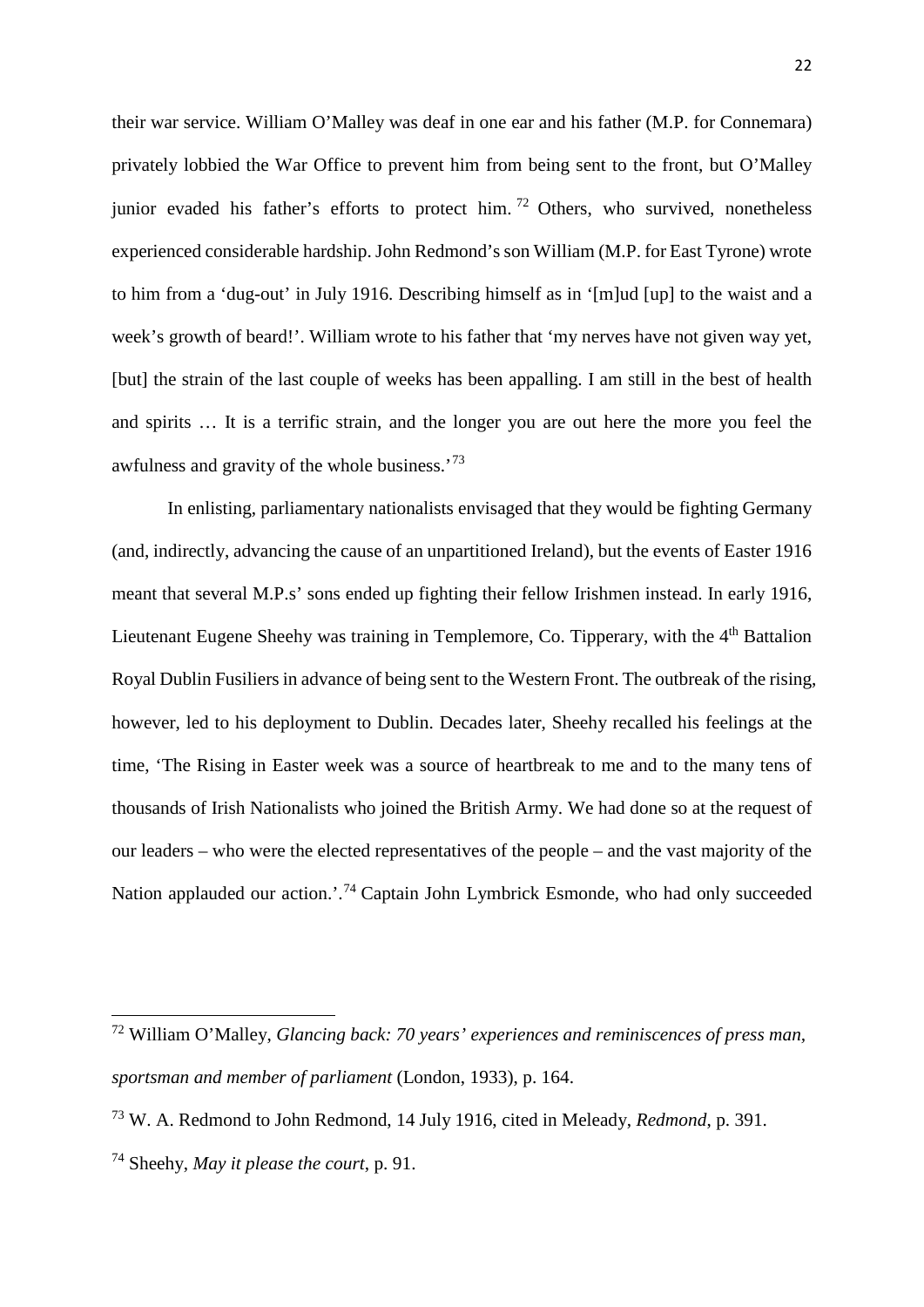their war service. William O'Malley was deaf in one ear and his father (M.P. for Connemara) privately lobbied the War Office to prevent him from being sent to the front, but O'Malley junior evaded his father's efforts to protect him.[72] Others, who survived, nonetheless experienced considerable hardship. John Redmond's son William (M.P. for East Tyrone) wrote to him from a 'dug-out' in July 1916. Describing himself as in '[m]ud [up] to the waist and a week's growth of beard!'. William wrote to his father that 'my nerves have not given way yet, [but] the strain of the last couple of weeks has been appalling. I am still in the best of health and spirits … It is a terrific strain, and the longer you are out here the more you feel the awfulness and gravity of the whole business.'[73]

In enlisting, parliamentary nationalists envisaged that they would be fighting Germany (and, indirectly, advancing the cause of an unpartitioned Ireland), but the events of Easter 1916 meant that several M.P.s' sons ended up fighting their fellow Irishmen instead. In early 1916, Lieutenant Eugene Sheehy was training in Templemore, Co. Tipperary, with the 4th Battalion Royal Dublin Fusiliers in advance of being sent to the Western Front. The outbreak of the rising, however, led to his deployment to Dublin. Decades later, Sheehy recalled his feelings at the time, 'The Rising in Easter week was a source of heartbreak to me and to the many tens of thousands of Irish Nationalists who joined the British Army. We had done so at the request of our leaders – who were the elected representatives of the people – and the vast majority of the Nation applauded our action.'.[74] Captain John Lymbrick Esmonde, who had only succeeded

---

[72] William O'Malley, *Glancing back: 70 years' experiences and reminiscences of press man, sportsman and member of parliament* (London, 1933), p. 164.

[73] W. A. Redmond to John Redmond, 14 July 1916, cited in Meleady, *Redmond*, p. 391.

[74] Sheehy, *May it please the court*, p. 91.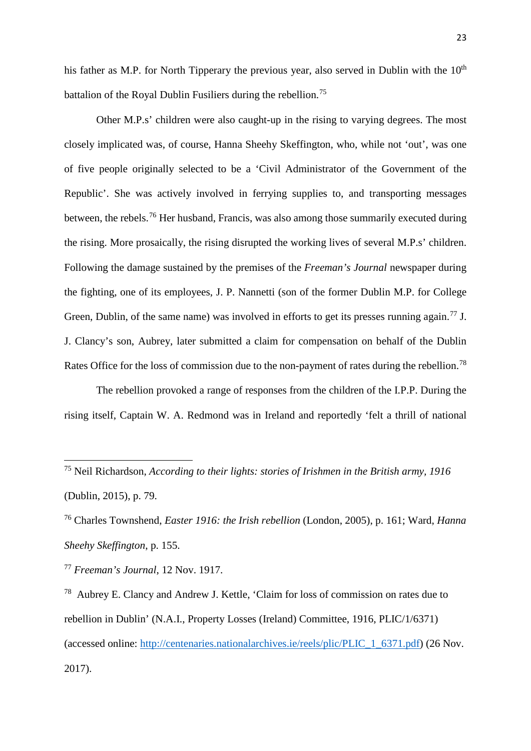his father as M.P. for North Tipperary the previous year, also served in Dublin with the 10th battalion of the Royal Dublin Fusiliers during the rebellion.[75]

Other M.P.s' children were also caught-up in the rising to varying degrees. The most closely implicated was, of course, Hanna Sheehy Skeffington, who, while not 'out', was one of five people originally selected to be a 'Civil Administrator of the Government of the Republic'. She was actively involved in ferrying supplies to, and transporting messages between, the rebels.[76] Her husband, Francis, was also among those summarily executed during the rising. More prosaically, the rising disrupted the working lives of several M.P.s' children. Following the damage sustained by the premises of the *Freeman's Journal* newspaper during the fighting, one of its employees, J. P. Nannetti (son of the former Dublin M.P. for College Green, Dublin, of the same name) was involved in efforts to get its presses running again.[77] J. J. Clancy's son, Aubrey, later submitted a claim for compensation on behalf of the Dublin Rates Office for the loss of commission due to the non-payment of rates during the rebellion.[78]

The rebellion provoked a range of responses from the children of the I.P.P. During the rising itself, Captain W. A. Redmond was in Ireland and reportedly 'felt a thrill of national

---

[75] Neil Richardson, *According to their lights: stories of Irishmen in the British army, 1916* (Dublin, 2015), p. 79.

[76] Charles Townshend, *Easter 1916: the Irish rebellion* (London, 2005), p. 161; Ward, *Hanna Sheehy Skeffington*, p. 155.

[77] *Freeman's Journal*, 12 Nov. 1917.

[78] Aubrey E. Clancy and Andrew J. Kettle, 'Claim for loss of commission on rates due to rebellion in Dublin' (N.A.I., Property Losses (Ireland) Committee, 1916, PLIC/1/6371) (accessed online: http://centenaries.nationalarchives.ie/reels/plic/PLIC_1_6371.pdf) (26 Nov. 2017).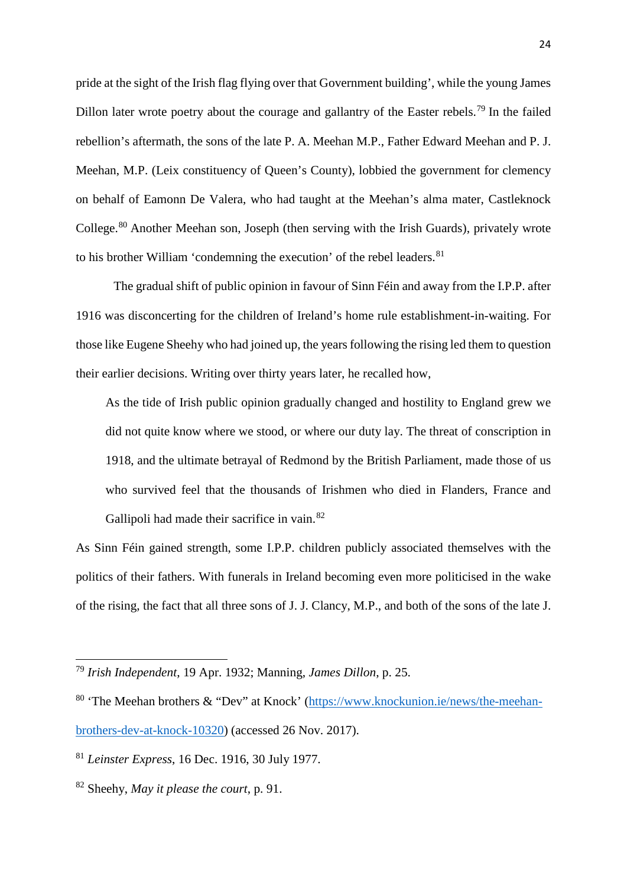pride at the sight of the Irish flag flying over that Government building', while the young James Dillon later wrote poetry about the courage and gallantry of the Easter rebels.[79] In the failed rebellion's aftermath, the sons of the late P. A. Meehan M.P., Father Edward Meehan and P. J. Meehan, M.P. (Leix constituency of Queen's County), lobbied the government for clemency on behalf of Eamonn De Valera, who had taught at the Meehan's alma mater, Castleknock College.[80] Another Meehan son, Joseph (then serving with the Irish Guards), privately wrote to his brother William 'condemning the execution' of the rebel leaders.[81]

The gradual shift of public opinion in favour of Sinn Féin and away from the I.P.P. after 1916 was disconcerting for the children of Ireland's home rule establishment-in-waiting. For those like Eugene Sheehy who had joined up, the years following the rising led them to question their earlier decisions. Writing over thirty years later, he recalled how,

> As the tide of Irish public opinion gradually changed and hostility to England grew we did not quite know where we stood, or where our duty lay. The threat of conscription in 1918, and the ultimate betrayal of Redmond by the British Parliament, made those of us who survived feel that the thousands of Irishmen who died in Flanders, France and Gallipoli had made their sacrifice in vain.[82]

As Sinn Féin gained strength, some I.P.P. children publicly associated themselves with the politics of their fathers. With funerals in Ireland becoming even more politicised in the wake of the rising, the fact that all three sons of J. J. Clancy, M.P., and both of the sons of the late J.

---

[79] *Irish Independent*, 19 Apr. 1932; Manning, *James Dillon*, p. 25.

[80] 'The Meehan brothers & "Dev" at Knock' (https://www.knockunion.ie/news/the-meehan-brothers-dev-at-knock-10320) (accessed 26 Nov. 2017).

[81] *Leinster Express*, 16 Dec. 1916, 30 July 1977.

[82] Sheehy, *May it please the court*, p. 91.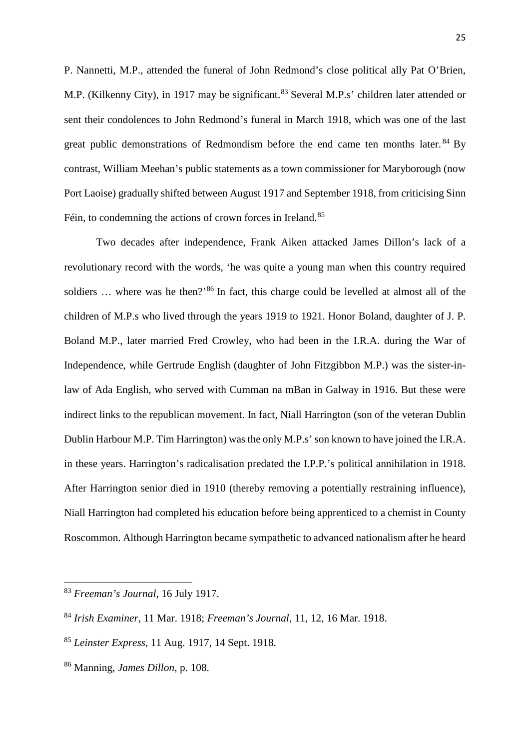P. Nannetti, M.P., attended the funeral of John Redmond's close political ally Pat O'Brien, M.P. (Kilkenny City), in 1917 may be significant.[83] Several M.P.s' children later attended or sent their condolences to John Redmond's funeral in March 1918, which was one of the last great public demonstrations of Redmondism before the end came ten months later.[84] By contrast, William Meehan's public statements as a town commissioner for Maryborough (now Port Laoise) gradually shifted between August 1917 and September 1918, from criticising Sinn Féin, to condemning the actions of crown forces in Ireland.[85]

Two decades after independence, Frank Aiken attacked James Dillon's lack of a revolutionary record with the words, 'he was quite a young man when this country required soldiers … where was he then?'[86] In fact, this charge could be levelled at almost all of the children of M.P.s who lived through the years 1919 to 1921. Honor Boland, daughter of J. P. Boland M.P., later married Fred Crowley, who had been in the I.R.A. during the War of Independence, while Gertrude English (daughter of John Fitzgibbon M.P.) was the sister-in-law of Ada English, who served with Cumman na mBan in Galway in 1916. But these were indirect links to the republican movement. In fact, Niall Harrington (son of the veteran Dublin Dublin Harbour M.P. Tim Harrington) was the only M.P.s' son known to have joined the I.R.A. in these years. Harrington's radicalisation predated the I.P.P.'s political annihilation in 1918. After Harrington senior died in 1910 (thereby removing a potentially restraining influence), Niall Harrington had completed his education before being apprenticed to a chemist in County Roscommon. Although Harrington became sympathetic to advanced nationalism after he heard

---

[83] *Freeman's Journal*, 16 July 1917.

[84] *Irish Examiner*, 11 Mar. 1918; *Freeman's Journal*, 11, 12, 16 Mar. 1918.

[85] *Leinster Express*, 11 Aug. 1917, 14 Sept. 1918.

[86] Manning, *James Dillon*, p. 108.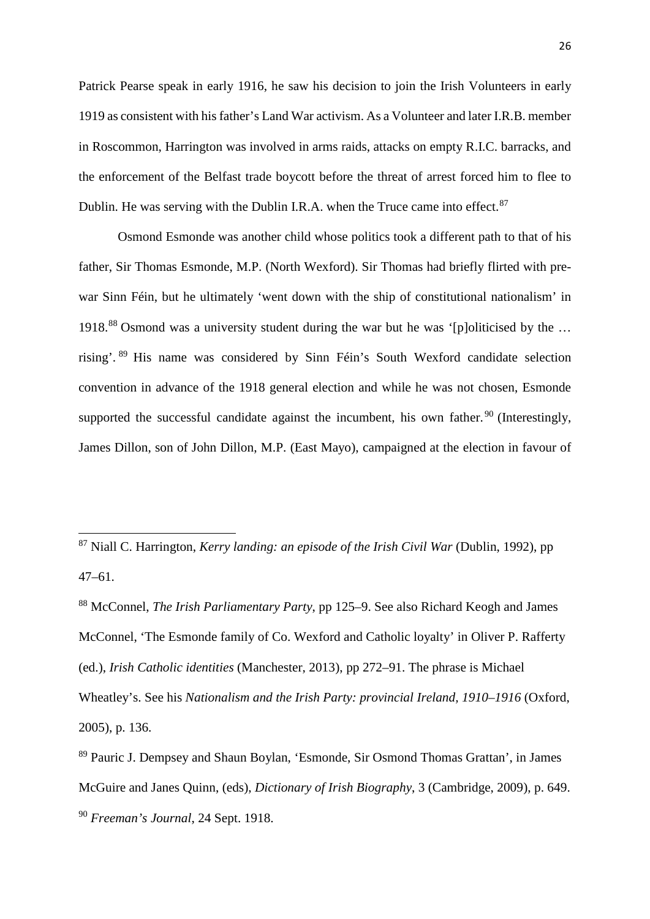Patrick Pearse speak in early 1916, he saw his decision to join the Irish Volunteers in early 1919 as consistent with his father's Land War activism. As a Volunteer and later I.R.B. member in Roscommon, Harrington was involved in arms raids, attacks on empty R.I.C. barracks, and the enforcement of the Belfast trade boycott before the threat of arrest forced him to flee to Dublin. He was serving with the Dublin I.R.A. when the Truce came into effect.[87]

Osmond Esmonde was another child whose politics took a different path to that of his father, Sir Thomas Esmonde, M.P. (North Wexford). Sir Thomas had briefly flirted with pre-war Sinn Féin, but he ultimately 'went down with the ship of constitutional nationalism' in 1918.[88] Osmond was a university student during the war but he was '[p]oliticised by the … rising'.[89] His name was considered by Sinn Féin's South Wexford candidate selection convention in advance of the 1918 general election and while he was not chosen, Esmonde supported the successful candidate against the incumbent, his own father.[90] (Interestingly, James Dillon, son of John Dillon, M.P. (East Mayo), campaigned at the election in favour of

---

[87] Niall C. Harrington, *Kerry landing: an episode of the Irish Civil War* (Dublin, 1992), pp 47–61.

[88] McConnel, *The Irish Parliamentary Party*, pp 125–9. See also Richard Keogh and James McConnel, 'The Esmonde family of Co. Wexford and Catholic loyalty' in Oliver P. Rafferty (ed.), *Irish Catholic identities* (Manchester, 2013), pp 272–91. The phrase is Michael Wheatley's. See his *Nationalism and the Irish Party: provincial Ireland, 1910–1916* (Oxford, 2005), p. 136.

[89] Pauric J. Dempsey and Shaun Boylan, 'Esmonde, Sir Osmond Thomas Grattan', in James McGuire and Janes Quinn, (eds), *Dictionary of Irish Biography*, 3 (Cambridge, 2009), p. 649.

[90] *Freeman's Journal*, 24 Sept. 1918.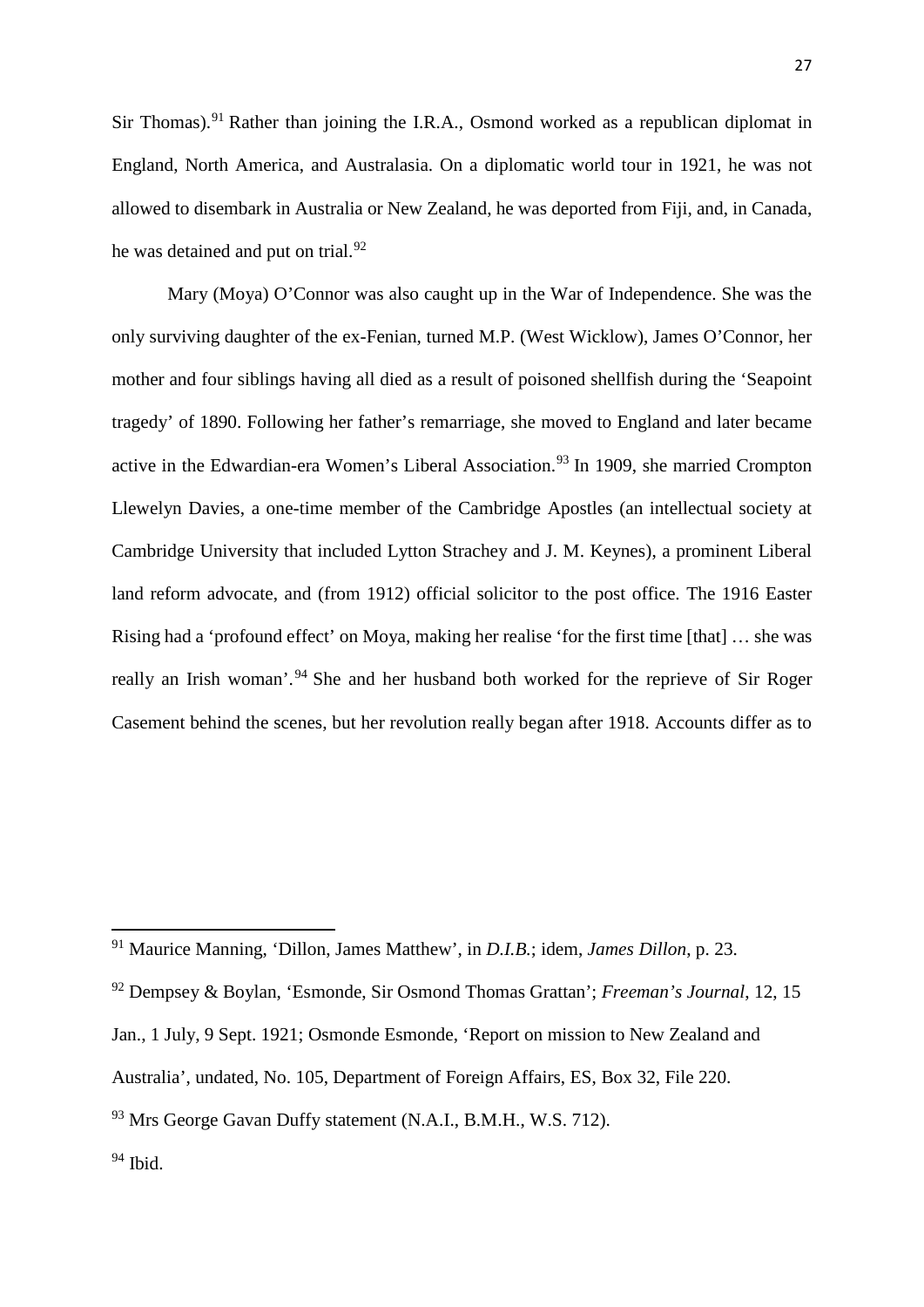Sir Thomas).[91] Rather than joining the I.R.A., Osmond worked as a republican diplomat in England, North America, and Australasia. On a diplomatic world tour in 1921, he was not allowed to disembark in Australia or New Zealand, he was deported from Fiji, and, in Canada, he was detained and put on trial.[92]

Mary (Moya) O'Connor was also caught up in the War of Independence. She was the only surviving daughter of the ex-Fenian, turned M.P. (West Wicklow), James O'Connor, her mother and four siblings having all died as a result of poisoned shellfish during the 'Seapoint tragedy' of 1890. Following her father's remarriage, she moved to England and later became active in the Edwardian-era Women's Liberal Association.[93] In 1909, she married Crompton Llewelyn Davies, a one-time member of the Cambridge Apostles (an intellectual society at Cambridge University that included Lytton Strachey and J. M. Keynes), a prominent Liberal land reform advocate, and (from 1912) official solicitor to the post office. The 1916 Easter Rising had a 'profound effect' on Moya, making her realise 'for the first time [that] … she was really an Irish woman'.[94] She and her husband both worked for the reprieve of Sir Roger Casement behind the scenes, but her revolution really began after 1918. Accounts differ as to

---

[91] Maurice Manning, 'Dillon, James Matthew', in *D.I.B.*; idem, *James Dillon*, p. 23.

[92] Dempsey & Boylan, 'Esmonde, Sir Osmond Thomas Grattan'; *Freeman's Journal*, 12, 15 Jan., 1 July, 9 Sept. 1921; Osmonde Esmonde, 'Report on mission to New Zealand and Australia', undated, No. 105, Department of Foreign Affairs, ES, Box 32, File 220.

[93] Mrs George Gavan Duffy statement (N.A.I., B.M.H., W.S. 712).

[94] Ibid.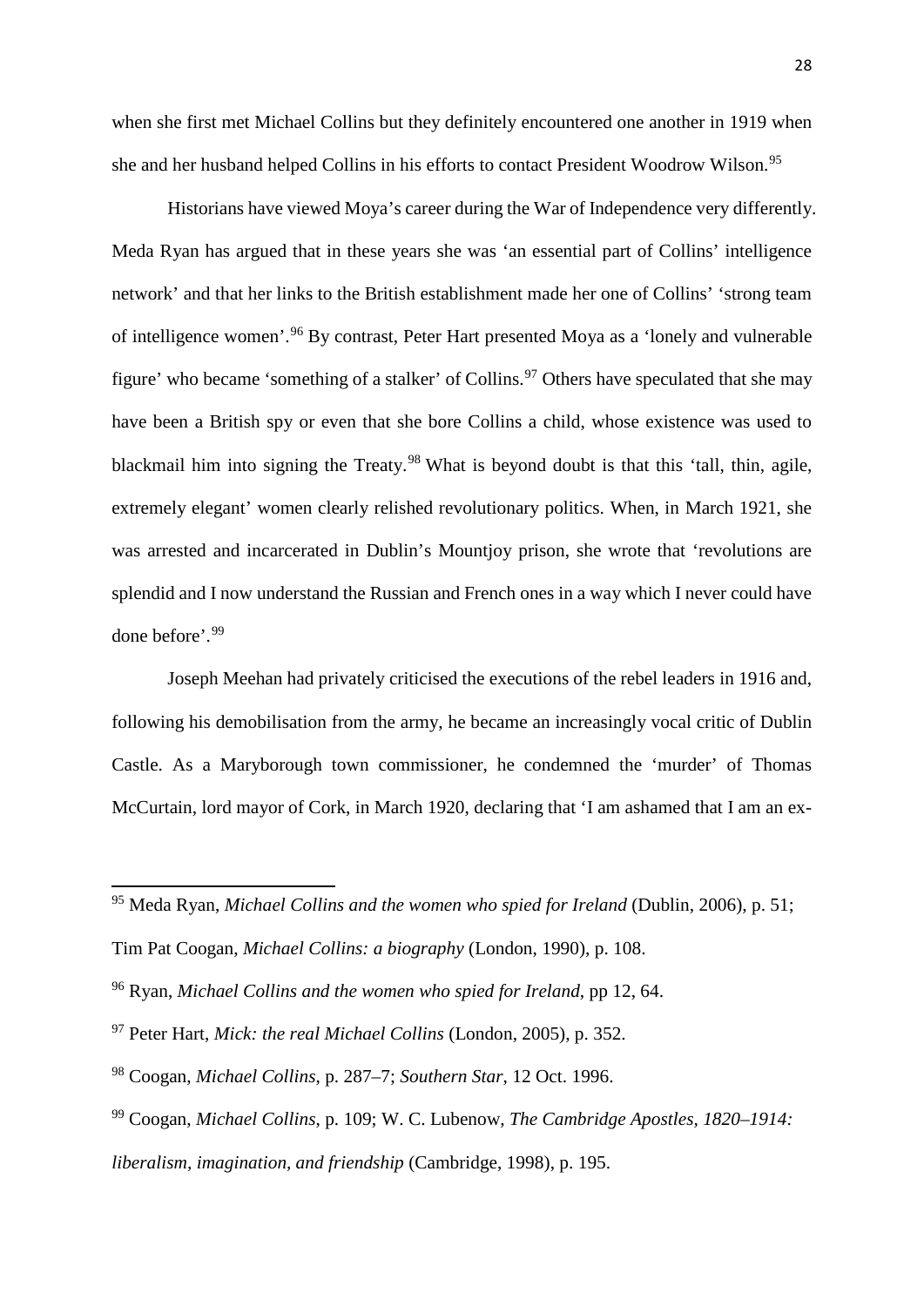when she first met Michael Collins but they definitely encountered one another in 1919 when she and her husband helped Collins in his efforts to contact President Woodrow Wilson.[95]

Historians have viewed Moya's career during the War of Independence very differently. Meda Ryan has argued that in these years she was 'an essential part of Collins' intelligence network' and that her links to the British establishment made her one of Collins' 'strong team of intelligence women'.[96] By contrast, Peter Hart presented Moya as a 'lonely and vulnerable figure' who became 'something of a stalker' of Collins.[97] Others have speculated that she may have been a British spy or even that she bore Collins a child, whose existence was used to blackmail him into signing the Treaty.[98] What is beyond doubt is that this 'tall, thin, agile, extremely elegant' women clearly relished revolutionary politics. When, in March 1921, she was arrested and incarcerated in Dublin's Mountjoy prison, she wrote that 'revolutions are splendid and I now understand the Russian and French ones in a way which I never could have done before'.[99]

Joseph Meehan had privately criticised the executions of the rebel leaders in 1916 and, following his demobilisation from the army, he became an increasingly vocal critic of Dublin Castle. As a Maryborough town commissioner, he condemned the 'murder' of Thomas McCurtain, lord mayor of Cork, in March 1920, declaring that 'I am ashamed that I am an ex-

---

[95] Meda Ryan, *Michael Collins and the women who spied for Ireland* (Dublin, 2006), p. 51; Tim Pat Coogan, *Michael Collins: a biography* (London, 1990), p. 108.

[96] Ryan, *Michael Collins and the women who spied for Ireland*, pp 12, 64.

[97] Peter Hart, *Mick: the real Michael Collins* (London, 2005), p. 352.

[98] Coogan, *Michael Collins*, p. 287–7; *Southern Star*, 12 Oct. 1996.

[99] Coogan, *Michael Collins*, p. 109; W. C. Lubenow, *The Cambridge Apostles, 1820–1914: liberalism, imagination, and friendship* (Cambridge, 1998), p. 195.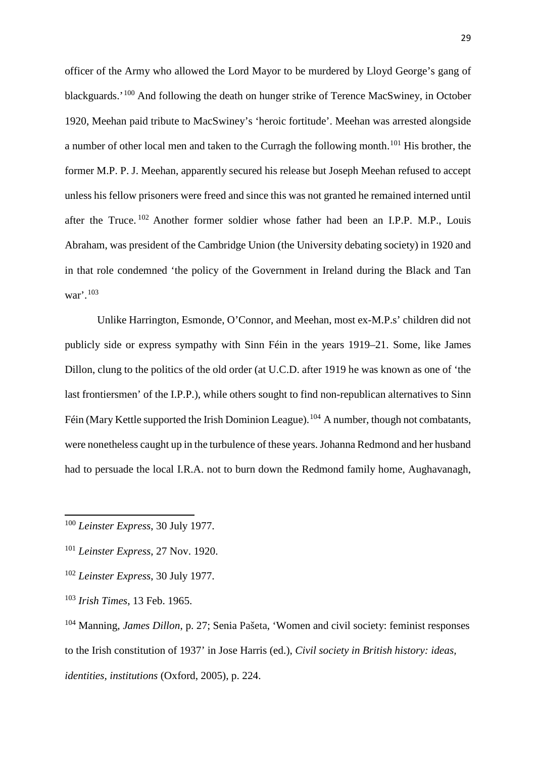officer of the Army who allowed the Lord Mayor to be murdered by Lloyd George's gang of blackguards.'[100] And following the death on hunger strike of Terence MacSwiney, in October 1920, Meehan paid tribute to MacSwiney's 'heroic fortitude'. Meehan was arrested alongside a number of other local men and taken to the Curragh the following month.[101] His brother, the former M.P. P. J. Meehan, apparently secured his release but Joseph Meehan refused to accept unless his fellow prisoners were freed and since this was not granted he remained interned until after the Truce.[102] Another former soldier whose father had been an I.P.P. M.P., Louis Abraham, was president of the Cambridge Union (the University debating society) in 1920 and in that role condemned 'the policy of the Government in Ireland during the Black and Tan war'.[103]

Unlike Harrington, Esmonde, O'Connor, and Meehan, most ex-M.P.s' children did not publicly side or express sympathy with Sinn Féin in the years 1919–21. Some, like James Dillon, clung to the politics of the old order (at U.C.D. after 1919 he was known as one of 'the last frontiersmen' of the I.P.P.), while others sought to find non-republican alternatives to Sinn Féin (Mary Kettle supported the Irish Dominion League).[104] A number, though not combatants, were nonetheless caught up in the turbulence of these years. Johanna Redmond and her husband had to persuade the local I.R.A. not to burn down the Redmond family home, Aughavanagh,

---

[100] *Leinster Express*, 30 July 1977.

[101] *Leinster Express*, 27 Nov. 1920.

[102] *Leinster Express*, 30 July 1977.

[103] *Irish Times*, 13 Feb. 1965.

[104] Manning, *James Dillon*, p. 27; Senia Pašeta, 'Women and civil society: feminist responses to the Irish constitution of 1937' in Jose Harris (ed.), *Civil society in British history: ideas, identities, institutions* (Oxford, 2005), p. 224.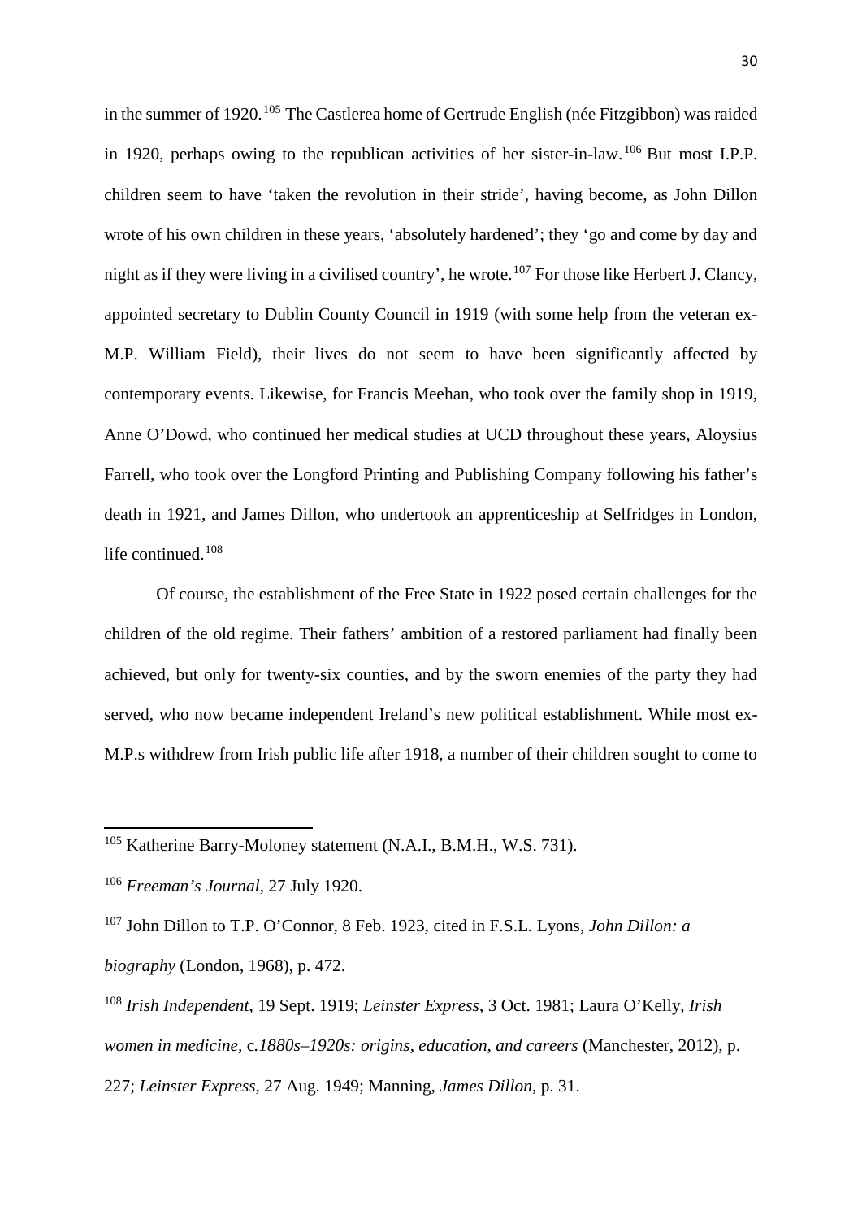in the summer of 1920.[105] The Castlerea home of Gertrude English (née Fitzgibbon) was raided in 1920, perhaps owing to the republican activities of her sister-in-law.[106] But most I.P.P. children seem to have 'taken the revolution in their stride', having become, as John Dillon wrote of his own children in these years, 'absolutely hardened'; they 'go and come by day and night as if they were living in a civilised country', he wrote.[107] For those like Herbert J. Clancy, appointed secretary to Dublin County Council in 1919 (with some help from the veteran ex-M.P. William Field), their lives do not seem to have been significantly affected by contemporary events. Likewise, for Francis Meehan, who took over the family shop in 1919, Anne O'Dowd, who continued her medical studies at UCD throughout these years, Aloysius Farrell, who took over the Longford Printing and Publishing Company following his father's death in 1921, and James Dillon, who undertook an apprenticeship at Selfridges in London, life continued.[108]

Of course, the establishment of the Free State in 1922 posed certain challenges for the children of the old regime. Their fathers' ambition of a restored parliament had finally been achieved, but only for twenty-six counties, and by the sworn enemies of the party they had served, who now became independent Ireland's new political establishment. While most ex-M.P.s withdrew from Irish public life after 1918, a number of their children sought to come to

---

[105] Katherine Barry-Moloney statement (N.A.I., B.M.H., W.S. 731).

[106] *Freeman's Journal*, 27 July 1920.

[107] John Dillon to T.P. O'Connor, 8 Feb. 1923, cited in F.S.L. Lyons, *John Dillon: a biography* (London, 1968), p. 472.

[108] *Irish Independent*, 19 Sept. 1919; *Leinster Express*, 3 Oct. 1981; Laura O'Kelly, *Irish women in medicine,* c*.1880s–1920s: origins, education, and careers* (Manchester, 2012), p. 227; *Leinster Express*, 27 Aug. 1949; Manning, *James Dillon*, p. 31.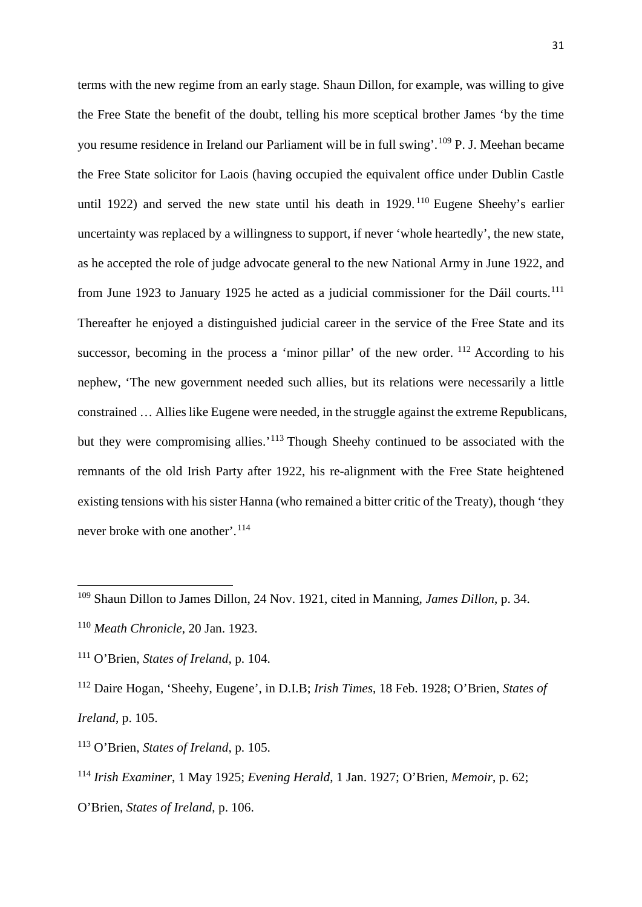terms with the new regime from an early stage. Shaun Dillon, for example, was willing to give the Free State the benefit of the doubt, telling his more sceptical brother James 'by the time you resume residence in Ireland our Parliament will be in full swing'.[109] P. J. Meehan became the Free State solicitor for Laois (having occupied the equivalent office under Dublin Castle until 1922) and served the new state until his death in 1929.[110] Eugene Sheehy's earlier uncertainty was replaced by a willingness to support, if never 'whole heartedly', the new state, as he accepted the role of judge advocate general to the new National Army in June 1922, and from June 1923 to January 1925 he acted as a judicial commissioner for the Dáil courts.[111] Thereafter he enjoyed a distinguished judicial career in the service of the Free State and its successor, becoming in the process a 'minor pillar' of the new order.[112] According to his nephew, 'The new government needed such allies, but its relations were necessarily a little constrained … Allies like Eugene were needed, in the struggle against the extreme Republicans, but they were compromising allies.'[113] Though Sheehy continued to be associated with the remnants of the old Irish Party after 1922, his re-alignment with the Free State heightened existing tensions with his sister Hanna (who remained a bitter critic of the Treaty), though 'they never broke with one another'.[114]

---

[109] Shaun Dillon to James Dillon, 24 Nov. 1921, cited in Manning, *James Dillon*, p. 34.

[110] *Meath Chronicle*, 20 Jan. 1923.

[111] O'Brien, *States of Ireland*, p. 104.

[112] Daire Hogan, 'Sheehy, Eugene', in D.I.B; *Irish Times*, 18 Feb. 1928; O'Brien, *States of Ireland*, p. 105.

[113] O'Brien, *States of Ireland*, p. 105.

[114] *Irish Examiner*, 1 May 1925; *Evening Herald*, 1 Jan. 1927; O'Brien, *Memoir*, p. 62; O'Brien, *States of Ireland*, p. 106.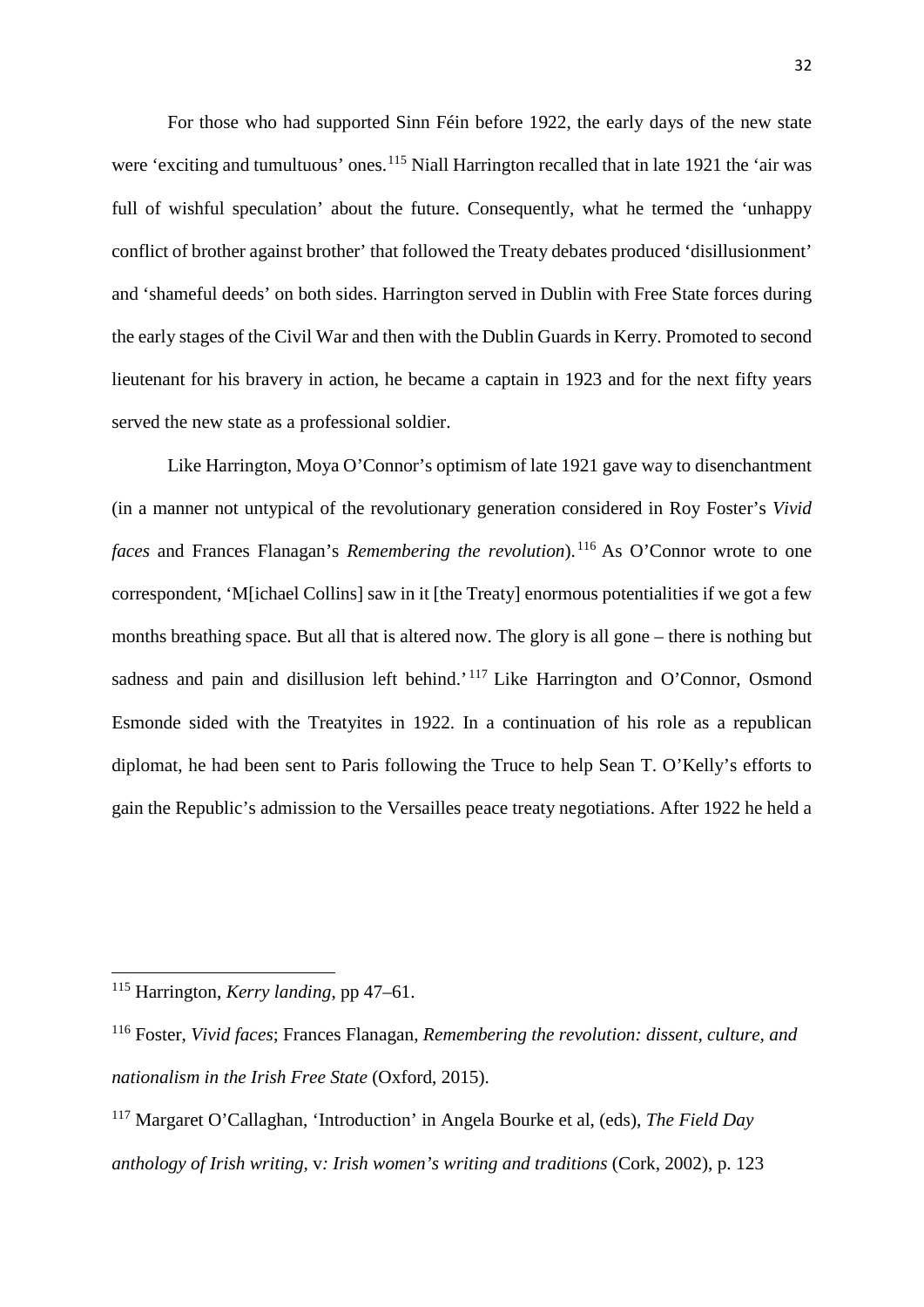For those who had supported Sinn Féin before 1922, the early days of the new state were 'exciting and tumultuous' ones.[115] Niall Harrington recalled that in late 1921 the 'air was full of wishful speculation' about the future. Consequently, what he termed the 'unhappy conflict of brother against brother' that followed the Treaty debates produced 'disillusionment' and 'shameful deeds' on both sides. Harrington served in Dublin with Free State forces during the early stages of the Civil War and then with the Dublin Guards in Kerry. Promoted to second lieutenant for his bravery in action, he became a captain in 1923 and for the next fifty years served the new state as a professional soldier.

Like Harrington, Moya O'Connor's optimism of late 1921 gave way to disenchantment (in a manner not untypical of the revolutionary generation considered in Roy Foster's *Vivid faces* and Frances Flanagan's *Remembering the revolution*).[116] As O'Connor wrote to one correspondent, 'M[ichael Collins] saw in it [the Treaty] enormous potentialities if we got a few months breathing space. But all that is altered now. The glory is all gone – there is nothing but sadness and pain and disillusion left behind.'[117] Like Harrington and O'Connor, Osmond Esmonde sided with the Treatyites in 1922. In a continuation of his role as a republican diplomat, he had been sent to Paris following the Truce to help Sean T. O'Kelly's efforts to gain the Republic's admission to the Versailles peace treaty negotiations. After 1922 he held a

---

[115] Harrington, *Kerry landing*, pp 47–61.

[116] Foster, *Vivid faces*; Frances Flanagan, *Remembering the revolution: dissent, culture, and nationalism in the Irish Free State* (Oxford, 2015).

[117] Margaret O'Callaghan, 'Introduction' in Angela Bourke et al, (eds), *The Field Day anthology of Irish writing,* v*: Irish women's writing and traditions* (Cork, 2002), p. 123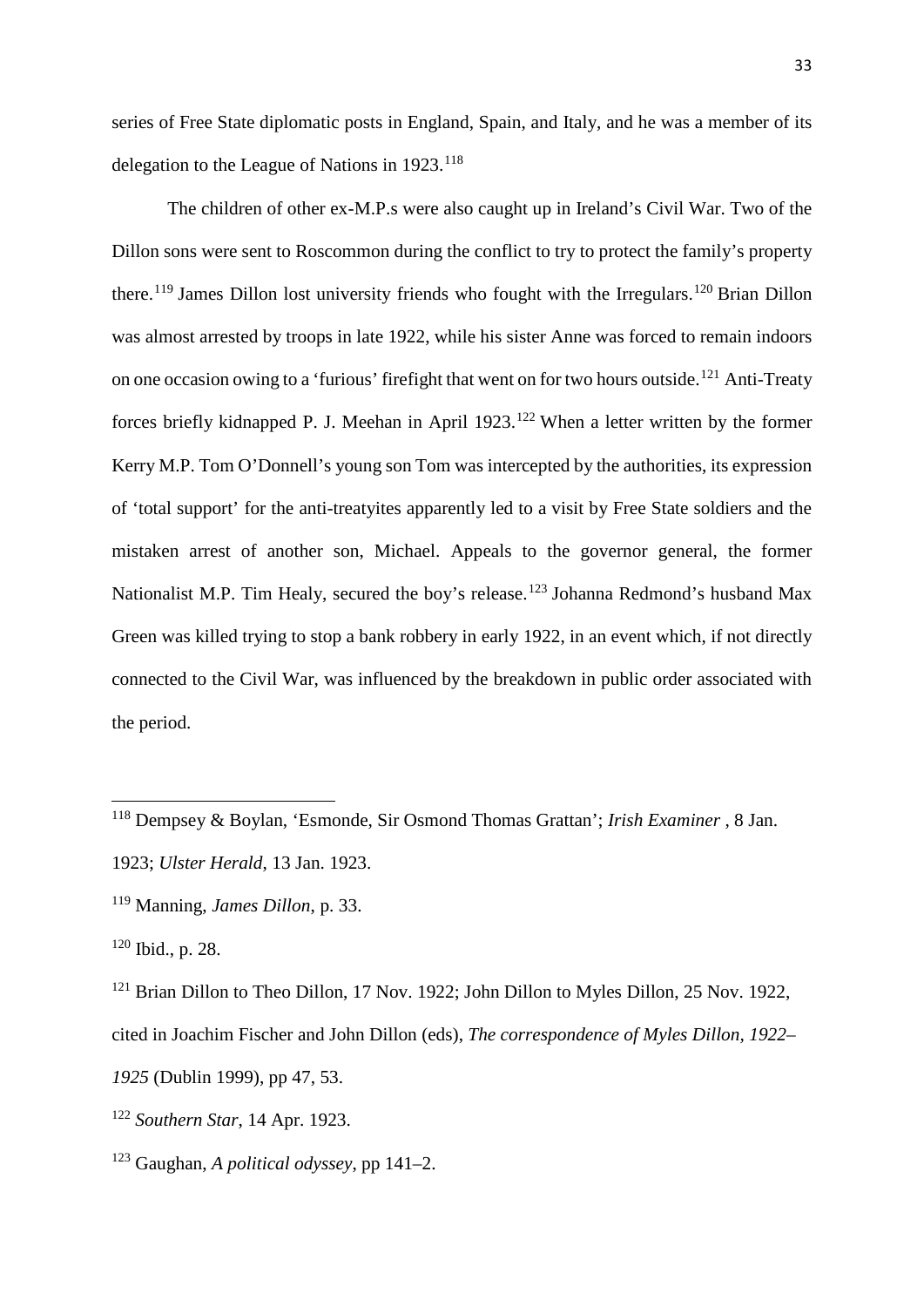series of Free State diplomatic posts in England, Spain, and Italy, and he was a member of its delegation to the League of Nations in 1923.[118]

The children of other ex-M.P.s were also caught up in Ireland's Civil War. Two of the Dillon sons were sent to Roscommon during the conflict to try to protect the family's property there.[119] James Dillon lost university friends who fought with the Irregulars.[120] Brian Dillon was almost arrested by troops in late 1922, while his sister Anne was forced to remain indoors on one occasion owing to a 'furious' firefight that went on for two hours outside.[121] Anti-Treaty forces briefly kidnapped P. J. Meehan in April 1923.[122] When a letter written by the former Kerry M.P. Tom O'Donnell's young son Tom was intercepted by the authorities, its expression of 'total support' for the anti-treatyites apparently led to a visit by Free State soldiers and the mistaken arrest of another son, Michael. Appeals to the governor general, the former Nationalist M.P. Tim Healy, secured the boy's release.[123] Johanna Redmond's husband Max Green was killed trying to stop a bank robbery in early 1922, in an event which, if not directly connected to the Civil War, was influenced by the breakdown in public order associated with the period.

---

[118] Dempsey & Boylan, 'Esmonde, Sir Osmond Thomas Grattan'; *Irish Examiner* , 8 Jan. 1923; *Ulster Herald*, 13 Jan. 1923.

[119] Manning, *James Dillon*, p. 33.

[120] Ibid., p. 28.

[121] Brian Dillon to Theo Dillon, 17 Nov. 1922; John Dillon to Myles Dillon, 25 Nov. 1922, cited in Joachim Fischer and John Dillon (eds), *The correspondence of Myles Dillon, 1922–1925* (Dublin 1999), pp 47, 53.

[122] *Southern Star*, 14 Apr. 1923.

[123] Gaughan, *A political odyssey*, pp 141–2.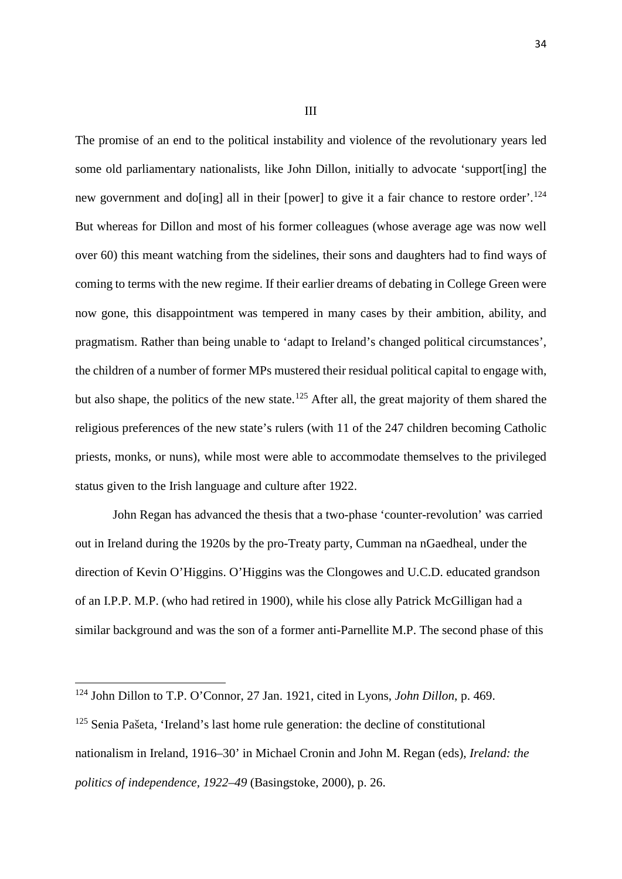III

The promise of an end to the political instability and violence of the revolutionary years led some old parliamentary nationalists, like John Dillon, initially to advocate 'support[ing] the new government and do[ing] all in their [power] to give it a fair chance to restore order'.[124] But whereas for Dillon and most of his former colleagues (whose average age was now well over 60) this meant watching from the sidelines, their sons and daughters had to find ways of coming to terms with the new regime. If their earlier dreams of debating in College Green were now gone, this disappointment was tempered in many cases by their ambition, ability, and pragmatism. Rather than being unable to 'adapt to Ireland's changed political circumstances', the children of a number of former MPs mustered their residual political capital to engage with, but also shape, the politics of the new state.[125] After all, the great majority of them shared the religious preferences of the new state's rulers (with 11 of the 247 children becoming Catholic priests, monks, or nuns), while most were able to accommodate themselves to the privileged status given to the Irish language and culture after 1922.

John Regan has advanced the thesis that a two-phase 'counter-revolution' was carried out in Ireland during the 1920s by the pro-Treaty party, Cumman na nGaedheal, under the direction of Kevin O'Higgins. O'Higgins was the Clongowes and U.C.D. educated grandson of an I.P.P. M.P. (who had retired in 1900), while his close ally Patrick McGilligan had a similar background and was the son of a former anti-Parnellite M.P. The second phase of this

---

[124] John Dillon to T.P. O'Connor, 27 Jan. 1921, cited in Lyons, *John Dillon*, p. 469.

[125] Senia Pašeta, 'Ireland's last home rule generation: the decline of constitutional nationalism in Ireland, 1916–30' in Michael Cronin and John M. Regan (eds), *Ireland: the politics of independence, 1922–49* (Basingstoke, 2000), p. 26.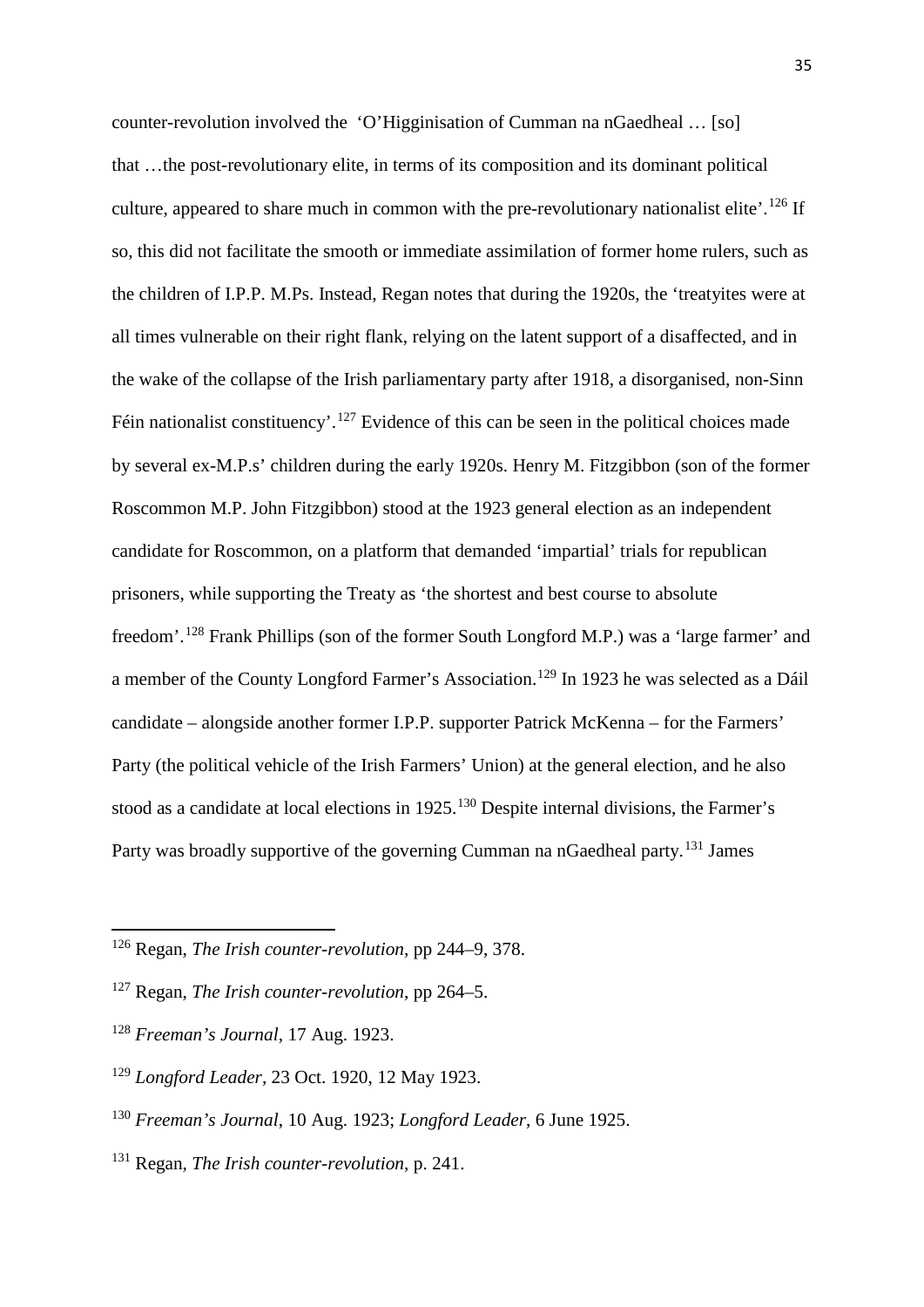counter-revolution involved the 'O'Higginisation of Cumman na nGaedheal … [so] that …the post-revolutionary elite, in terms of its composition and its dominant political culture, appeared to share much in common with the pre-revolutionary nationalist elite'.[126] If so, this did not facilitate the smooth or immediate assimilation of former home rulers, such as the children of I.P.P. M.Ps. Instead, Regan notes that during the 1920s, the 'treatyites were at all times vulnerable on their right flank, relying on the latent support of a disaffected, and in the wake of the collapse of the Irish parliamentary party after 1918, a disorganised, non-Sinn Féin nationalist constituency'.[127] Evidence of this can be seen in the political choices made by several ex-M.P.s' children during the early 1920s. Henry M. Fitzgibbon (son of the former Roscommon M.P. John Fitzgibbon) stood at the 1923 general election as an independent candidate for Roscommon, on a platform that demanded 'impartial' trials for republican prisoners, while supporting the Treaty as 'the shortest and best course to absolute freedom'.[128] Frank Phillips (son of the former South Longford M.P.) was a 'large farmer' and a member of the County Longford Farmer's Association.[129] In 1923 he was selected as a Dáil candidate – alongside another former I.P.P. supporter Patrick McKenna – for the Farmers' Party (the political vehicle of the Irish Farmers' Union) at the general election, and he also stood as a candidate at local elections in 1925.[130] Despite internal divisions, the Farmer's Party was broadly supportive of the governing Cumman na nGaedheal party.[131] James

---

[126] Regan, *The Irish counter-revolution*, pp 244–9, 378.

[127] Regan, *The Irish counter-revolution*, pp 264–5.

[128] *Freeman's Journal*, 17 Aug. 1923.

[129] *Longford Leader*, 23 Oct. 1920, 12 May 1923.

[130] *Freeman's Journal*, 10 Aug. 1923; *Longford Leader*, 6 June 1925.

[131] Regan, *The Irish counter-revolution*, p. 241.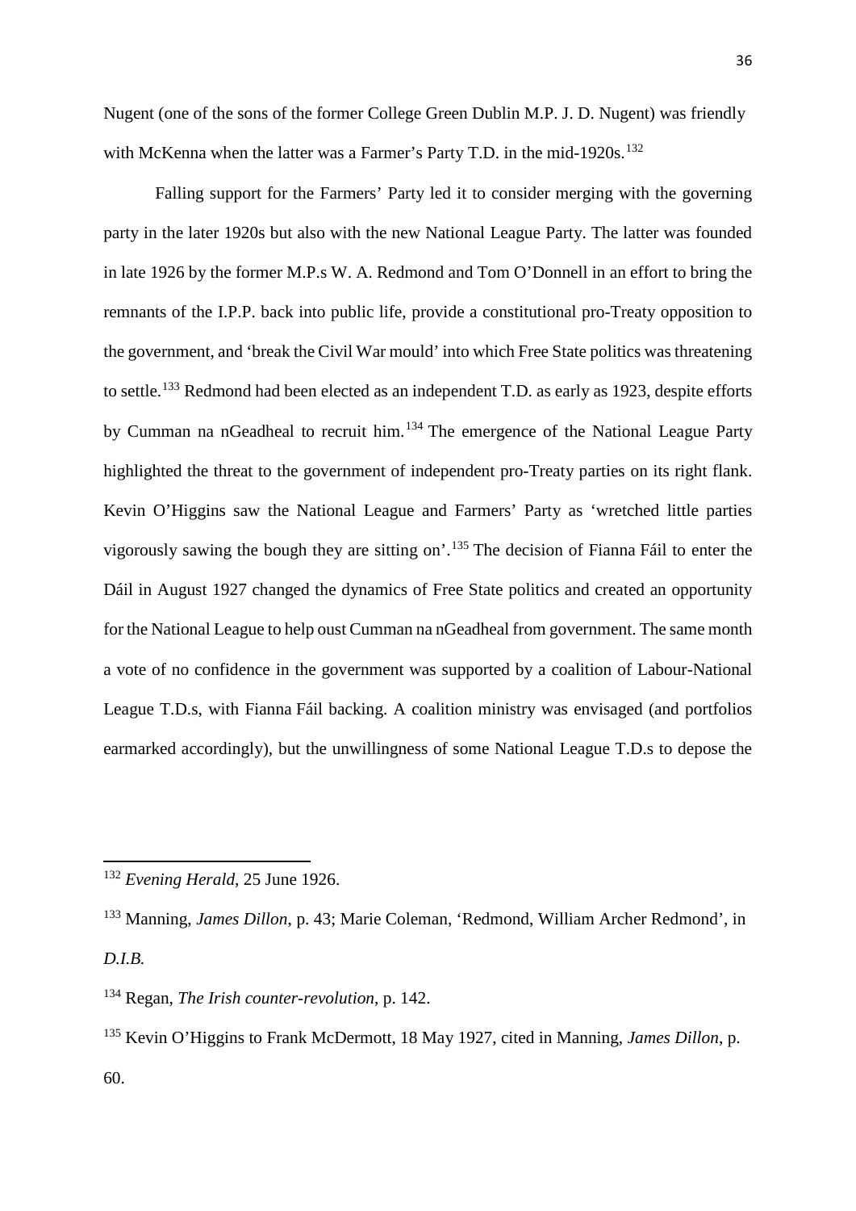Nugent (one of the sons of the former College Green Dublin M.P. J. D. Nugent) was friendly with McKenna when the latter was a Farmer's Party T.D. in the mid-1920s.[132]

Falling support for the Farmers' Party led it to consider merging with the governing party in the later 1920s but also with the new National League Party. The latter was founded in late 1926 by the former M.P.s W. A. Redmond and Tom O'Donnell in an effort to bring the remnants of the I.P.P. back into public life, provide a constitutional pro-Treaty opposition to the government, and 'break the Civil War mould' into which Free State politics was threatening to settle.[133] Redmond had been elected as an independent T.D. as early as 1923, despite efforts by Cumman na nGeadheal to recruit him.[134] The emergence of the National League Party highlighted the threat to the government of independent pro-Treaty parties on its right flank. Kevin O'Higgins saw the National League and Farmers' Party as 'wretched little parties vigorously sawing the bough they are sitting on'.[135] The decision of Fianna Fáil to enter the Dáil in August 1927 changed the dynamics of Free State politics and created an opportunity for the National League to help oust Cumman na nGeadheal from government. The same month a vote of no confidence in the government was supported by a coalition of Labour-National League T.D.s, with Fianna Fáil backing. A coalition ministry was envisaged (and portfolios earmarked accordingly), but the unwillingness of some National League T.D.s to depose the

---

[132] *Evening Herald*, 25 June 1926.

[133] Manning, *James Dillon*, p. 43; Marie Coleman, 'Redmond, William Archer Redmond', in *D.I.B.*

[134] Regan, *The Irish counter-revolution*, p. 142.

[135] Kevin O'Higgins to Frank McDermott, 18 May 1927, cited in Manning, *James Dillon*, p. 60.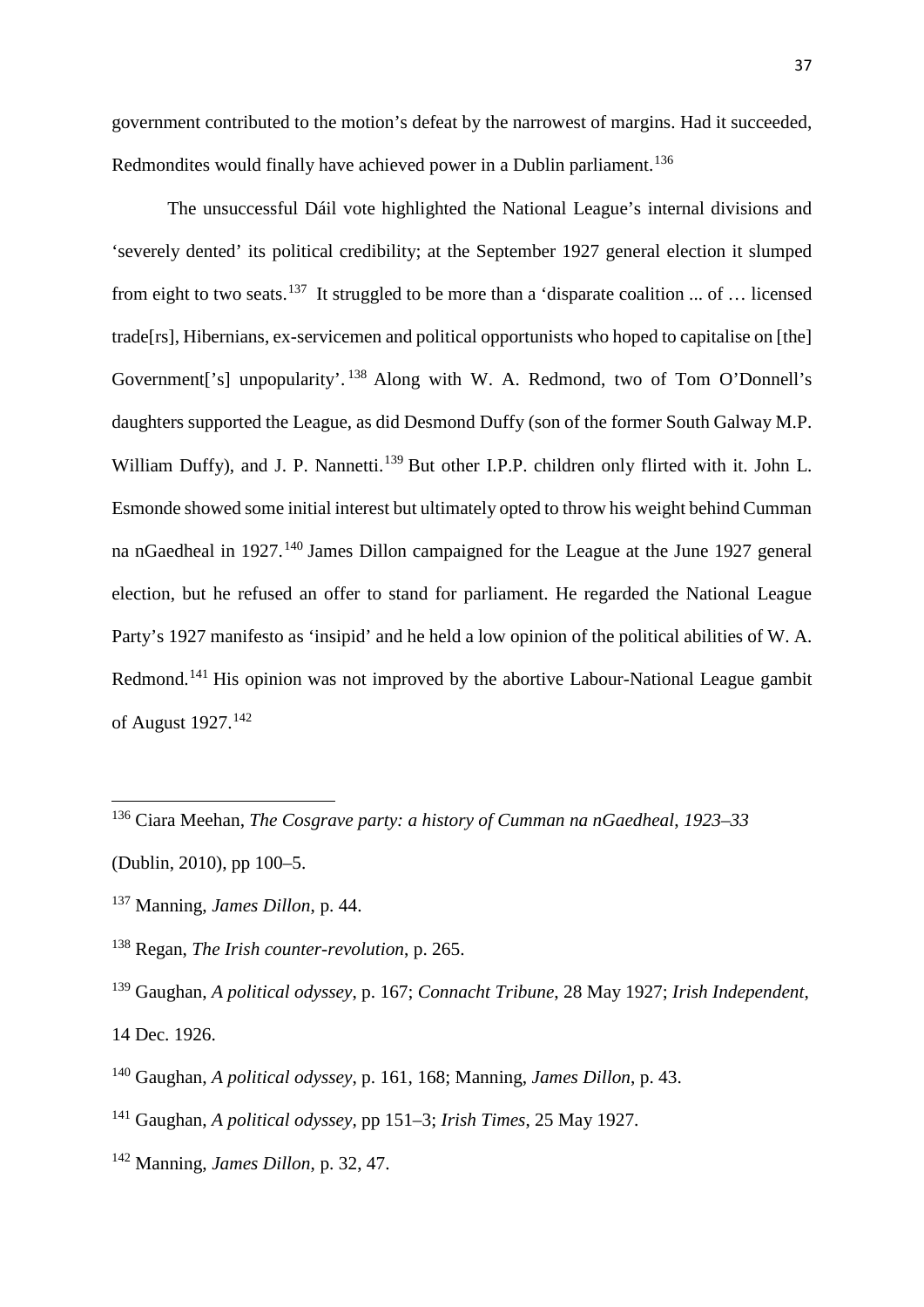government contributed to the motion's defeat by the narrowest of margins. Had it succeeded, Redmondites would finally have achieved power in a Dublin parliament.[136]

The unsuccessful Dáil vote highlighted the National League's internal divisions and 'severely dented' its political credibility; at the September 1927 general election it slumped from eight to two seats.[137] It struggled to be more than a 'disparate coalition ... of … licensed trade[rs], Hibernians, ex-servicemen and political opportunists who hoped to capitalise on [the] Government['s] unpopularity'.[138] Along with W. A. Redmond, two of Tom O'Donnell's daughters supported the League, as did Desmond Duffy (son of the former South Galway M.P. William Duffy), and J. P. Nannetti.[139] But other I.P.P. children only flirted with it. John L. Esmonde showed some initial interest but ultimately opted to throw his weight behind Cumman na nGaedheal in 1927.[140] James Dillon campaigned for the League at the June 1927 general election, but he refused an offer to stand for parliament. He regarded the National League Party's 1927 manifesto as 'insipid' and he held a low opinion of the political abilities of W. A. Redmond.[141] His opinion was not improved by the abortive Labour-National League gambit of August 1927.[142]

---

[136] Ciara Meehan, *The Cosgrave party: a history of Cumman na nGaedheal, 1923–33* (Dublin, 2010), pp 100–5.

[137] Manning, *James Dillon*, p. 44.

[138] Regan, *The Irish counter-revolution*, p. 265.

[139] Gaughan, *A political odyssey*, p. 167; *Connacht Tribune*, 28 May 1927; *Irish Independent*, 14 Dec. 1926.

[140] Gaughan, *A political odyssey*, p. 161, 168; Manning, *James Dillon*, p. 43.

[141] Gaughan, *A political odyssey*, pp 151–3; *Irish Times*, 25 May 1927.

[142] Manning, *James Dillon*, p. 32, 47.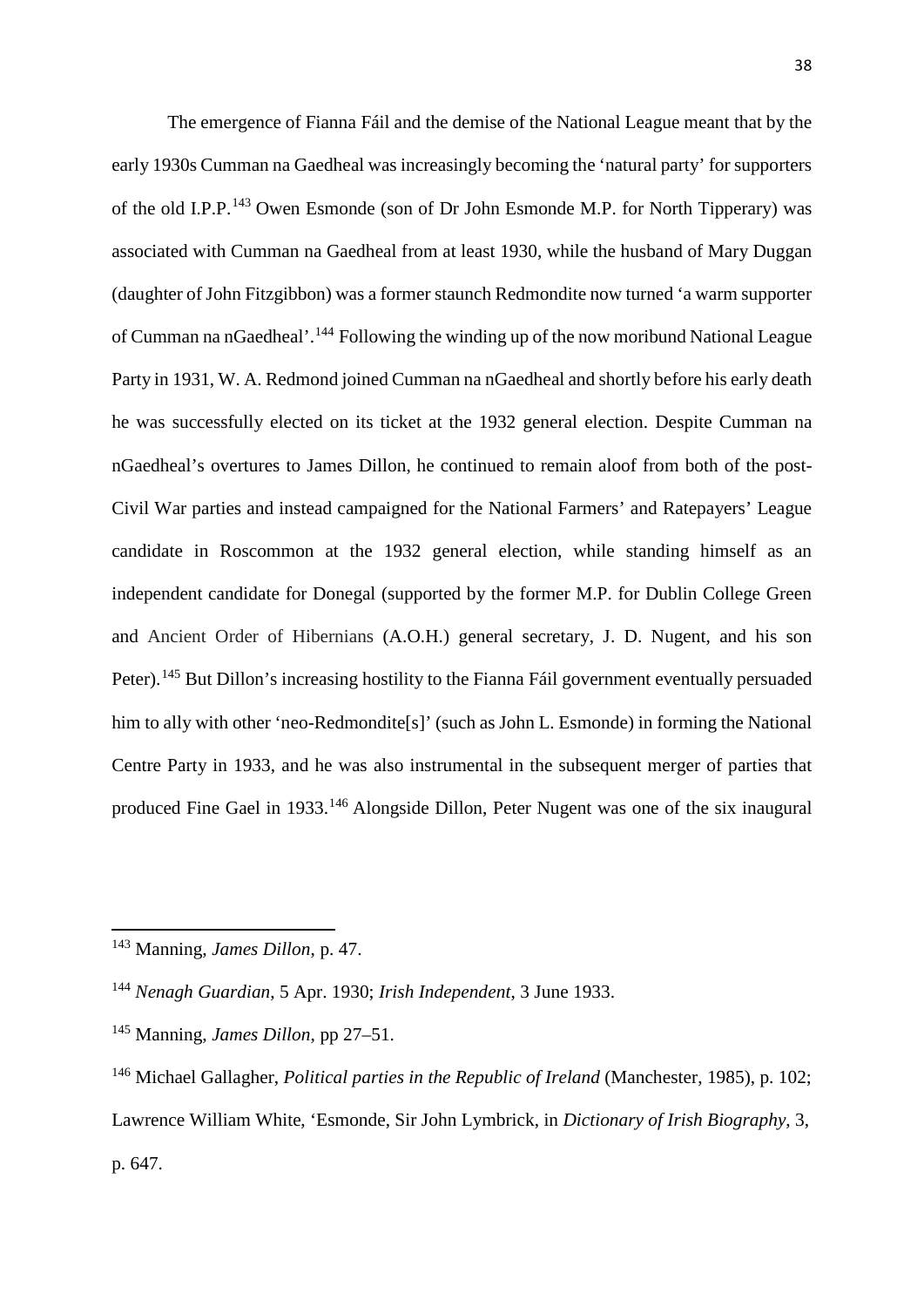The emergence of Fianna Fáil and the demise of the National League meant that by the early 1930s Cumman na Gaedheal was increasingly becoming the 'natural party' for supporters of the old I.P.P.[143] Owen Esmonde (son of Dr John Esmonde M.P. for North Tipperary) was associated with Cumman na Gaedheal from at least 1930, while the husband of Mary Duggan (daughter of John Fitzgibbon) was a former staunch Redmondite now turned 'a warm supporter of Cumman na nGaedheal'.[144] Following the winding up of the now moribund National League Party in 1931, W. A. Redmond joined Cumman na nGaedheal and shortly before his early death he was successfully elected on its ticket at the 1932 general election. Despite Cumman na nGaedheal's overtures to James Dillon, he continued to remain aloof from both of the post-Civil War parties and instead campaigned for the National Farmers' and Ratepayers' League candidate in Roscommon at the 1932 general election, while standing himself as an independent candidate for Donegal (supported by the former M.P. for Dublin College Green and Ancient Order of Hibernians (A.O.H.) general secretary, J. D. Nugent, and his son Peter).[145] But Dillon's increasing hostility to the Fianna Fáil government eventually persuaded him to ally with other 'neo-Redmondite[s]' (such as John L. Esmonde) in forming the National Centre Party in 1933, and he was also instrumental in the subsequent merger of parties that produced Fine Gael in 1933.[146] Alongside Dillon, Peter Nugent was one of the six inaugural

---

[143] Manning, *James Dillon*, p. 47.

[144] *Nenagh Guardian*, 5 Apr. 1930; *Irish Independent*, 3 June 1933.

[145] Manning, *James Dillon*, pp 27–51.

[146] Michael Gallagher, *Political parties in the Republic of Ireland* (Manchester, 1985), p. 102; Lawrence William White, 'Esmonde, Sir John Lymbrick, in *Dictionary of Irish Biography*, 3, p. 647.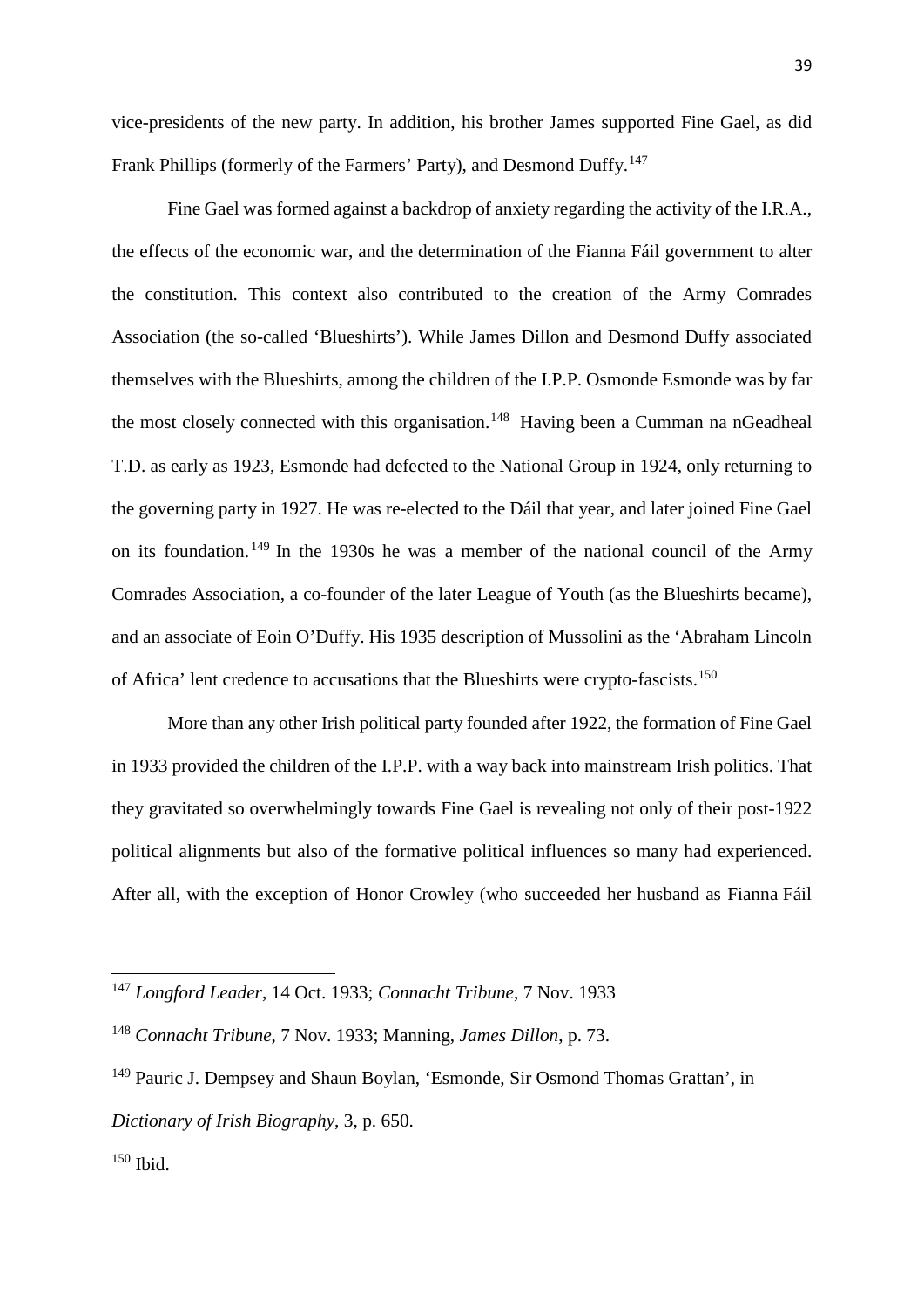vice-presidents of the new party. In addition, his brother James supported Fine Gael, as did Frank Phillips (formerly of the Farmers' Party), and Desmond Duffy.[147]

Fine Gael was formed against a backdrop of anxiety regarding the activity of the I.R.A., the effects of the economic war, and the determination of the Fianna Fáil government to alter the constitution. This context also contributed to the creation of the Army Comrades Association (the so-called 'Blueshirts'). While James Dillon and Desmond Duffy associated themselves with the Blueshirts, among the children of the I.P.P. Osmonde Esmonde was by far the most closely connected with this organisation.[148] Having been a Cumman na nGeadheal T.D. as early as 1923, Esmonde had defected to the National Group in 1924, only returning to the governing party in 1927. He was re-elected to the Dáil that year, and later joined Fine Gael on its foundation.[149] In the 1930s he was a member of the national council of the Army Comrades Association, a co-founder of the later League of Youth (as the Blueshirts became), and an associate of Eoin O'Duffy. His 1935 description of Mussolini as the 'Abraham Lincoln of Africa' lent credence to accusations that the Blueshirts were crypto-fascists.[150]

More than any other Irish political party founded after 1922, the formation of Fine Gael in 1933 provided the children of the I.P.P. with a way back into mainstream Irish politics. That they gravitated so overwhelmingly towards Fine Gael is revealing not only of their post-1922 political alignments but also of the formative political influences so many had experienced. After all, with the exception of Honor Crowley (who succeeded her husband as Fianna Fáil

---

[147] *Longford Leader*, 14 Oct. 1933; *Connacht Tribune*, 7 Nov. 1933

[148] *Connacht Tribune*, 7 Nov. 1933; Manning, *James Dillon*, p. 73.

[149] Pauric J. Dempsey and Shaun Boylan, 'Esmonde, Sir Osmond Thomas Grattan', in *Dictionary of Irish Biography*, 3, p. 650.

[150] Ibid.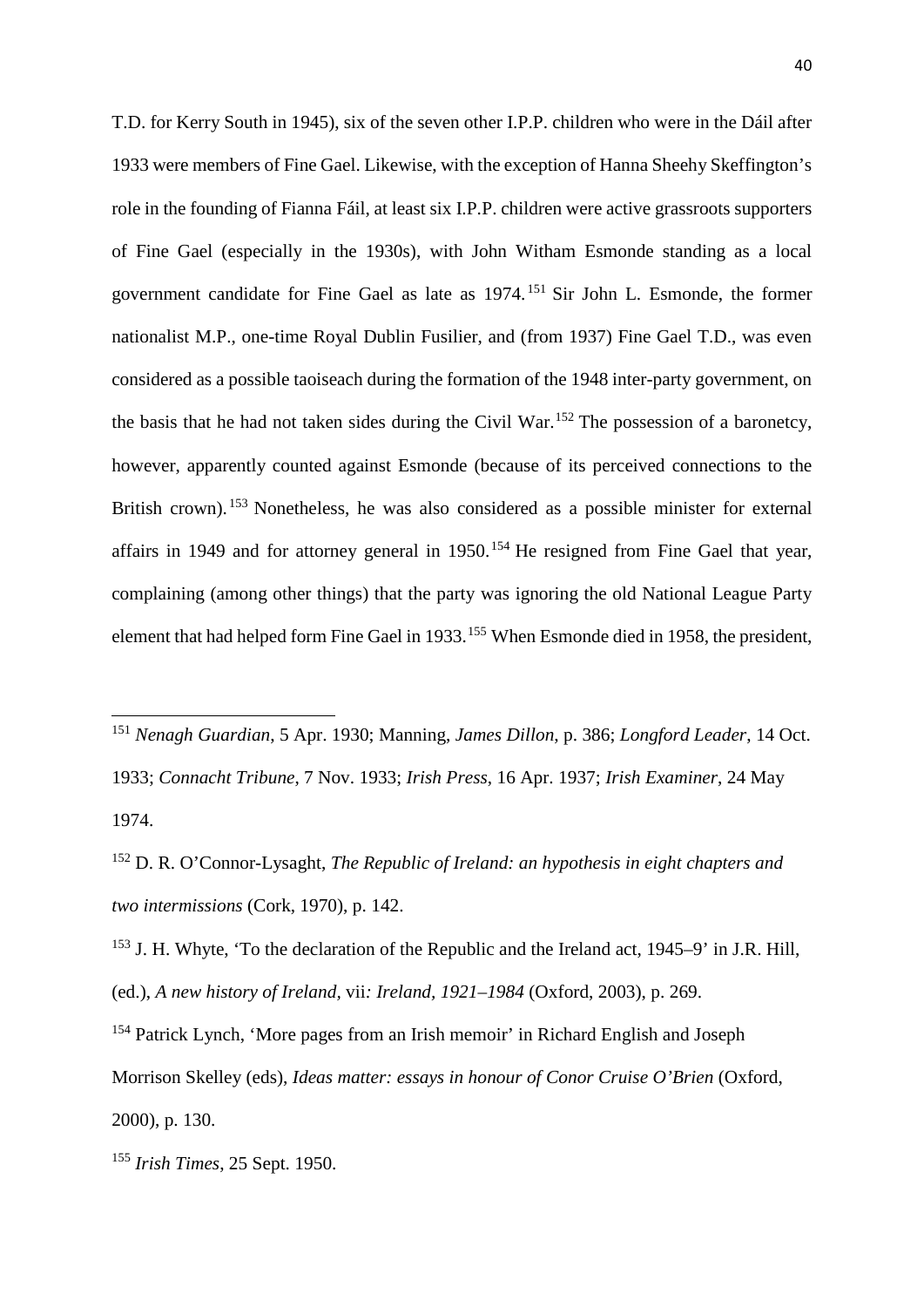T.D. for Kerry South in 1945), six of the seven other I.P.P. children who were in the Dáil after 1933 were members of Fine Gael. Likewise, with the exception of Hanna Sheehy Skeffington's role in the founding of Fianna Fáil, at least six I.P.P. children were active grassroots supporters of Fine Gael (especially in the 1930s), with John Witham Esmonde standing as a local government candidate for Fine Gael as late as 1974.[151] Sir John L. Esmonde, the former nationalist M.P., one-time Royal Dublin Fusilier, and (from 1937) Fine Gael T.D., was even considered as a possible taoiseach during the formation of the 1948 inter-party government, on the basis that he had not taken sides during the Civil War.[152] The possession of a baronetcy, however, apparently counted against Esmonde (because of its perceived connections to the British crown).[153] Nonetheless, he was also considered as a possible minister for external affairs in 1949 and for attorney general in 1950.[154] He resigned from Fine Gael that year, complaining (among other things) that the party was ignoring the old National League Party element that had helped form Fine Gael in 1933.[155] When Esmonde died in 1958, the president,

---

[151] *Nenagh Guardian*, 5 Apr. 1930; Manning, *James Dillon*, p. 386; *Longford Leader*, 14 Oct. 1933; *Connacht Tribune*, 7 Nov. 1933; *Irish Press*, 16 Apr. 1937; *Irish Examiner*, 24 May 1974.

[152] D. R. O'Connor-Lysaght, *The Republic of Ireland: an hypothesis in eight chapters and two intermissions* (Cork, 1970), p. 142.

[153] J. H. Whyte, 'To the declaration of the Republic and the Ireland act, 1945–9' in J.R. Hill, (ed.), *A new history of Ireland,* vii*: Ireland, 1921–1984* (Oxford, 2003), p. 269.

[154] Patrick Lynch, 'More pages from an Irish memoir' in Richard English and Joseph Morrison Skelley (eds), *Ideas matter: essays in honour of Conor Cruise O'Brien* (Oxford, 2000), p. 130.

[155] *Irish Times*, 25 Sept. 1950.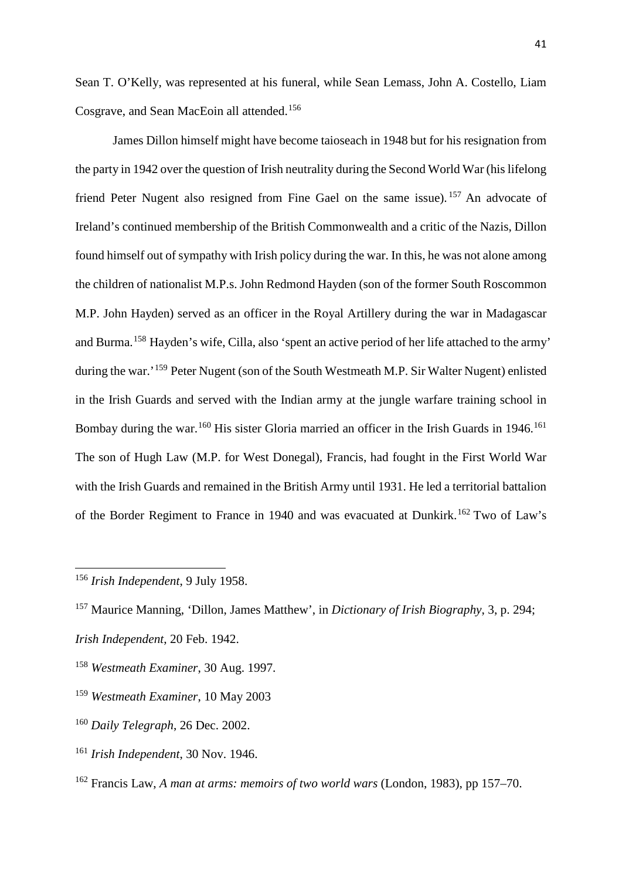Sean T. O'Kelly, was represented at his funeral, while Sean Lemass, John A. Costello, Liam Cosgrave, and Sean MacEoin all attended.[156]

James Dillon himself might have become taioseach in 1948 but for his resignation from the party in 1942 over the question of Irish neutrality during the Second World War (his lifelong friend Peter Nugent also resigned from Fine Gael on the same issue).[157] An advocate of Ireland's continued membership of the British Commonwealth and a critic of the Nazis, Dillon found himself out of sympathy with Irish policy during the war. In this, he was not alone among the children of nationalist M.P.s. John Redmond Hayden (son of the former South Roscommon M.P. John Hayden) served as an officer in the Royal Artillery during the war in Madagascar and Burma.[158] Hayden's wife, Cilla, also 'spent an active period of her life attached to the army' during the war.'[159] Peter Nugent (son of the South Westmeath M.P. Sir Walter Nugent) enlisted in the Irish Guards and served with the Indian army at the jungle warfare training school in Bombay during the war.[160] His sister Gloria married an officer in the Irish Guards in 1946.[161] The son of Hugh Law (M.P. for West Donegal), Francis, had fought in the First World War with the Irish Guards and remained in the British Army until 1931. He led a territorial battalion of the Border Regiment to France in 1940 and was evacuated at Dunkirk.[162] Two of Law's

---

[156] *Irish Independent*, 9 July 1958.

[157] Maurice Manning, 'Dillon, James Matthew', in *Dictionary of Irish Biography*, 3, p. 294; *Irish Independent*, 20 Feb. 1942.

[158] *Westmeath Examiner*, 30 Aug. 1997.

[159] *Westmeath Examiner*, 10 May 2003

[160] *Daily Telegraph*, 26 Dec. 2002.

[161] *Irish Independent*, 30 Nov. 1946.

[162] Francis Law, *A man at arms: memoirs of two world wars* (London, 1983), pp 157–70.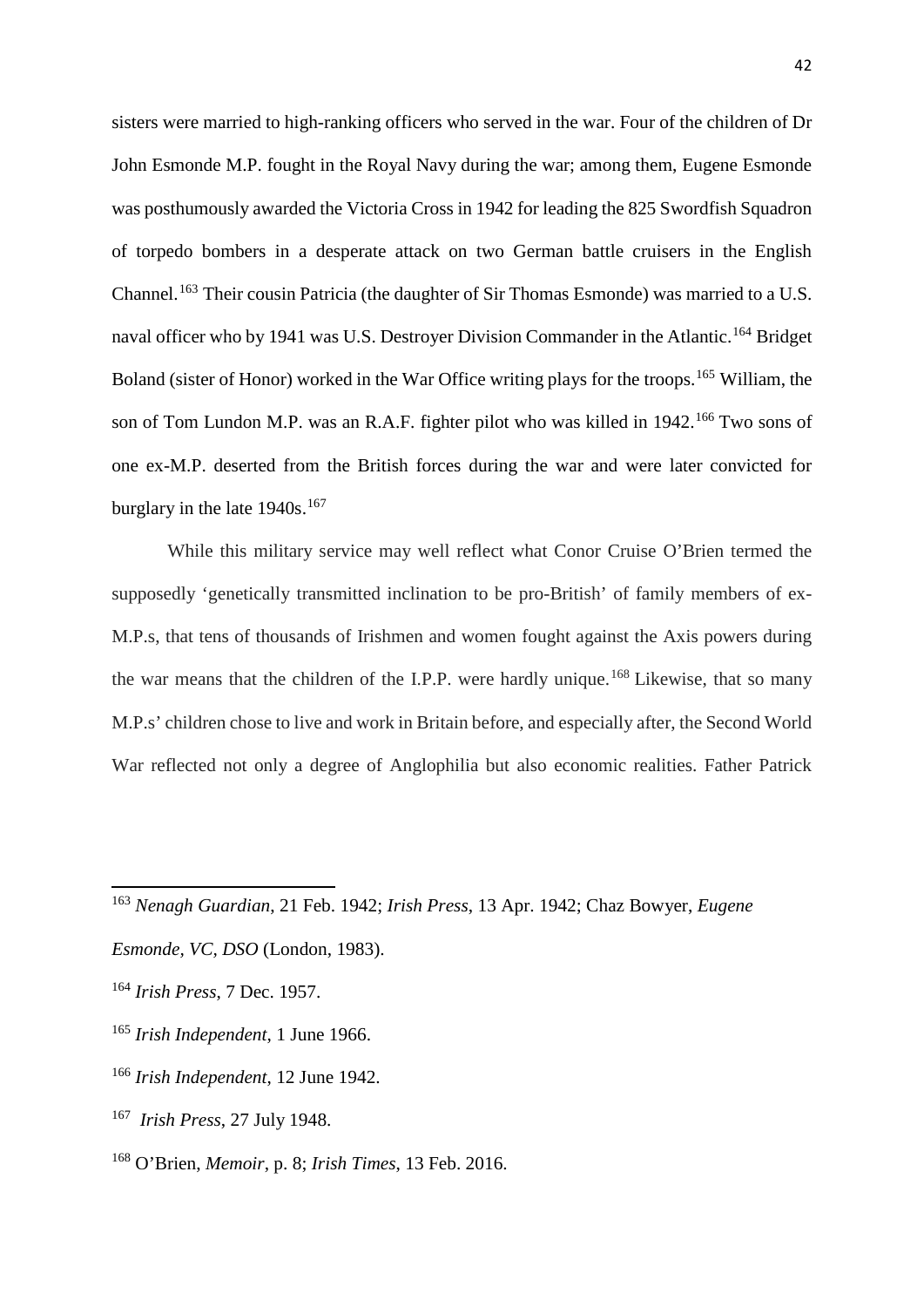sisters were married to high-ranking officers who served in the war. Four of the children of Dr John Esmonde M.P. fought in the Royal Navy during the war; among them, Eugene Esmonde was posthumously awarded the Victoria Cross in 1942 for leading the 825 Swordfish Squadron of torpedo bombers in a desperate attack on two German battle cruisers in the English Channel.[163] Their cousin Patricia (the daughter of Sir Thomas Esmonde) was married to a U.S. naval officer who by 1941 was U.S. Destroyer Division Commander in the Atlantic.[164] Bridget Boland (sister of Honor) worked in the War Office writing plays for the troops.[165] William, the son of Tom Lundon M.P. was an R.A.F. fighter pilot who was killed in 1942.[166] Two sons of one ex-M.P. deserted from the British forces during the war and were later convicted for burglary in the late 1940s.[167]

While this military service may well reflect what Conor Cruise O'Brien termed the supposedly 'genetically transmitted inclination to be pro-British' of family members of ex-M.P.s, that tens of thousands of Irishmen and women fought against the Axis powers during the war means that the children of the I.P.P. were hardly unique.[168] Likewise, that so many M.P.s' children chose to live and work in Britain before, and especially after, the Second World War reflected not only a degree of Anglophilia but also economic realities. Father Patrick

---

[163] *Nenagh Guardian*, 21 Feb. 1942; *Irish Press*, 13 Apr. 1942; Chaz Bowyer, *Eugene Esmonde, VC, DSO* (London, 1983).

[164] *Irish Press*, 7 Dec. 1957.

[165] *Irish Independent*, 1 June 1966.

[166] *Irish Independent*, 12 June 1942.

[167] *Irish Press*, 27 July 1948.

[168] O'Brien, *Memoir*, p. 8; *Irish Times*, 13 Feb. 2016.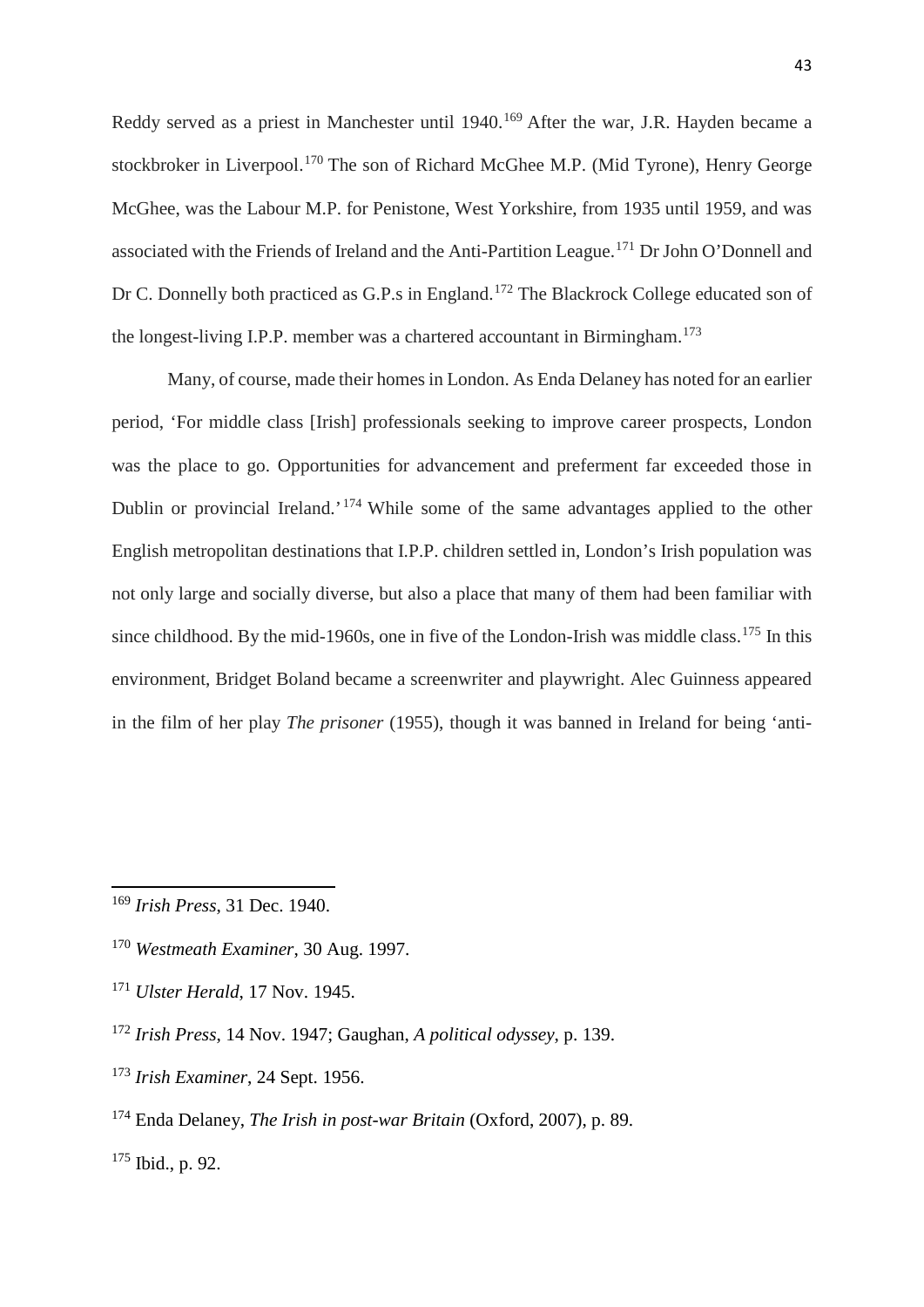Reddy served as a priest in Manchester until 1940.[169] After the war, J.R. Hayden became a stockbroker in Liverpool.[170] The son of Richard McGhee M.P. (Mid Tyrone), Henry George McGhee, was the Labour M.P. for Penistone, West Yorkshire, from 1935 until 1959, and was associated with the Friends of Ireland and the Anti-Partition League.[171] Dr John O'Donnell and Dr C. Donnelly both practiced as G.P.s in England.[172] The Blackrock College educated son of the longest-living I.P.P. member was a chartered accountant in Birmingham.[173]

Many, of course, made their homes in London. As Enda Delaney has noted for an earlier period, 'For middle class [Irish] professionals seeking to improve career prospects, London was the place to go. Opportunities for advancement and preferment far exceeded those in Dublin or provincial Ireland.'[174] While some of the same advantages applied to the other English metropolitan destinations that I.P.P. children settled in, London's Irish population was not only large and socially diverse, but also a place that many of them had been familiar with since childhood. By the mid-1960s, one in five of the London-Irish was middle class.[175] In this environment, Bridget Boland became a screenwriter and playwright. Alec Guinness appeared in the film of her play *The prisoner* (1955), though it was banned in Ireland for being 'anti-

---

[169] *Irish Press*, 31 Dec. 1940.

[170] *Westmeath Examiner*, 30 Aug. 1997.

[171] *Ulster Herald*, 17 Nov. 1945.

[172] *Irish Press*, 14 Nov. 1947; Gaughan, *A political odyssey*, p. 139.

[173] *Irish Examiner*, 24 Sept. 1956.

[174] Enda Delaney, *The Irish in post-war Britain* (Oxford, 2007), p. 89.

[175] Ibid., p. 92.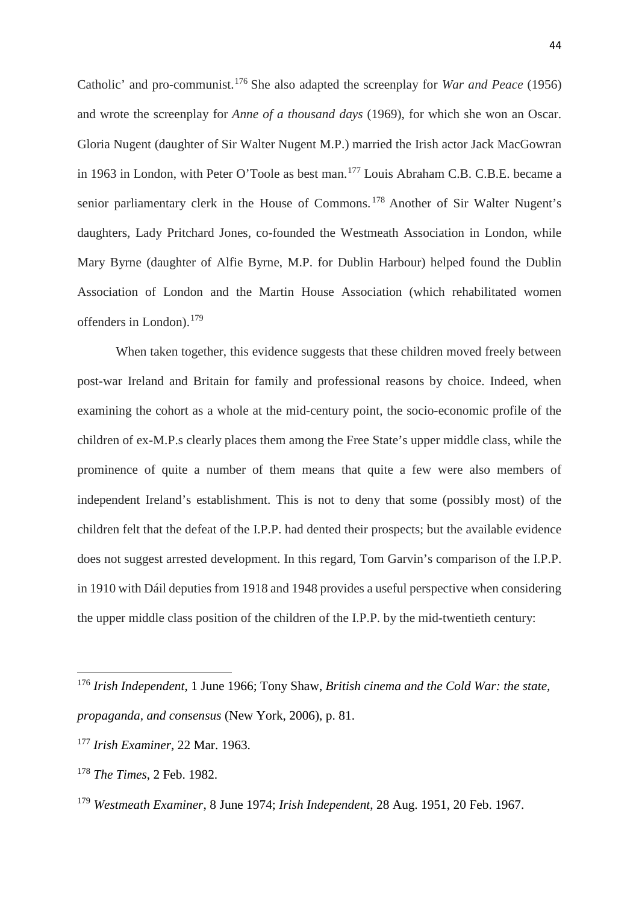Catholic' and pro-communist.[176] She also adapted the screenplay for *War and Peace* (1956) and wrote the screenplay for *Anne of a thousand days* (1969), for which she won an Oscar. Gloria Nugent (daughter of Sir Walter Nugent M.P.) married the Irish actor Jack MacGowran in 1963 in London, with Peter O'Toole as best man.[177] Louis Abraham C.B. C.B.E. became a senior parliamentary clerk in the House of Commons.[178] Another of Sir Walter Nugent's daughters, Lady Pritchard Jones, co-founded the Westmeath Association in London, while Mary Byrne (daughter of Alfie Byrne, M.P. for Dublin Harbour) helped found the Dublin Association of London and the Martin House Association (which rehabilitated women offenders in London).[179]

When taken together, this evidence suggests that these children moved freely between post-war Ireland and Britain for family and professional reasons by choice. Indeed, when examining the cohort as a whole at the mid-century point, the socio-economic profile of the children of ex-M.P.s clearly places them among the Free State's upper middle class, while the prominence of quite a number of them means that quite a few were also members of independent Ireland's establishment. This is not to deny that some (possibly most) of the children felt that the defeat of the I.P.P. had dented their prospects; but the available evidence does not suggest arrested development. In this regard, Tom Garvin's comparison of the I.P.P. in 1910 with Dáil deputies from 1918 and 1948 provides a useful perspective when considering the upper middle class position of the children of the I.P.P. by the mid-twentieth century:

---

[176] *Irish Independent*, 1 June 1966; Tony Shaw, *British cinema and the Cold War: the state, propaganda, and consensus* (New York, 2006), p. 81.

[177] *Irish Examiner*, 22 Mar. 1963.

[178] *The Times*, 2 Feb. 1982.

[179] *Westmeath Examiner*, 8 June 1974; *Irish Independent*, 28 Aug. 1951, 20 Feb. 1967.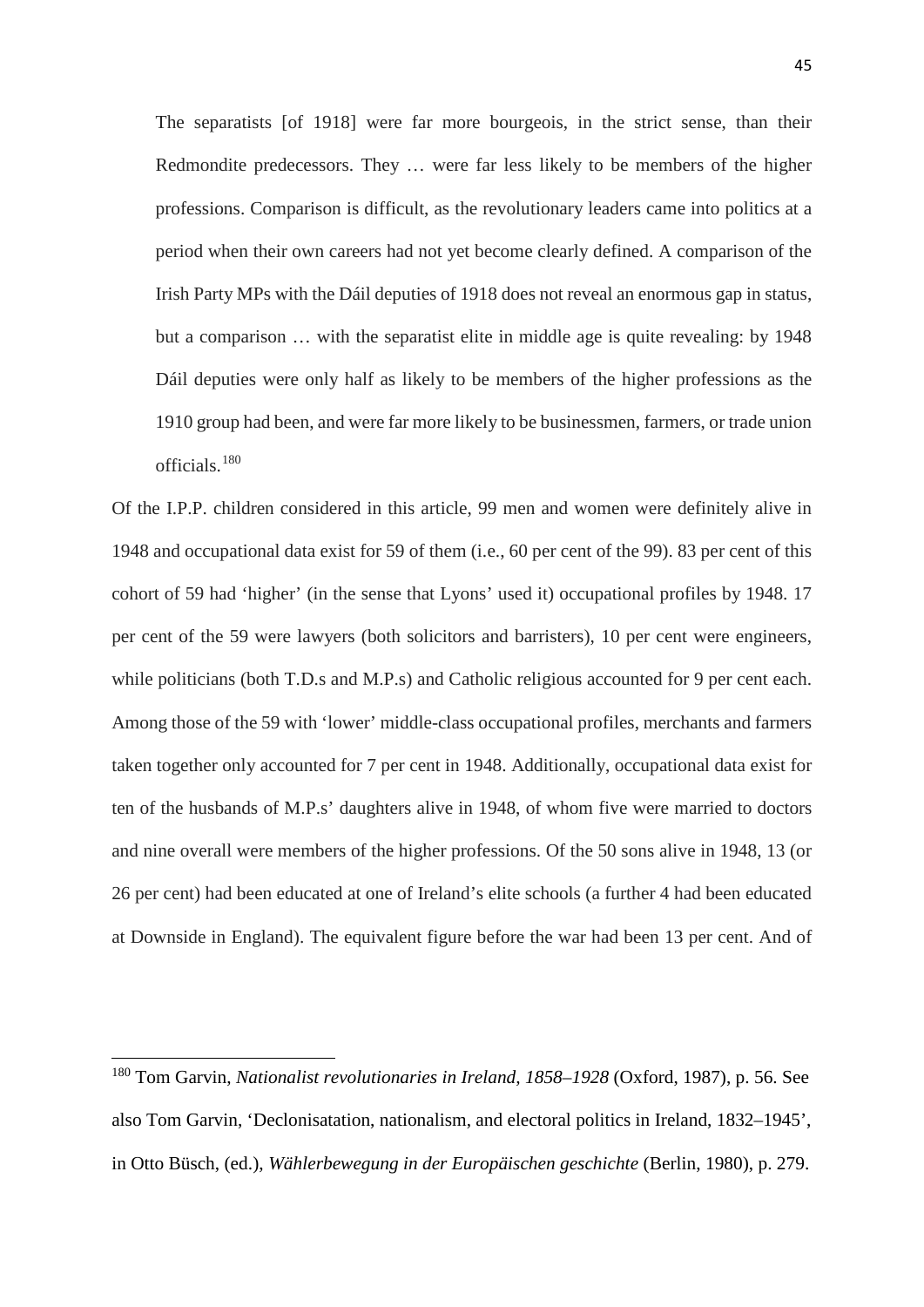> The separatists [of 1918] were far more bourgeois, in the strict sense, than their Redmondite predecessors. They … were far less likely to be members of the higher professions. Comparison is difficult, as the revolutionary leaders came into politics at a period when their own careers had not yet become clearly defined. A comparison of the Irish Party MPs with the Dáil deputies of 1918 does not reveal an enormous gap in status, but a comparison … with the separatist elite in middle age is quite revealing: by 1948 Dáil deputies were only half as likely to be members of the higher professions as the 1910 group had been, and were far more likely to be businessmen, farmers, or trade union officials.[180]

Of the I.P.P. children considered in this article, 99 men and women were definitely alive in 1948 and occupational data exist for 59 of them (i.e., 60 per cent of the 99). 83 per cent of this cohort of 59 had 'higher' (in the sense that Lyons' used it) occupational profiles by 1948. 17 per cent of the 59 were lawyers (both solicitors and barristers), 10 per cent were engineers, while politicians (both T.D.s and M.P.s) and Catholic religious accounted for 9 per cent each. Among those of the 59 with 'lower' middle-class occupational profiles, merchants and farmers taken together only accounted for 7 per cent in 1948. Additionally, occupational data exist for ten of the husbands of M.P.s' daughters alive in 1948, of whom five were married to doctors and nine overall were members of the higher professions. Of the 50 sons alive in 1948, 13 (or 26 per cent) had been educated at one of Ireland's elite schools (a further 4 had been educated at Downside in England). The equivalent figure before the war had been 13 per cent. And of

---

[180] Tom Garvin, *Nationalist revolutionaries in Ireland, 1858–1928* (Oxford, 1987), p. 56. See also Tom Garvin, 'Declonisatation, nationalism, and electoral politics in Ireland, 1832–1945', in Otto Büsch, (ed.), *Wählerbewegung in der Europäischen geschichte* (Berlin, 1980), p. 279.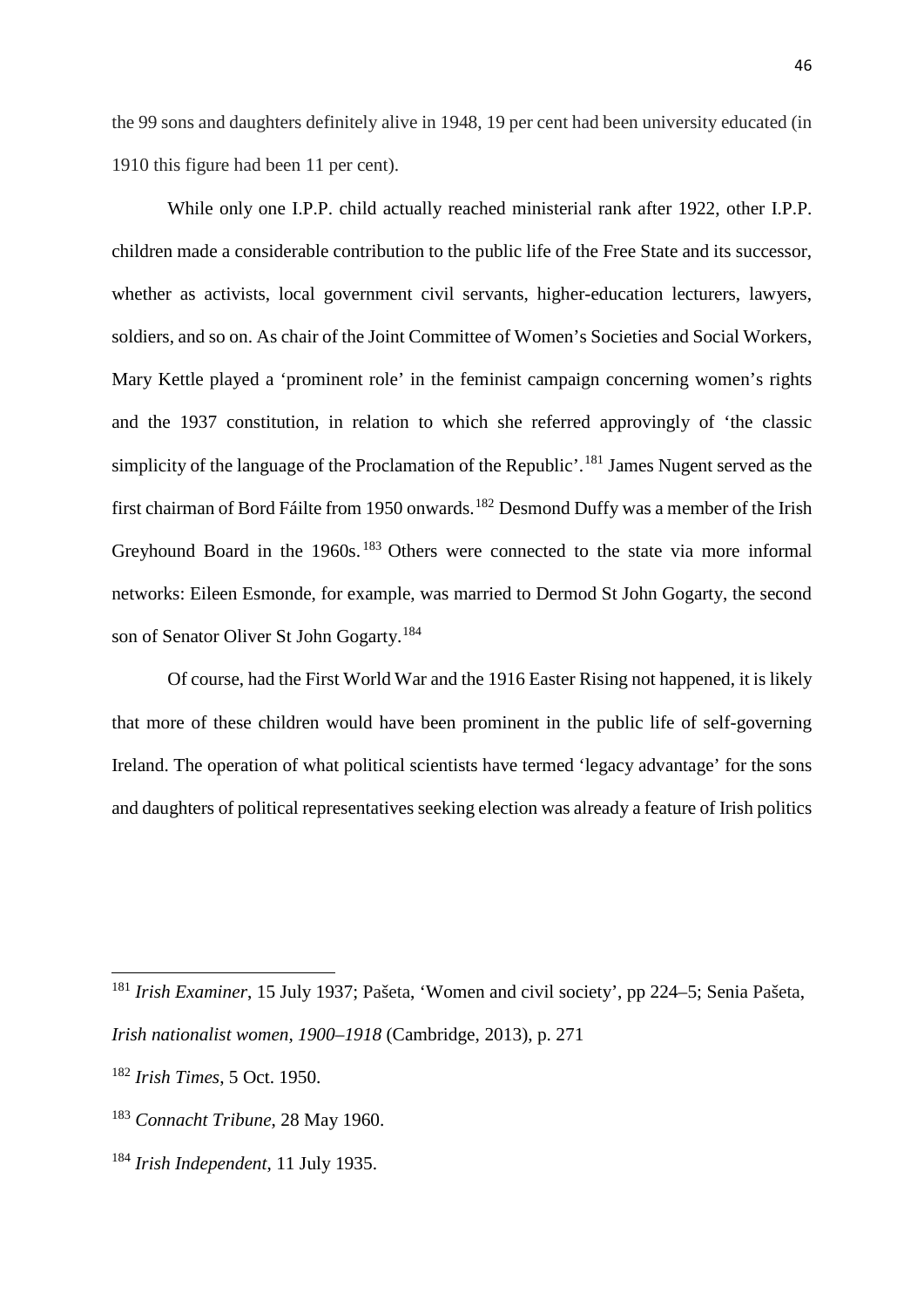the 99 sons and daughters definitely alive in 1948, 19 per cent had been university educated (in 1910 this figure had been 11 per cent).

While only one I.P.P. child actually reached ministerial rank after 1922, other I.P.P. children made a considerable contribution to the public life of the Free State and its successor, whether as activists, local government civil servants, higher-education lecturers, lawyers, soldiers, and so on. As chair of the Joint Committee of Women's Societies and Social Workers, Mary Kettle played a 'prominent role' in the feminist campaign concerning women's rights and the 1937 constitution, in relation to which she referred approvingly of 'the classic simplicity of the language of the Proclamation of the Republic'.[181] James Nugent served as the first chairman of Bord Fáilte from 1950 onwards.[182] Desmond Duffy was a member of the Irish Greyhound Board in the 1960s.[183] Others were connected to the state via more informal networks: Eileen Esmonde, for example, was married to Dermod St John Gogarty, the second son of Senator Oliver St John Gogarty.[184]

Of course, had the First World War and the 1916 Easter Rising not happened, it is likely that more of these children would have been prominent in the public life of self-governing Ireland. The operation of what political scientists have termed 'legacy advantage' for the sons and daughters of political representatives seeking election was already a feature of Irish politics

---

[181] *Irish Examiner*, 15 July 1937; Pašeta, 'Women and civil society', pp 224–5; Senia Pašeta, *Irish nationalist women, 1900–1918* (Cambridge, 2013), p. 271

[182] *Irish Times*, 5 Oct. 1950.

[183] *Connacht Tribune*, 28 May 1960.

[184] *Irish Independent*, 11 July 1935.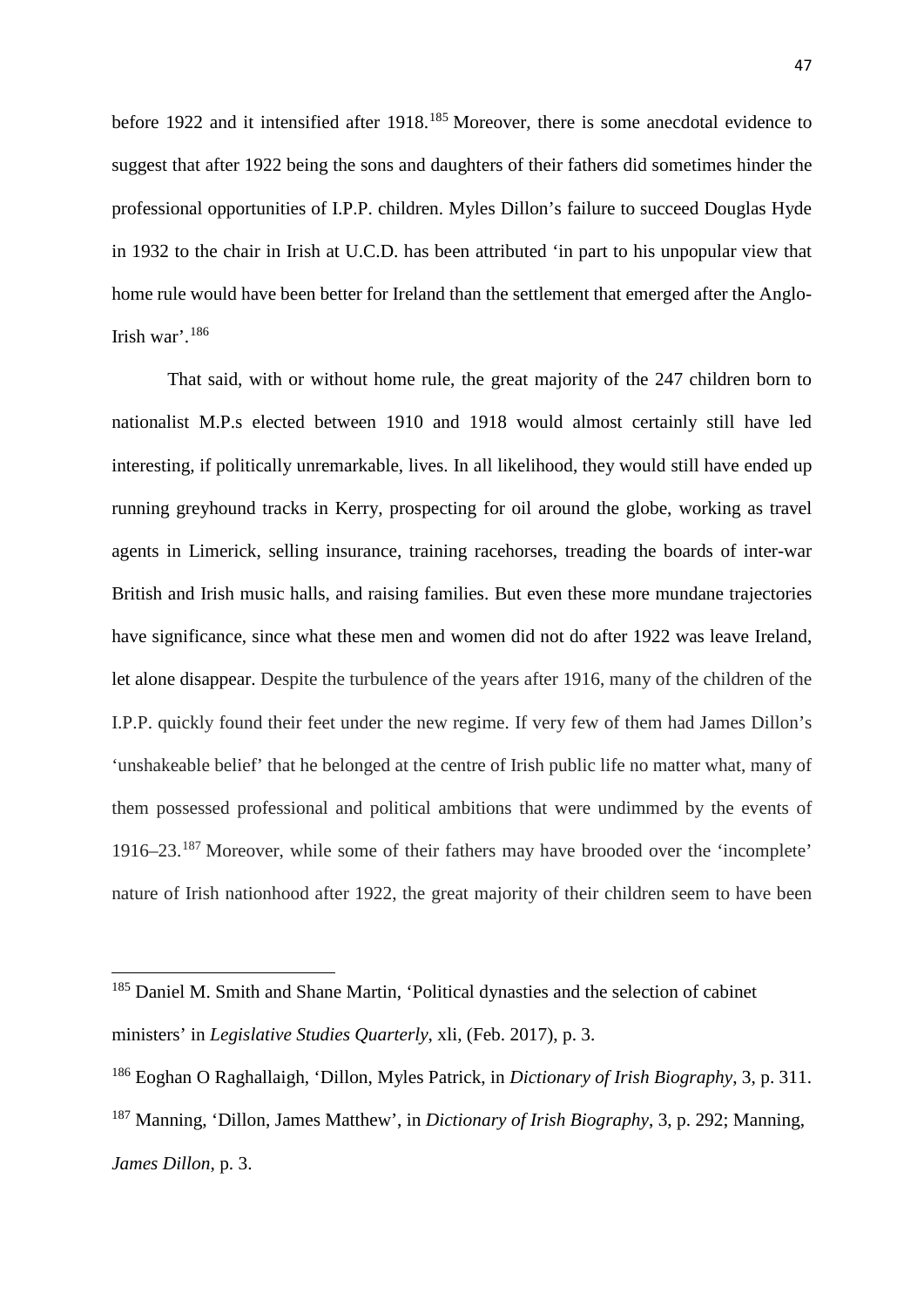before 1922 and it intensified after 1918.[185] Moreover, there is some anecdotal evidence to suggest that after 1922 being the sons and daughters of their fathers did sometimes hinder the professional opportunities of I.P.P. children. Myles Dillon's failure to succeed Douglas Hyde in 1932 to the chair in Irish at U.C.D. has been attributed 'in part to his unpopular view that home rule would have been better for Ireland than the settlement that emerged after the Anglo-Irish war'.[186]

That said, with or without home rule, the great majority of the 247 children born to nationalist M.P.s elected between 1910 and 1918 would almost certainly still have led interesting, if politically unremarkable, lives. In all likelihood, they would still have ended up running greyhound tracks in Kerry, prospecting for oil around the globe, working as travel agents in Limerick, selling insurance, training racehorses, treading the boards of inter-war British and Irish music halls, and raising families. But even these more mundane trajectories have significance, since what these men and women did not do after 1922 was leave Ireland, let alone disappear. Despite the turbulence of the years after 1916, many of the children of the I.P.P. quickly found their feet under the new regime. If very few of them had James Dillon's 'unshakeable belief' that he belonged at the centre of Irish public life no matter what, many of them possessed professional and political ambitions that were undimmed by the events of 1916–23.[187] Moreover, while some of their fathers may have brooded over the 'incomplete' nature of Irish nationhood after 1922, the great majority of their children seem to have been

---

[185] Daniel M. Smith and Shane Martin, 'Political dynasties and the selection of cabinet ministers' in *Legislative Studies Quarterly*, xli, (Feb. 2017), p. 3.

[186] Eoghan O Raghallaigh, 'Dillon, Myles Patrick, in *Dictionary of Irish Biography*, 3, p. 311.

[187] Manning, 'Dillon, James Matthew', in *Dictionary of Irish Biography*, 3, p. 292; Manning, *James Dillon*, p. 3.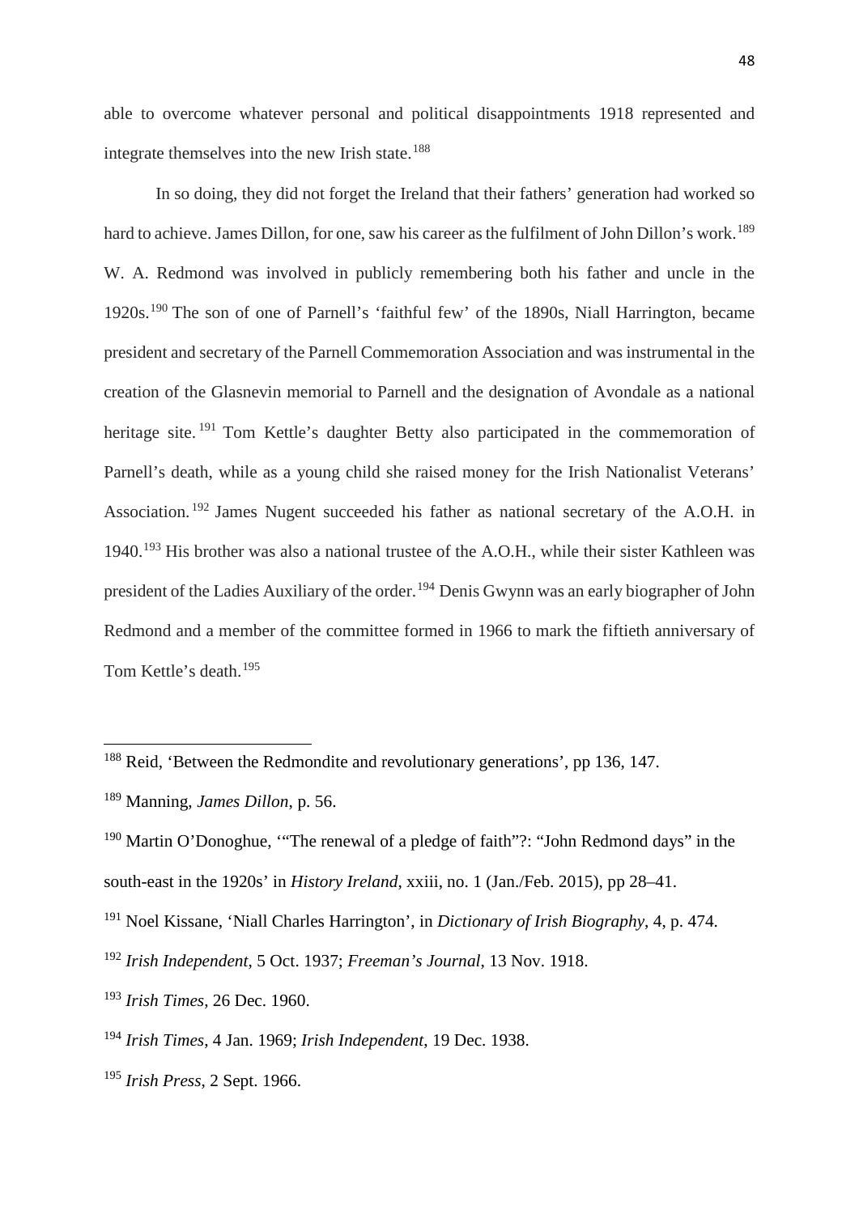able to overcome whatever personal and political disappointments 1918 represented and integrate themselves into the new Irish state.[188]

In so doing, they did not forget the Ireland that their fathers' generation had worked so hard to achieve. James Dillon, for one, saw his career as the fulfilment of John Dillon's work.[189] W. A. Redmond was involved in publicly remembering both his father and uncle in the 1920s.[190] The son of one of Parnell's 'faithful few' of the 1890s, Niall Harrington, became president and secretary of the Parnell Commemoration Association and was instrumental in the creation of the Glasnevin memorial to Parnell and the designation of Avondale as a national heritage site.[191] Tom Kettle's daughter Betty also participated in the commemoration of Parnell's death, while as a young child she raised money for the Irish Nationalist Veterans' Association.[192] James Nugent succeeded his father as national secretary of the A.O.H. in 1940.[193] His brother was also a national trustee of the A.O.H., while their sister Kathleen was president of the Ladies Auxiliary of the order.[194] Denis Gwynn was an early biographer of John Redmond and a member of the committee formed in 1966 to mark the fiftieth anniversary of Tom Kettle's death.[195]

---

[188] Reid, 'Between the Redmondite and revolutionary generations', pp 136, 147.

[189] Manning, *James Dillon*, p. 56.

[190] Martin O'Donoghue, '"The renewal of a pledge of faith"?: "John Redmond days" in the south-east in the 1920s' in *History Ireland*, xxiii, no. 1 (Jan./Feb. 2015), pp 28–41.

[191] Noel Kissane, 'Niall Charles Harrington', in *Dictionary of Irish Biography*, 4, p. 474.

[192] *Irish Independent*, 5 Oct. 1937; *Freeman's Journal*, 13 Nov. 1918.

[193] *Irish Times*, 26 Dec. 1960.

[194] *Irish Times*, 4 Jan. 1969; *Irish Independent*, 19 Dec. 1938.

[195] *Irish Press*, 2 Sept. 1966.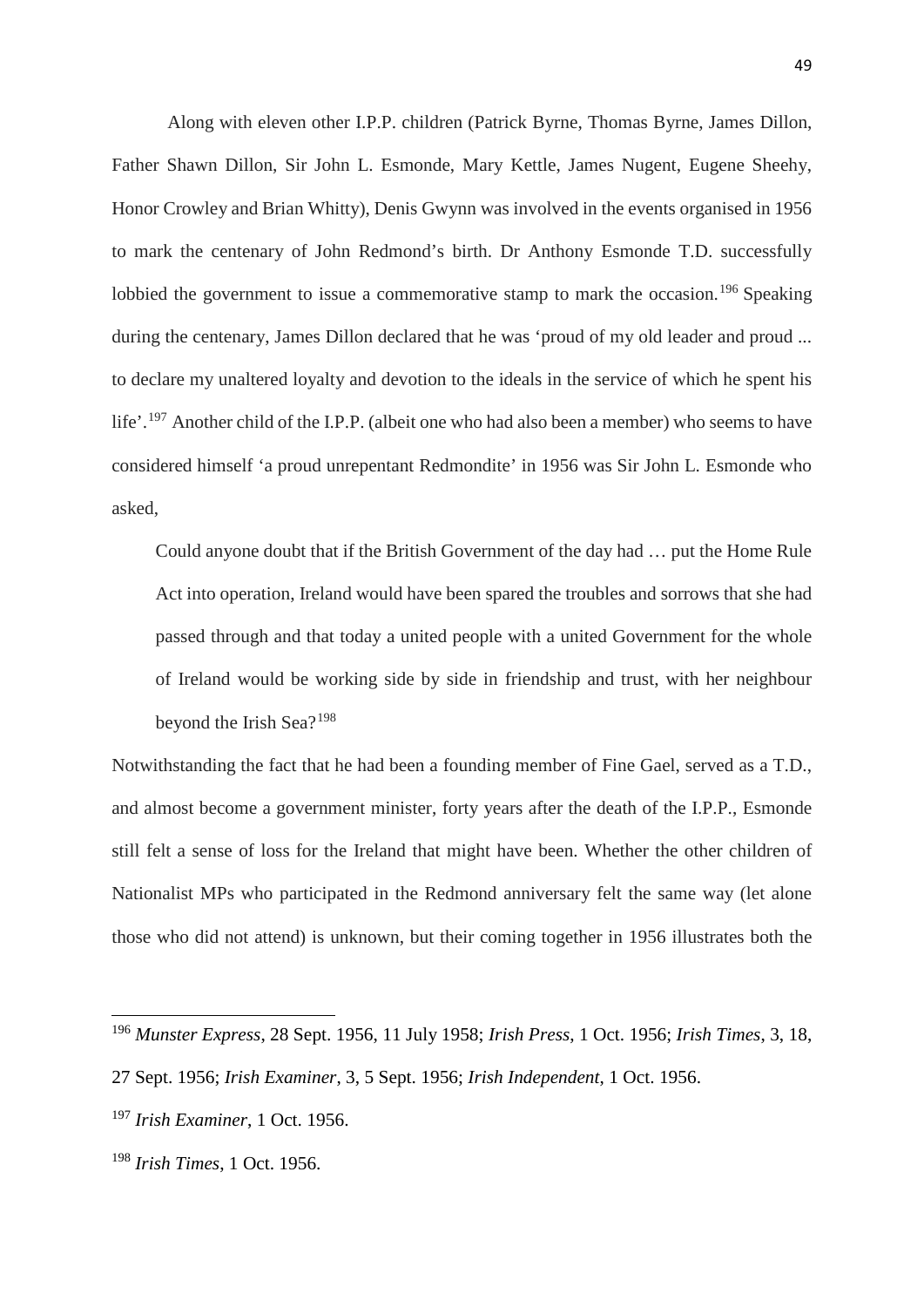Along with eleven other I.P.P. children (Patrick Byrne, Thomas Byrne, James Dillon, Father Shawn Dillon, Sir John L. Esmonde, Mary Kettle, James Nugent, Eugene Sheehy, Honor Crowley and Brian Whitty), Denis Gwynn was involved in the events organised in 1956 to mark the centenary of John Redmond's birth. Dr Anthony Esmonde T.D. successfully lobbied the government to issue a commemorative stamp to mark the occasion.[196] Speaking during the centenary, James Dillon declared that he was 'proud of my old leader and proud ... to declare my unaltered loyalty and devotion to the ideals in the service of which he spent his life'.[197] Another child of the I.P.P. (albeit one who had also been a member) who seems to have considered himself 'a proud unrepentant Redmondite' in 1956 was Sir John L. Esmonde who asked,

> Could anyone doubt that if the British Government of the day had … put the Home Rule Act into operation, Ireland would have been spared the troubles and sorrows that she had passed through and that today a united people with a united Government for the whole of Ireland would be working side by side in friendship and trust, with her neighbour beyond the Irish Sea?[198]

Notwithstanding the fact that he had been a founding member of Fine Gael, served as a T.D., and almost become a government minister, forty years after the death of the I.P.P., Esmonde still felt a sense of loss for the Ireland that might have been. Whether the other children of Nationalist MPs who participated in the Redmond anniversary felt the same way (let alone those who did not attend) is unknown, but their coming together in 1956 illustrates both the

---

[196] *Munster Express*, 28 Sept. 1956, 11 July 1958; *Irish Press*, 1 Oct. 1956; *Irish Times*, 3, 18, 27 Sept. 1956; *Irish Examiner*, 3, 5 Sept. 1956; *Irish Independent*, 1 Oct. 1956.

[197] *Irish Examiner*, 1 Oct. 1956.

[198] *Irish Times*, 1 Oct. 1956.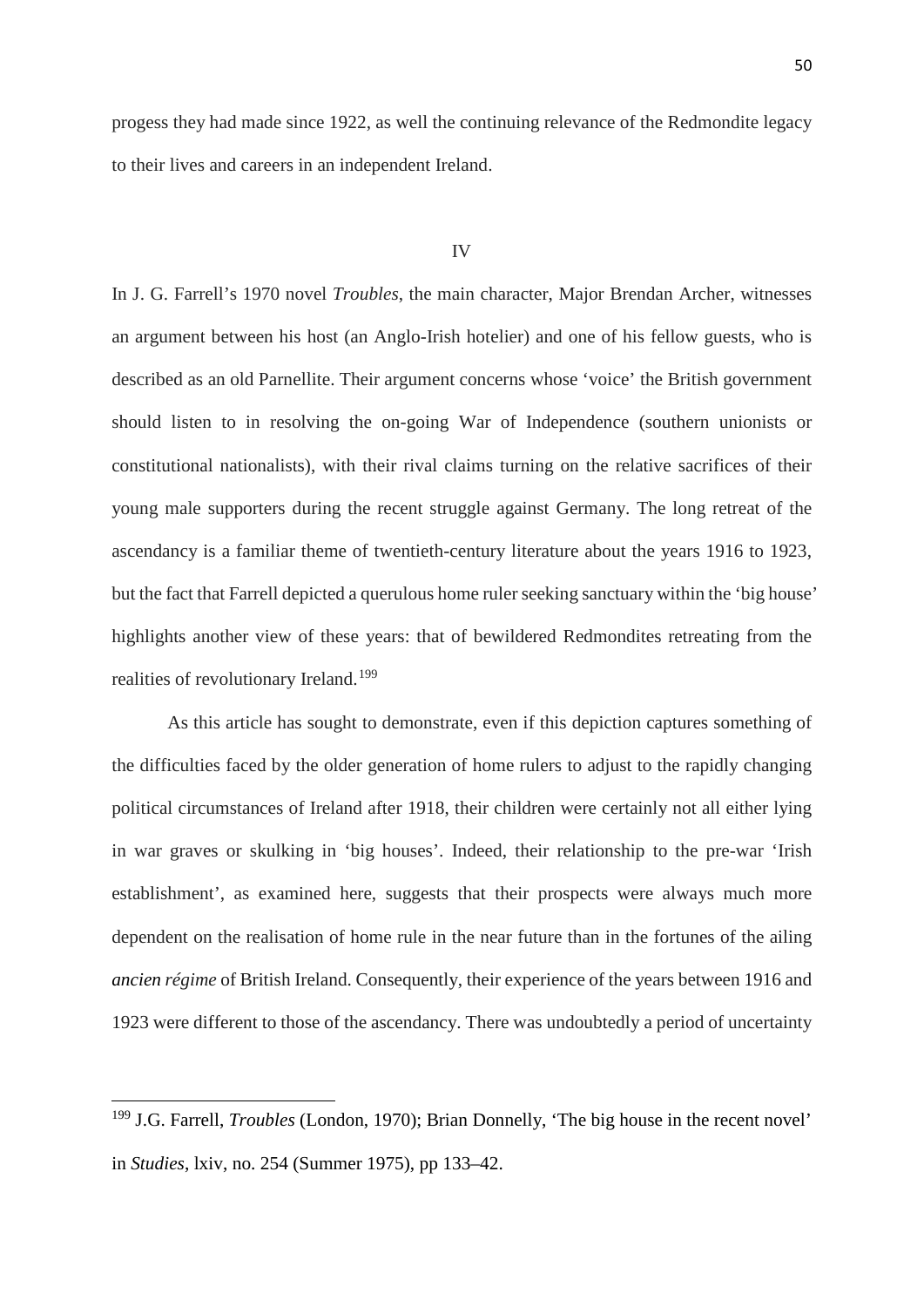progess they had made since 1922, as well the continuing relevance of the Redmondite legacy to their lives and careers in an independent Ireland.

## IV

In J. G. Farrell's 1970 novel *Troubles*, the main character, Major Brendan Archer, witnesses an argument between his host (an Anglo-Irish hotelier) and one of his fellow guests, who is described as an old Parnellite. Their argument concerns whose 'voice' the British government should listen to in resolving the on-going War of Independence (southern unionists or constitutional nationalists), with their rival claims turning on the relative sacrifices of their young male supporters during the recent struggle against Germany. The long retreat of the ascendancy is a familiar theme of twentieth-century literature about the years 1916 to 1923, but the fact that Farrell depicted a querulous home ruler seeking sanctuary within the 'big house' highlights another view of these years: that of bewildered Redmondites retreating from the realities of revolutionary Ireland.[199]

As this article has sought to demonstrate, even if this depiction captures something of the difficulties faced by the older generation of home rulers to adjust to the rapidly changing political circumstances of Ireland after 1918, their children were certainly not all either lying in war graves or skulking in 'big houses'. Indeed, their relationship to the pre-war 'Irish establishment', as examined here, suggests that their prospects were always much more dependent on the realisation of home rule in the near future than in the fortunes of the ailing *ancien régime* of British Ireland. Consequently, their experience of the years between 1916 and 1923 were different to those of the ascendancy. There was undoubtedly a period of uncertainty

---

[199] J.G. Farrell, *Troubles* (London, 1970); Brian Donnelly, 'The big house in the recent novel' in *Studies*, lxiv, no. 254 (Summer 1975), pp 133–42.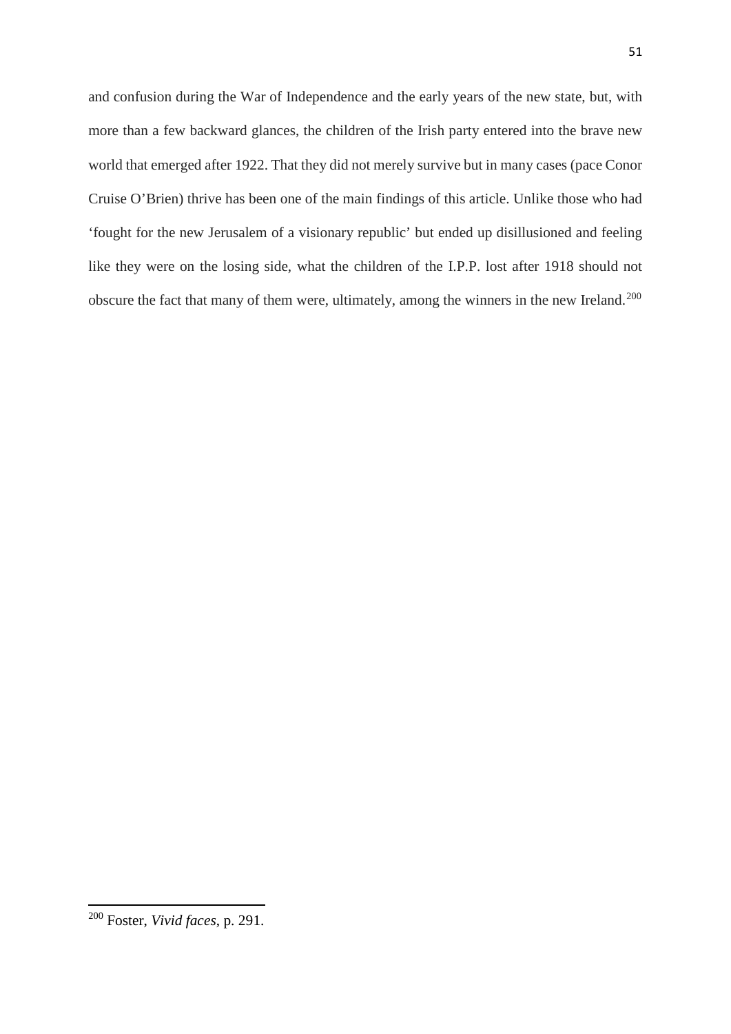and confusion during the War of Independence and the early years of the new state, but, with more than a few backward glances, the children of the Irish party entered into the brave new world that emerged after 1922. That they did not merely survive but in many cases (pace Conor Cruise O'Brien) thrive has been one of the main findings of this article. Unlike those who had 'fought for the new Jerusalem of a visionary republic' but ended up disillusioned and feeling like they were on the losing side, what the children of the I.P.P. lost after 1918 should not obscure the fact that many of them were, ultimately, among the winners in the new Ireland.[200]

[200] Foster, *Vivid faces*, p. 291.